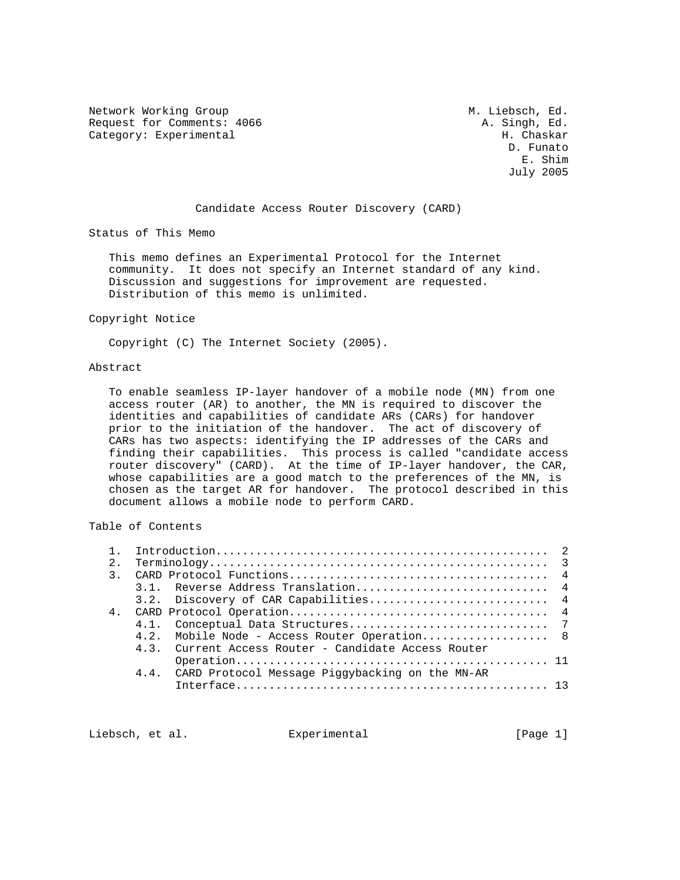Network Working Group M. Liebsch, Ed.
Request for Comments: 4066 A. Singh, Ed.
Category: Experimental H. Chaskar
D. Funato
E. Shim
July 2005

# Candidate Access Router Discovery (CARD)

## Status of This Memo

This memo defines an Experimental Protocol for the Internet community. It does not specify an Internet standard of any kind. Discussion and suggestions for improvement are requested. Distribution of this memo is unlimited.

## Copyright Notice

Copyright (C) The Internet Society (2005).

## Abstract

To enable seamless IP-layer handover of a mobile node (MN) from one access router (AR) to another, the MN is required to discover the identities and capabilities of candidate ARs (CARs) for handover prior to the initiation of the handover. The act of discovery of CARs has two aspects: identifying the IP addresses of the CARs and finding their capabilities. This process is called "candidate access router discovery" (CARD). At the time of IP-layer handover, the CAR, whose capabilities are a good match to the preferences of the MN, is chosen as the target AR for handover. The protocol described in this document allows a mobile node to perform CARD.

## Table of Contents

```
   1.  Introduction.................................................  2
   2.  Terminology..................................................  3
   3.  CARD Protocol Functions......................................  4
       3.1.  Reverse Address Translation............................  4
       3.2.  Discovery of CAR Capabilities..........................  4
   4.  CARD Protocol Operation......................................  4
       4.1.  Conceptual Data Structures.............................  7
       4.2.  Mobile Node - Access Router Operation..................  8
       4.3.  Current Access Router - Candidate Access Router
             Operation.............................................. 11
       4.4.  CARD Protocol Message Piggybacking on the MN-AR
             Interface.............................................. 13
```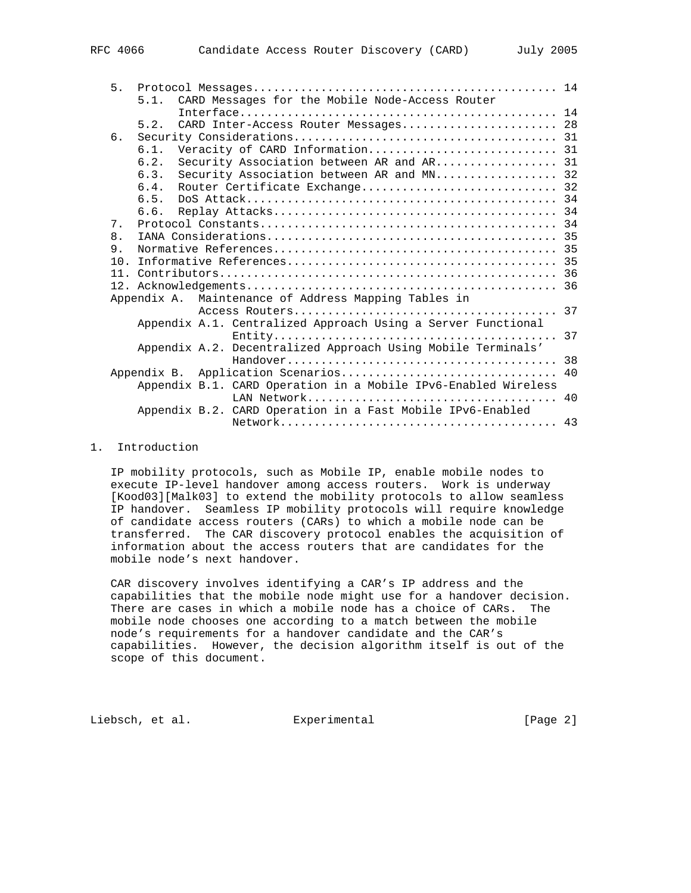```
   5.  Protocol Messages............................................ 14
      5.1.  CARD Messages for the Mobile Node-Access Router
            Interface.............................................. 14
      5.2.  CARD Inter-Access Router Messages...................... 28
   6.  Security Considerations...................................... 31
      6.1.  Veracity of CARD Information........................... 31
      6.2.  Security Association between AR and AR................. 31
      6.3.  Security Association between AR and MN................. 32
      6.4.  Router Certificate Exchange............................ 32
      6.5.  DoS Attack............................................. 34
      6.6.  Replay Attacks......................................... 34
   7.  Protocol Constants........................................... 34
   8.  IANA Considerations.......................................... 35
   9.  Normative References......................................... 35
   10. Informative References....................................... 35
   11. Contributors................................................. 36
   12. Acknowledgements............................................. 36
   Appendix A.  Maintenance of Address Mapping Tables in
                Access Routers...................................... 37
      Appendix A.1. Centralized Approach Using a Server Functional
                    Entity......................................... 37
      Appendix A.2. Decentralized Approach Using Mobile Terminals'
                    Handover....................................... 38
   Appendix B.  Application Scenarios............................... 40
      Appendix B.1. CARD Operation in a Mobile IPv6-Enabled Wireless
                    LAN Network.................................... 40
      Appendix B.2. CARD Operation in a Fast Mobile IPv6-Enabled
                    Network........................................ 43
```

# 1. Introduction

IP mobility protocols, such as Mobile IP, enable mobile nodes to execute IP-level handover among access routers. Work is underway [Kood03][Malk03] to extend the mobility protocols to allow seamless IP handover. Seamless IP mobility protocols will require knowledge of candidate access routers (CARs) to which a mobile node can be transferred. The CAR discovery protocol enables the acquisition of information about the access routers that are candidates for the mobile node's next handover.

CAR discovery involves identifying a CAR's IP address and the capabilities that the mobile node might use for a handover decision. There are cases in which a mobile node has a choice of CARs. The mobile node chooses one according to a match between the mobile node's requirements for a handover candidate and the CAR's capabilities. However, the decision algorithm itself is out of the scope of this document.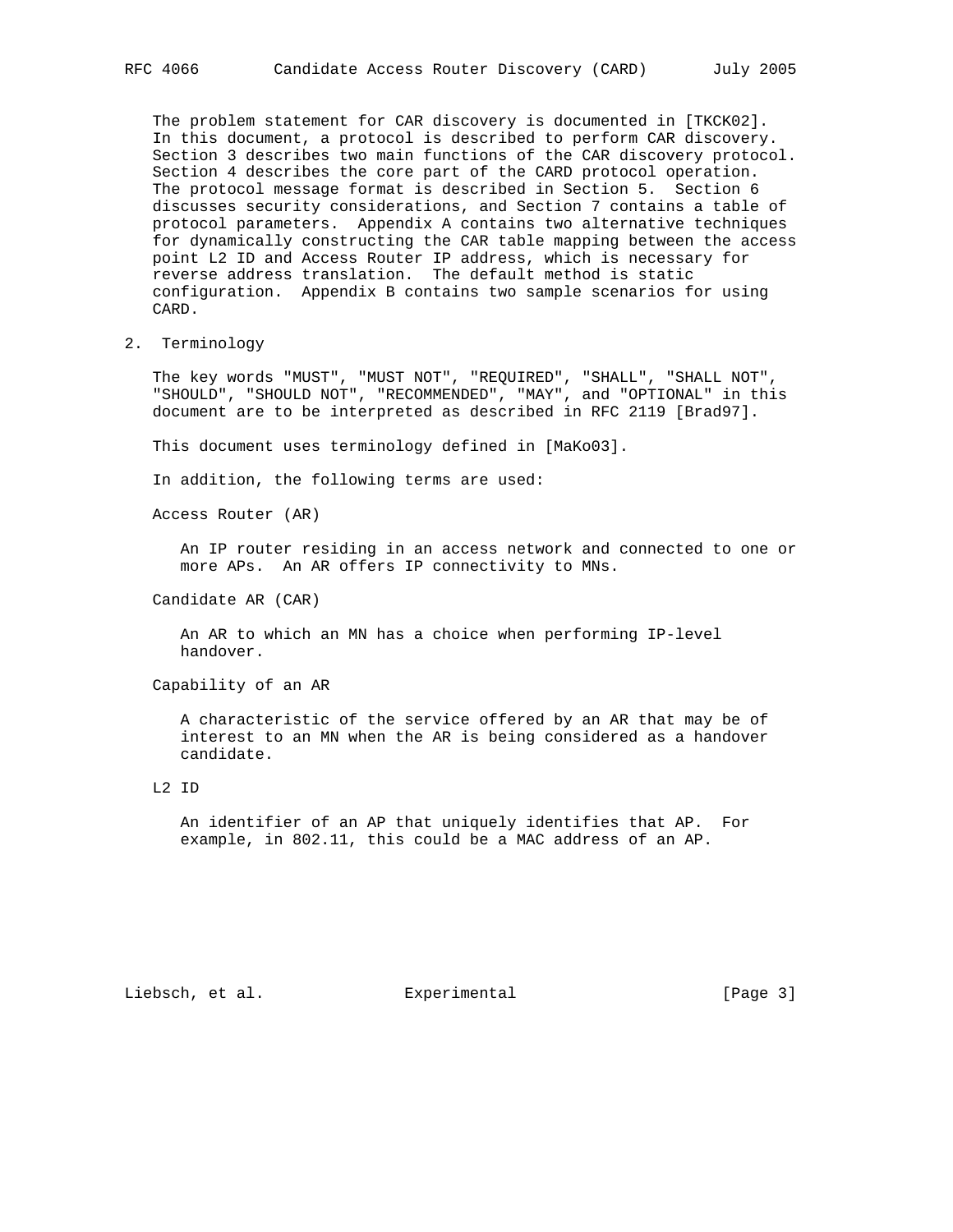The problem statement for CAR discovery is documented in [TKCK02]. In this document, a protocol is described to perform CAR discovery. Section 3 describes two main functions of the CAR discovery protocol. Section 4 describes the core part of the CARD protocol operation. The protocol message format is described in Section 5. Section 6 discusses security considerations, and Section 7 contains a table of protocol parameters. Appendix A contains two alternative techniques for dynamically constructing the CAR table mapping between the access point L2 ID and Access Router IP address, which is necessary for reverse address translation. The default method is static configuration. Appendix B contains two sample scenarios for using CARD.

## 2. Terminology

The key words "MUST", "MUST NOT", "REQUIRED", "SHALL", "SHALL NOT", "SHOULD", "SHOULD NOT", "RECOMMENDED", "MAY", and "OPTIONAL" in this document are to be interpreted as described in RFC 2119 [Brad97].

This document uses terminology defined in [MaKo03].

In addition, the following terms are used:

Access Router (AR)

An IP router residing in an access network and connected to one or more APs. An AR offers IP connectivity to MNs.

Candidate AR (CAR)

An AR to which an MN has a choice when performing IP-level handover.

Capability of an AR

A characteristic of the service offered by an AR that may be of interest to an MN when the AR is being considered as a handover candidate.

L2 ID

An identifier of an AP that uniquely identifies that AP. For example, in 802.11, this could be a MAC address of an AP.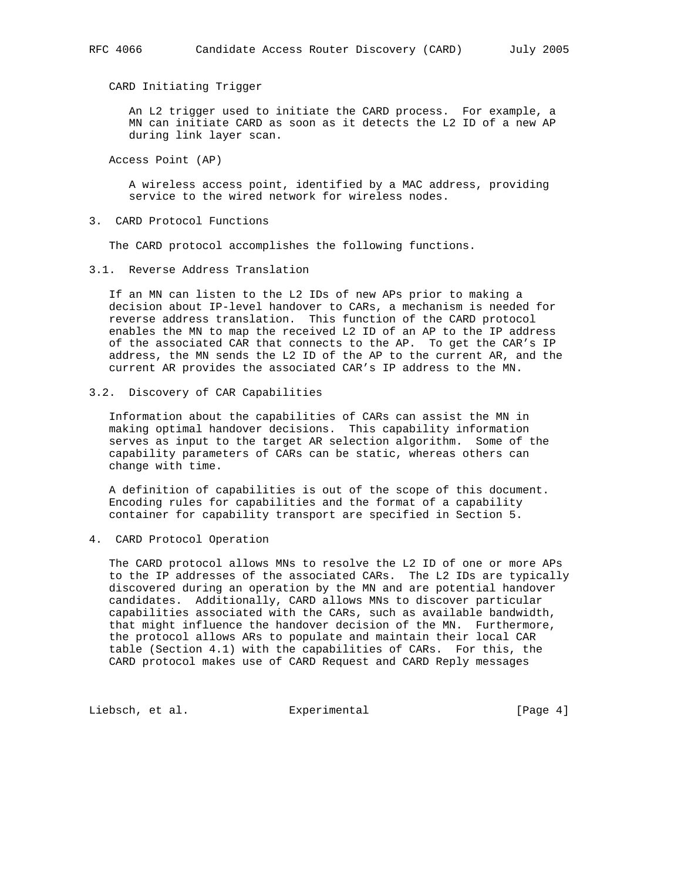CARD Initiating Trigger

An L2 trigger used to initiate the CARD process. For example, a MN can initiate CARD as soon as it detects the L2 ID of a new AP during link layer scan.

Access Point (AP)

A wireless access point, identified by a MAC address, providing service to the wired network for wireless nodes.

## 3. CARD Protocol Functions

The CARD protocol accomplishes the following functions.

### 3.1. Reverse Address Translation

If an MN can listen to the L2 IDs of new APs prior to making a decision about IP-level handover to CARs, a mechanism is needed for reverse address translation. This function of the CARD protocol enables the MN to map the received L2 ID of an AP to the IP address of the associated CAR that connects to the AP. To get the CAR's IP address, the MN sends the L2 ID of the AP to the current AR, and the current AR provides the associated CAR's IP address to the MN.

### 3.2. Discovery of CAR Capabilities

Information about the capabilities of CARs can assist the MN in making optimal handover decisions. This capability information serves as input to the target AR selection algorithm. Some of the capability parameters of CARs can be static, whereas others can change with time.

A definition of capabilities is out of the scope of this document. Encoding rules for capabilities and the format of a capability container for capability transport are specified in Section 5.

## 4. CARD Protocol Operation

The CARD protocol allows MNs to resolve the L2 ID of one or more APs to the IP addresses of the associated CARs. The L2 IDs are typically discovered during an operation by the MN and are potential handover candidates. Additionally, CARD allows MNs to discover particular capabilities associated with the CARs, such as available bandwidth, that might influence the handover decision of the MN. Furthermore, the protocol allows ARs to populate and maintain their local CAR table (Section 4.1) with the capabilities of CARs. For this, the CARD protocol makes use of CARD Request and CARD Reply messages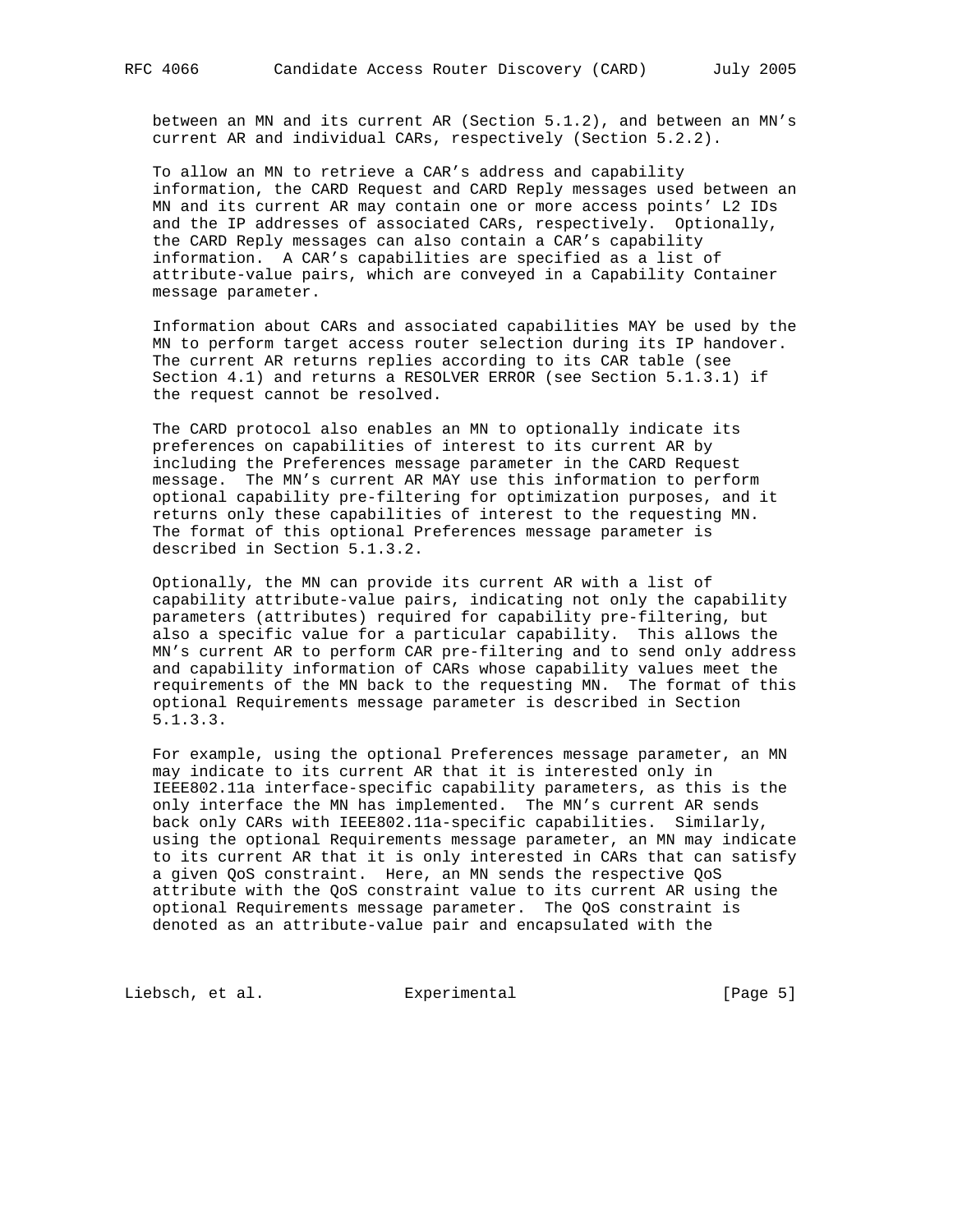between an MN and its current AR (Section 5.1.2), and between an MN's current AR and individual CARs, respectively (Section 5.2.2).

To allow an MN to retrieve a CAR's address and capability information, the CARD Request and CARD Reply messages used between an MN and its current AR may contain one or more access points' L2 IDs and the IP addresses of associated CARs, respectively. Optionally, the CARD Reply messages can also contain a CAR's capability information. A CAR's capabilities are specified as a list of attribute-value pairs, which are conveyed in a Capability Container message parameter.

Information about CARs and associated capabilities MAY be used by the MN to perform target access router selection during its IP handover. The current AR returns replies according to its CAR table (see Section 4.1) and returns a RESOLVER ERROR (see Section 5.1.3.1) if the request cannot be resolved.

The CARD protocol also enables an MN to optionally indicate its preferences on capabilities of interest to its current AR by including the Preferences message parameter in the CARD Request message. The MN's current AR MAY use this information to perform optional capability pre-filtering for optimization purposes, and it returns only these capabilities of interest to the requesting MN. The format of this optional Preferences message parameter is described in Section 5.1.3.2.

Optionally, the MN can provide its current AR with a list of capability attribute-value pairs, indicating not only the capability parameters (attributes) required for capability pre-filtering, but also a specific value for a particular capability. This allows the MN's current AR to perform CAR pre-filtering and to send only address and capability information of CARs whose capability values meet the requirements of the MN back to the requesting MN. The format of this optional Requirements message parameter is described in Section 5.1.3.3.

For example, using the optional Preferences message parameter, an MN may indicate to its current AR that it is interested only in IEEE802.11a interface-specific capability parameters, as this is the only interface the MN has implemented. The MN's current AR sends back only CARs with IEEE802.11a-specific capabilities. Similarly, using the optional Requirements message parameter, an MN may indicate to its current AR that it is only interested in CARs that can satisfy a given QoS constraint. Here, an MN sends the respective QoS attribute with the QoS constraint value to its current AR using the optional Requirements message parameter. The QoS constraint is denoted as an attribute-value pair and encapsulated with the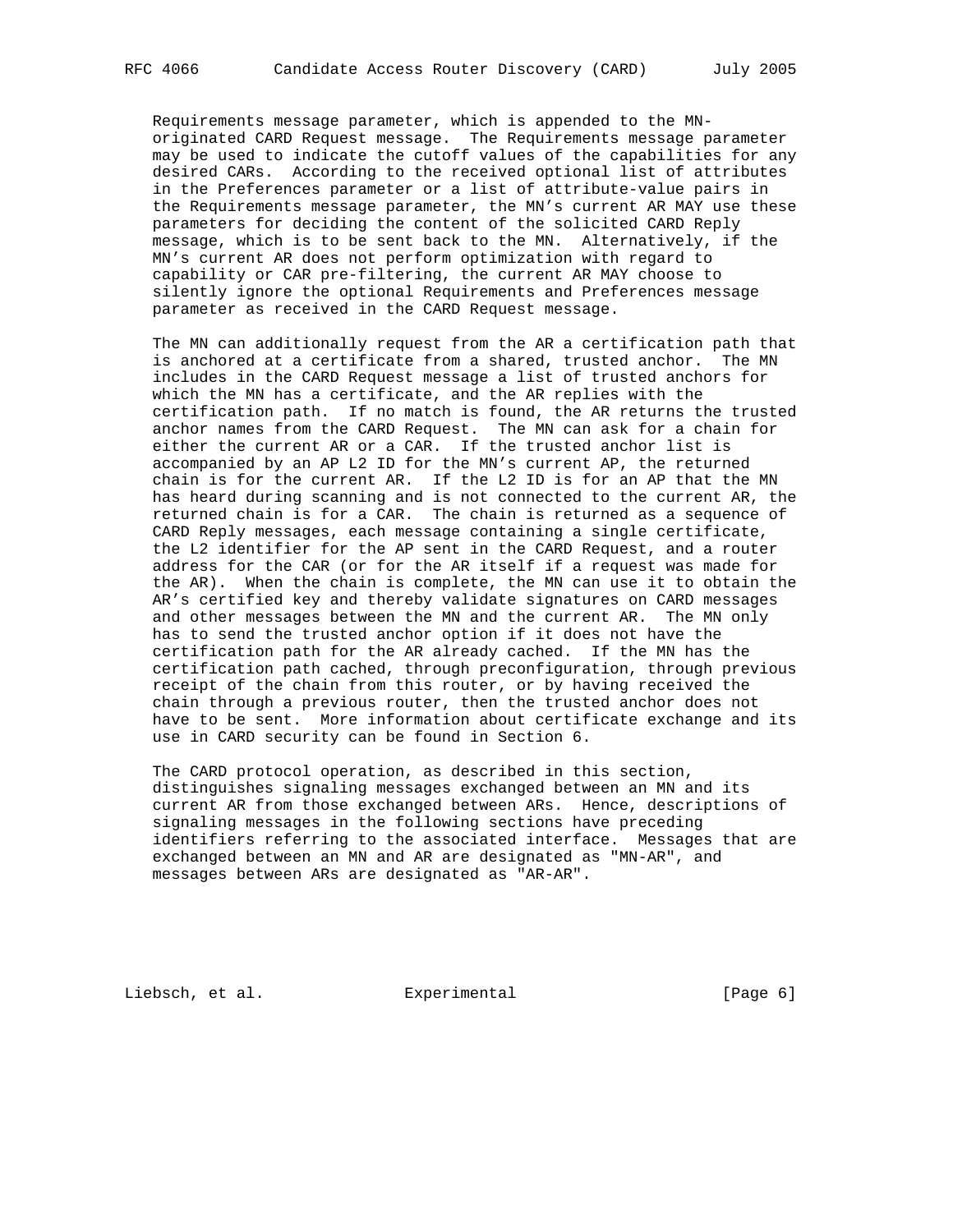Requirements message parameter, which is appended to the MN-originated CARD Request message. The Requirements message parameter may be used to indicate the cutoff values of the capabilities for any desired CARs. According to the received optional list of attributes in the Preferences parameter or a list of attribute-value pairs in the Requirements message parameter, the MN's current AR MAY use these parameters for deciding the content of the solicited CARD Reply message, which is to be sent back to the MN. Alternatively, if the MN's current AR does not perform optimization with regard to capability or CAR pre-filtering, the current AR MAY choose to silently ignore the optional Requirements and Preferences message parameter as received in the CARD Request message.

The MN can additionally request from the AR a certification path that is anchored at a certificate from a shared, trusted anchor. The MN includes in the CARD Request message a list of trusted anchors for which the MN has a certificate, and the AR replies with the certification path. If no match is found, the AR returns the trusted anchor names from the CARD Request. The MN can ask for a chain for either the current AR or a CAR. If the trusted anchor list is accompanied by an AP L2 ID for the MN's current AP, the returned chain is for the current AR. If the L2 ID is for an AP that the MN has heard during scanning and is not connected to the current AR, the returned chain is for a CAR. The chain is returned as a sequence of CARD Reply messages, each message containing a single certificate, the L2 identifier for the AP sent in the CARD Request, and a router address for the CAR (or for the AR itself if a request was made for the AR). When the chain is complete, the MN can use it to obtain the AR's certified key and thereby validate signatures on CARD messages and other messages between the MN and the current AR. The MN only has to send the trusted anchor option if it does not have the certification path for the AR already cached. If the MN has the certification path cached, through preconfiguration, through previous receipt of the chain from this router, or by having received the chain through a previous router, then the trusted anchor does not have to be sent. More information about certificate exchange and its use in CARD security can be found in Section 6.

The CARD protocol operation, as described in this section, distinguishes signaling messages exchanged between an MN and its current AR from those exchanged between ARs. Hence, descriptions of signaling messages in the following sections have preceding identifiers referring to the associated interface. Messages that are exchanged between an MN and AR are designated as "MN-AR", and messages between ARs are designated as "AR-AR".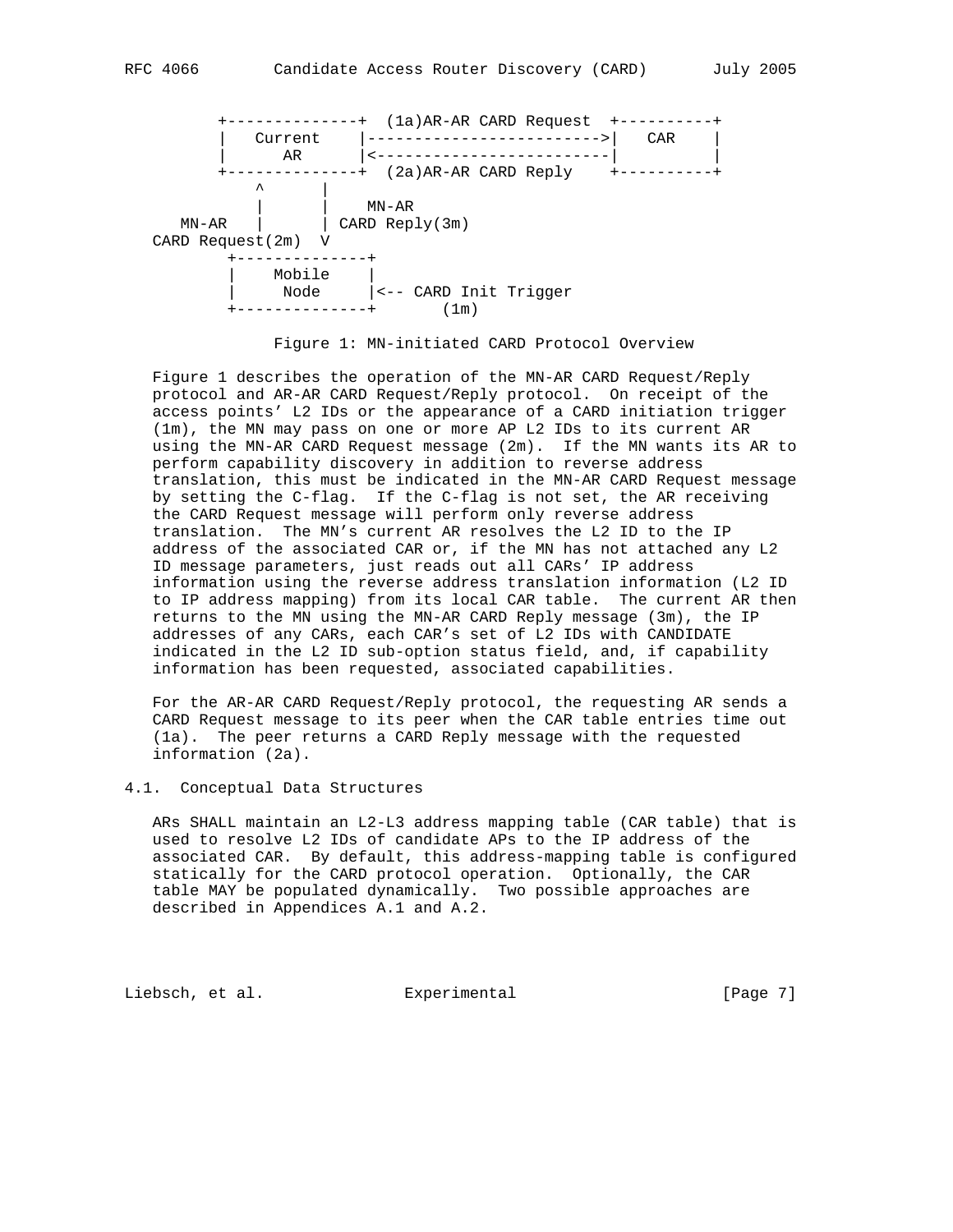```
        +--------------+  (1a)AR-AR CARD Request  +----------+
        |   Current    |------------------------->|   CAR    |
        |      AR      |<-------------------------|          |
        +--------------+  (2a)AR-AR CARD Reply    +----------+
             ^      |
             |      |    MN-AR
    MN-AR    |      | CARD Reply(3m)
 CARD Request(2m)  V
         +--------------+
         |    Mobile    |
         |     Node     |<-- CARD Init Trigger
         +--------------+       (1m)
```

Figure 1: MN-initiated CARD Protocol Overview

Figure 1 describes the operation of the MN-AR CARD Request/Reply protocol and AR-AR CARD Request/Reply protocol. On receipt of the access points' L2 IDs or the appearance of a CARD initiation trigger (1m), the MN may pass on one or more AP L2 IDs to its current AR using the MN-AR CARD Request message (2m). If the MN wants its AR to perform capability discovery in addition to reverse address translation, this must be indicated in the MN-AR CARD Request message by setting the C-flag. If the C-flag is not set, the AR receiving the CARD Request message will perform only reverse address translation. The MN's current AR resolves the L2 ID to the IP address of the associated CAR or, if the MN has not attached any L2 ID message parameters, just reads out all CARs' IP address information using the reverse address translation information (L2 ID to IP address mapping) from its local CAR table. The current AR then returns to the MN using the MN-AR CARD Reply message (3m), the IP addresses of any CARs, each CAR's set of L2 IDs with CANDIDATE indicated in the L2 ID sub-option status field, and, if capability information has been requested, associated capabilities.

For the AR-AR CARD Request/Reply protocol, the requesting AR sends a CARD Request message to its peer when the CAR table entries time out (1a). The peer returns a CARD Reply message with the requested information (2a).

## 4.1. Conceptual Data Structures

ARs SHALL maintain an L2-L3 address mapping table (CAR table) that is used to resolve L2 IDs of candidate APs to the IP address of the associated CAR. By default, this address-mapping table is configured statically for the CARD protocol operation. Optionally, the CAR table MAY be populated dynamically. Two possible approaches are described in Appendices A.1 and A.2.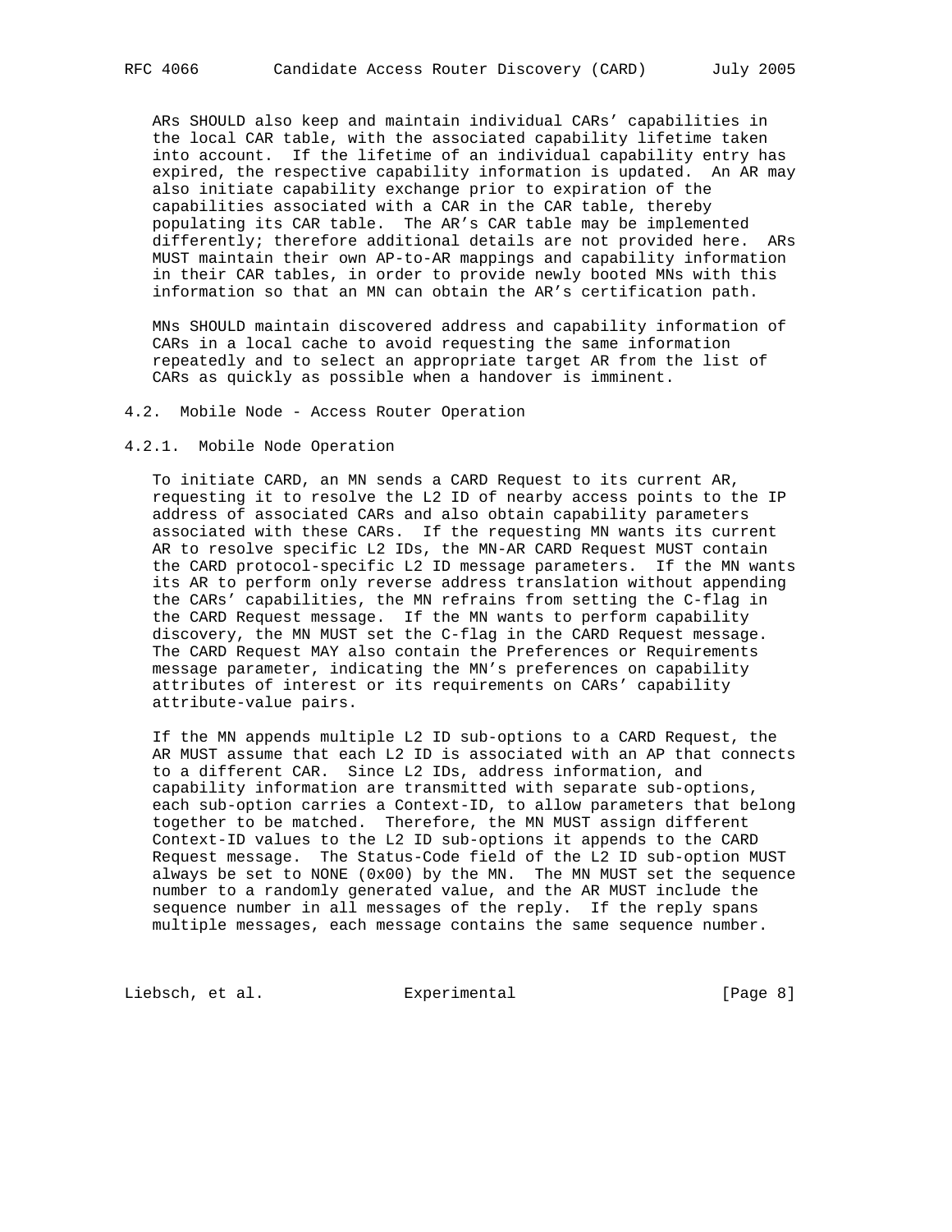ARs SHOULD also keep and maintain individual CARs' capabilities in the local CAR table, with the associated capability lifetime taken into account. If the lifetime of an individual capability entry has expired, the respective capability information is updated. An AR may also initiate capability exchange prior to expiration of the capabilities associated with a CAR in the CAR table, thereby populating its CAR table. The AR's CAR table may be implemented differently; therefore additional details are not provided here. ARs MUST maintain their own AP-to-AR mappings and capability information in their CAR tables, in order to provide newly booted MNs with this information so that an MN can obtain the AR's certification path.

MNs SHOULD maintain discovered address and capability information of CARs in a local cache to avoid requesting the same information repeatedly and to select an appropriate target AR from the list of CARs as quickly as possible when a handover is imminent.

## 4.2. Mobile Node - Access Router Operation

### 4.2.1. Mobile Node Operation

To initiate CARD, an MN sends a CARD Request to its current AR, requesting it to resolve the L2 ID of nearby access points to the IP address of associated CARs and also obtain capability parameters associated with these CARs. If the requesting MN wants its current AR to resolve specific L2 IDs, the MN-AR CARD Request MUST contain the CARD protocol-specific L2 ID message parameters. If the MN wants its AR to perform only reverse address translation without appending the CARs' capabilities, the MN refrains from setting the C-flag in the CARD Request message. If the MN wants to perform capability discovery, the MN MUST set the C-flag in the CARD Request message. The CARD Request MAY also contain the Preferences or Requirements message parameter, indicating the MN's preferences on capability attributes of interest or its requirements on CARs' capability attribute-value pairs.

If the MN appends multiple L2 ID sub-options to a CARD Request, the AR MUST assume that each L2 ID is associated with an AP that connects to a different CAR. Since L2 IDs, address information, and capability information are transmitted with separate sub-options, each sub-option carries a Context-ID, to allow parameters that belong together to be matched. Therefore, the MN MUST assign different Context-ID values to the L2 ID sub-options it appends to the CARD Request message. The Status-Code field of the L2 ID sub-option MUST always be set to NONE (0x00) by the MN. The MN MUST set the sequence number to a randomly generated value, and the AR MUST include the sequence number in all messages of the reply. If the reply spans multiple messages, each message contains the same sequence number.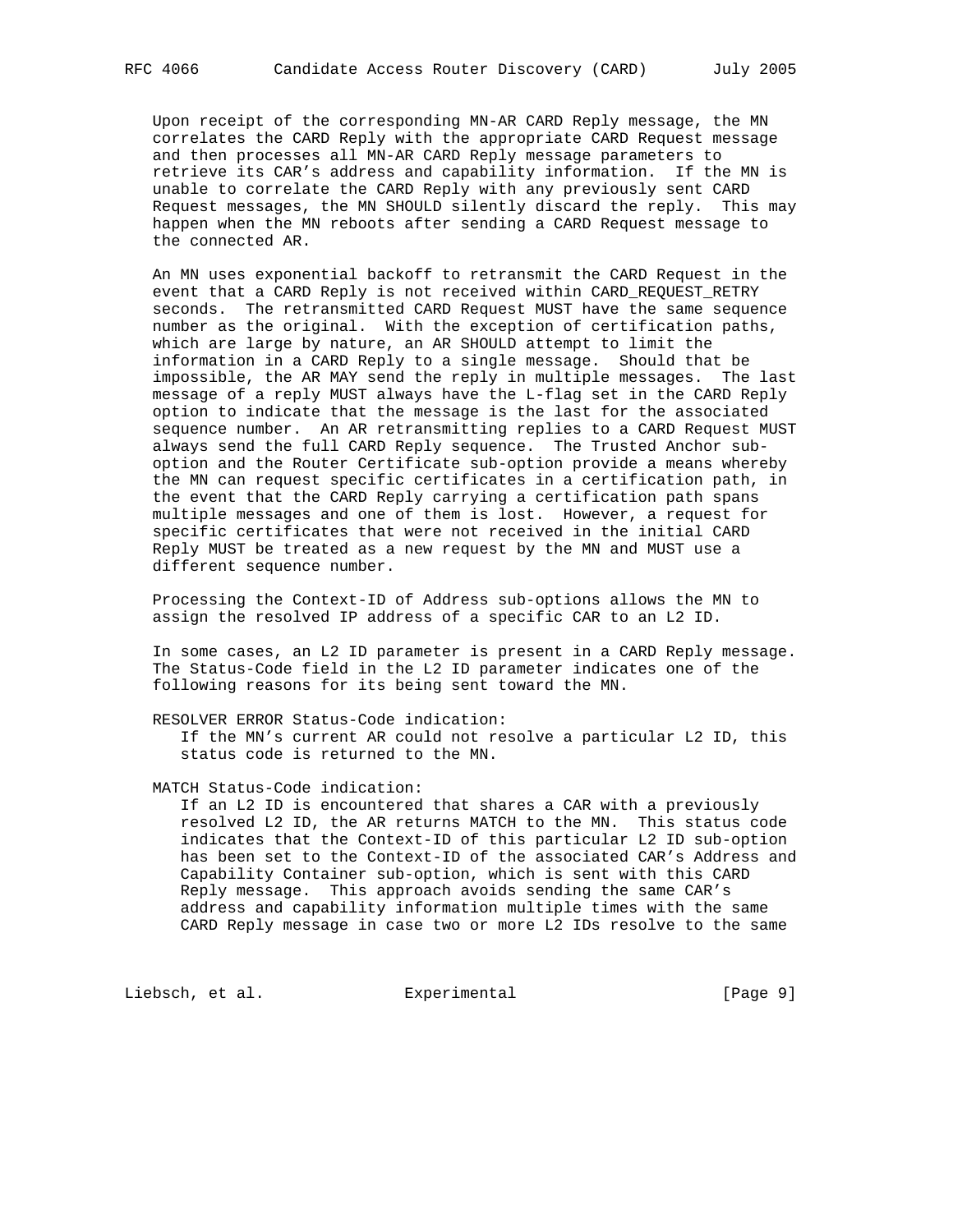Upon receipt of the corresponding MN-AR CARD Reply message, the MN correlates the CARD Reply with the appropriate CARD Request message and then processes all MN-AR CARD Reply message parameters to retrieve its CAR's address and capability information. If the MN is unable to correlate the CARD Reply with any previously sent CARD Request messages, the MN SHOULD silently discard the reply. This may happen when the MN reboots after sending a CARD Request message to the connected AR.

An MN uses exponential backoff to retransmit the CARD Request in the event that a CARD Reply is not received within CARD_REQUEST_RETRY seconds. The retransmitted CARD Request MUST have the same sequence number as the original. With the exception of certification paths, which are large by nature, an AR SHOULD attempt to limit the information in a CARD Reply to a single message. Should that be impossible, the AR MAY send the reply in multiple messages. The last message of a reply MUST always have the L-flag set in the CARD Reply option to indicate that the message is the last for the associated sequence number. An AR retransmitting replies to a CARD Request MUST always send the full CARD Reply sequence. The Trusted Anchor sub-option and the Router Certificate sub-option provide a means whereby the MN can request specific certificates in a certification path, in the event that the CARD Reply carrying a certification path spans multiple messages and one of them is lost. However, a request for specific certificates that were not received in the initial CARD Reply MUST be treated as a new request by the MN and MUST use a different sequence number.

Processing the Context-ID of Address sub-options allows the MN to assign the resolved IP address of a specific CAR to an L2 ID.

In some cases, an L2 ID parameter is present in a CARD Reply message. The Status-Code field in the L2 ID parameter indicates one of the following reasons for its being sent toward the MN.

RESOLVER ERROR Status-Code indication:
  If the MN's current AR could not resolve a particular L2 ID, this status code is returned to the MN.

MATCH Status-Code indication:
  If an L2 ID is encountered that shares a CAR with a previously resolved L2 ID, the AR returns MATCH to the MN. This status code indicates that the Context-ID of this particular L2 ID sub-option has been set to the Context-ID of the associated CAR's Address and Capability Container sub-option, which is sent with this CARD Reply message. This approach avoids sending the same CAR's address and capability information multiple times with the same CARD Reply message in case two or more L2 IDs resolve to the same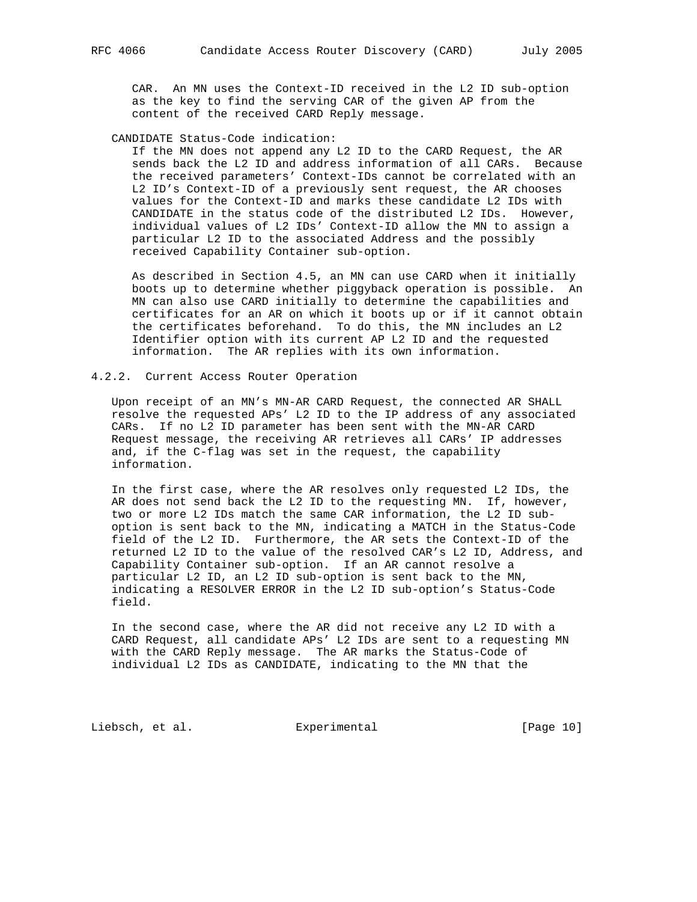CAR. An MN uses the Context-ID received in the L2 ID sub-option as the key to find the serving CAR of the given AP from the content of the received CARD Reply message.

CANDIDATE Status-Code indication:
If the MN does not append any L2 ID to the CARD Request, the AR sends back the L2 ID and address information of all CARs. Because the received parameters' Context-IDs cannot be correlated with an L2 ID's Context-ID of a previously sent request, the AR chooses values for the Context-ID and marks these candidate L2 IDs with CANDIDATE in the status code of the distributed L2 IDs. However, individual values of L2 IDs' Context-ID allow the MN to assign a particular L2 ID to the associated Address and the possibly received Capability Container sub-option.

As described in Section 4.5, an MN can use CARD when it initially boots up to determine whether piggyback operation is possible. An MN can also use CARD initially to determine the capabilities and certificates for an AR on which it boots up or if it cannot obtain the certificates beforehand. To do this, the MN includes an L2 Identifier option with its current AP L2 ID and the requested information. The AR replies with its own information.

### 4.2.2. Current Access Router Operation

Upon receipt of an MN's MN-AR CARD Request, the connected AR SHALL resolve the requested APs' L2 ID to the IP address of any associated CARs. If no L2 ID parameter has been sent with the MN-AR CARD Request message, the receiving AR retrieves all CARs' IP addresses and, if the C-flag was set in the request, the capability information.

In the first case, where the AR resolves only requested L2 IDs, the AR does not send back the L2 ID to the requesting MN. If, however, two or more L2 IDs match the same CAR information, the L2 ID sub-option is sent back to the MN, indicating a MATCH in the Status-Code field of the L2 ID. Furthermore, the AR sets the Context-ID of the returned L2 ID to the value of the resolved CAR's L2 ID, Address, and Capability Container sub-option. If an AR cannot resolve a particular L2 ID, an L2 ID sub-option is sent back to the MN, indicating a RESOLVER ERROR in the L2 ID sub-option's Status-Code field.

In the second case, where the AR did not receive any L2 ID with a CARD Request, all candidate APs' L2 IDs are sent to a requesting MN with the CARD Reply message. The AR marks the Status-Code of individual L2 IDs as CANDIDATE, indicating to the MN that the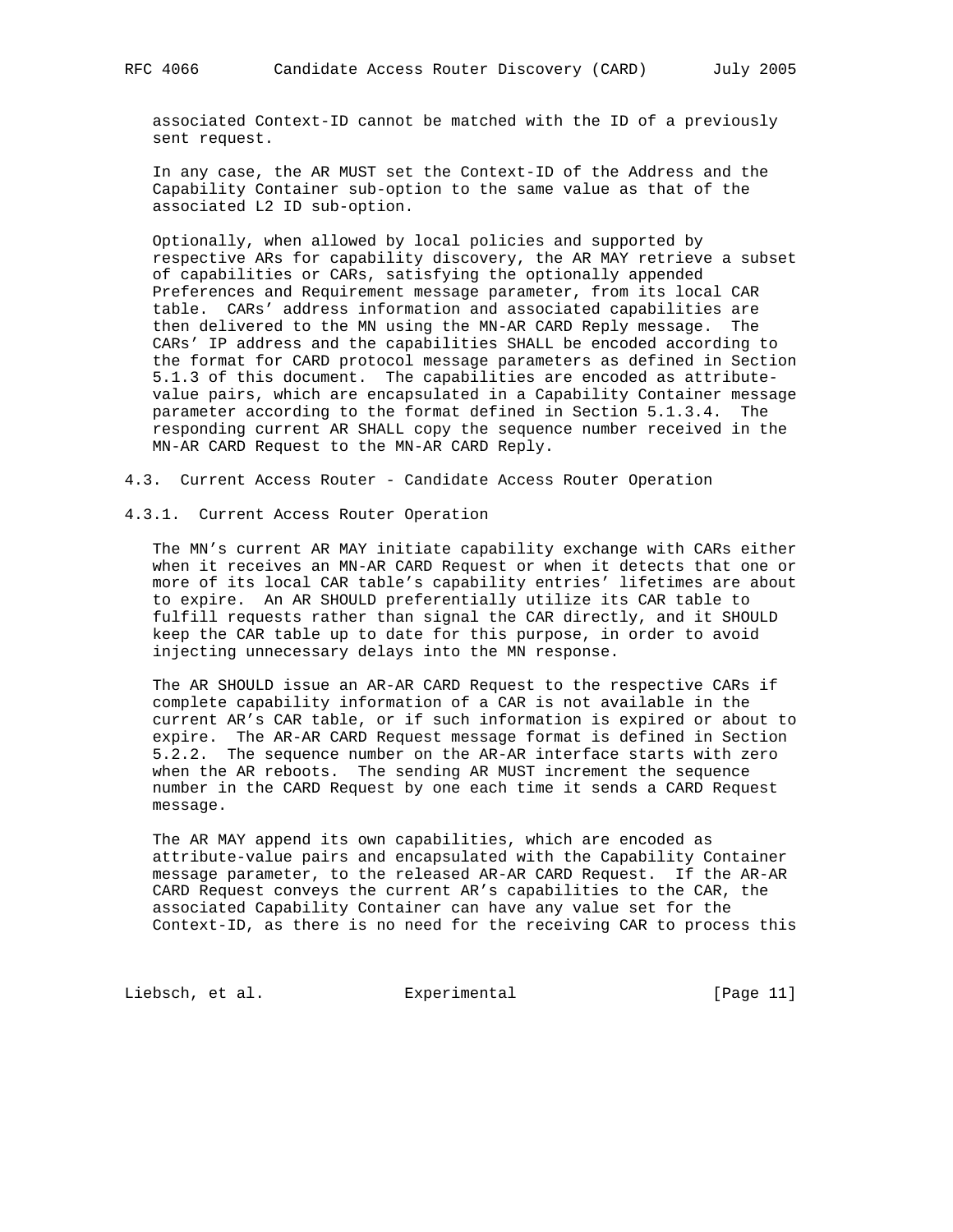associated Context-ID cannot be matched with the ID of a previously sent request.

In any case, the AR MUST set the Context-ID of the Address and the Capability Container sub-option to the same value as that of the associated L2 ID sub-option.

Optionally, when allowed by local policies and supported by respective ARs for capability discovery, the AR MAY retrieve a subset of capabilities or CARs, satisfying the optionally appended Preferences and Requirement message parameter, from its local CAR table. CARs' address information and associated capabilities are then delivered to the MN using the MN-AR CARD Reply message. The CARs' IP address and the capabilities SHALL be encoded according to the format for CARD protocol message parameters as defined in Section 5.1.3 of this document. The capabilities are encoded as attribute-value pairs, which are encapsulated in a Capability Container message parameter according to the format defined in Section 5.1.3.4. The responding current AR SHALL copy the sequence number received in the MN-AR CARD Request to the MN-AR CARD Reply.

### 4.3. Current Access Router - Candidate Access Router Operation

#### 4.3.1. Current Access Router Operation

The MN's current AR MAY initiate capability exchange with CARs either when it receives an MN-AR CARD Request or when it detects that one or more of its local CAR table's capability entries' lifetimes are about to expire. An AR SHOULD preferentially utilize its CAR table to fulfill requests rather than signal the CAR directly, and it SHOULD keep the CAR table up to date for this purpose, in order to avoid injecting unnecessary delays into the MN response.

The AR SHOULD issue an AR-AR CARD Request to the respective CARs if complete capability information of a CAR is not available in the current AR's CAR table, or if such information is expired or about to expire. The AR-AR CARD Request message format is defined in Section 5.2.2. The sequence number on the AR-AR interface starts with zero when the AR reboots. The sending AR MUST increment the sequence number in the CARD Request by one each time it sends a CARD Request message.

The AR MAY append its own capabilities, which are encoded as attribute-value pairs and encapsulated with the Capability Container message parameter, to the released AR-AR CARD Request. If the AR-AR CARD Request conveys the current AR's capabilities to the CAR, the associated Capability Container can have any value set for the Context-ID, as there is no need for the receiving CAR to process this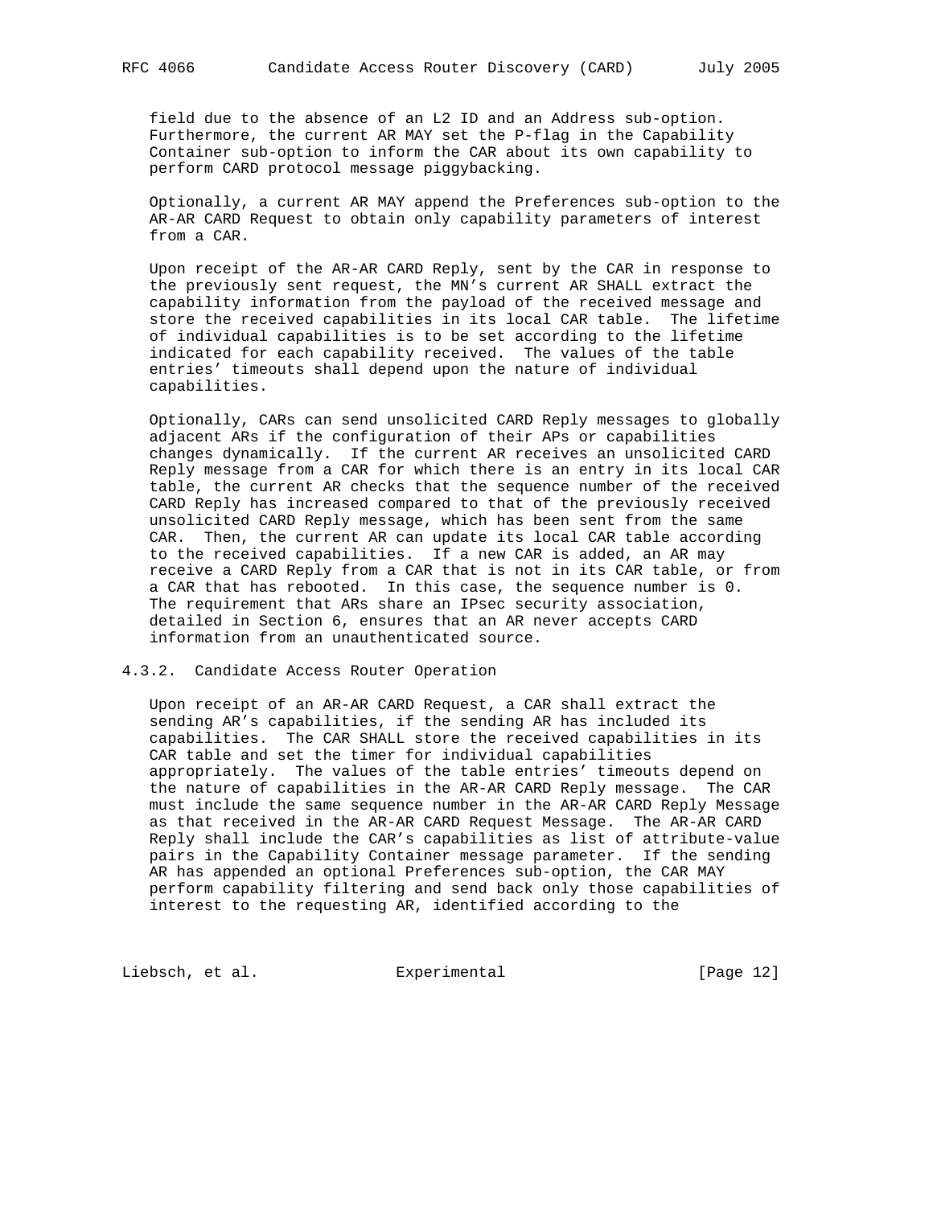field due to the absence of an L2 ID and an Address sub-option. Furthermore, the current AR MAY set the P-flag in the Capability Container sub-option to inform the CAR about its own capability to perform CARD protocol message piggybacking.

Optionally, a current AR MAY append the Preferences sub-option to the AR-AR CARD Request to obtain only capability parameters of interest from a CAR.

Upon receipt of the AR-AR CARD Reply, sent by the CAR in response to the previously sent request, the MN's current AR SHALL extract the capability information from the payload of the received message and store the received capabilities in its local CAR table. The lifetime of individual capabilities is to be set according to the lifetime indicated for each capability received. The values of the table entries' timeouts shall depend upon the nature of individual capabilities.

Optionally, CARs can send unsolicited CARD Reply messages to globally adjacent ARs if the configuration of their APs or capabilities changes dynamically. If the current AR receives an unsolicited CARD Reply message from a CAR for which there is an entry in its local CAR table, the current AR checks that the sequence number of the received CARD Reply has increased compared to that of the previously received unsolicited CARD Reply message, which has been sent from the same CAR. Then, the current AR can update its local CAR table according to the received capabilities. If a new CAR is added, an AR may receive a CARD Reply from a CAR that is not in its CAR table, or from a CAR that has rebooted. In this case, the sequence number is 0. The requirement that ARs share an IPsec security association, detailed in Section 6, ensures that an AR never accepts CARD information from an unauthenticated source.

### 4.3.2. Candidate Access Router Operation

Upon receipt of an AR-AR CARD Request, a CAR shall extract the sending AR's capabilities, if the sending AR has included its capabilities. The CAR SHALL store the received capabilities in its CAR table and set the timer for individual capabilities appropriately. The values of the table entries' timeouts depend on the nature of capabilities in the AR-AR CARD Reply message. The CAR must include the same sequence number in the AR-AR CARD Reply Message as that received in the AR-AR CARD Request Message. The AR-AR CARD Reply shall include the CAR's capabilities as list of attribute-value pairs in the Capability Container message parameter. If the sending AR has appended an optional Preferences sub-option, the CAR MAY perform capability filtering and send back only those capabilities of interest to the requesting AR, identified according to the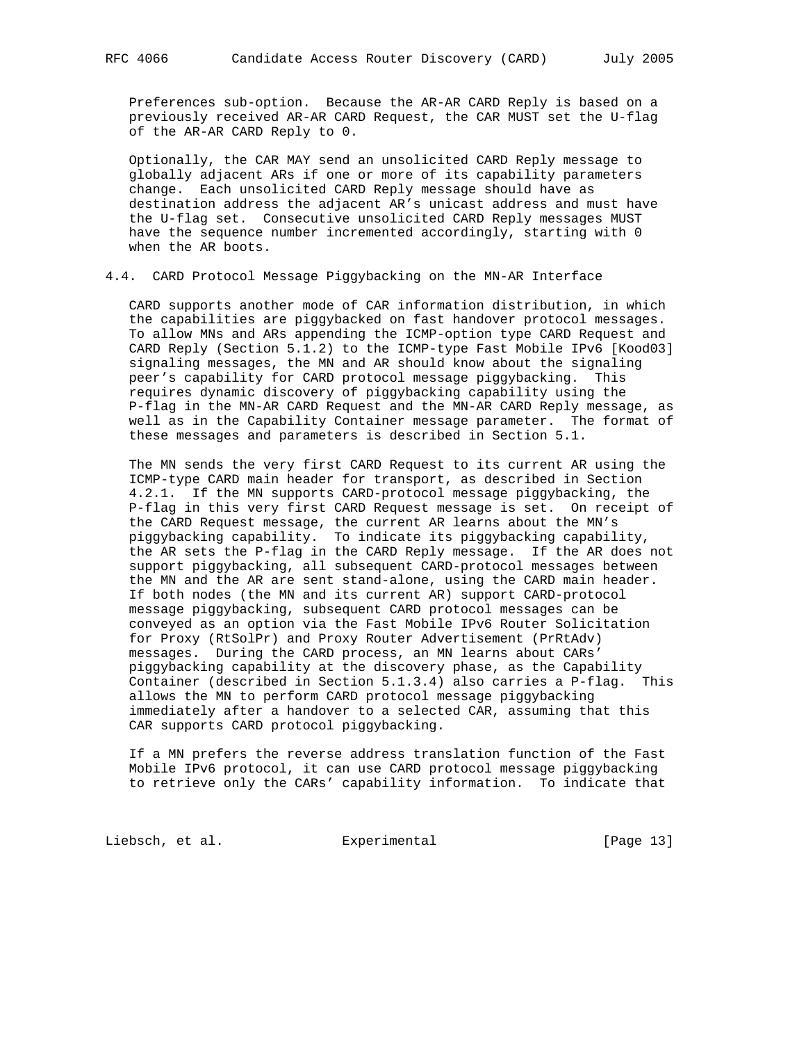Preferences sub-option. Because the AR-AR CARD Reply is based on a previously received AR-AR CARD Request, the CAR MUST set the U-flag of the AR-AR CARD Reply to 0.

Optionally, the CAR MAY send an unsolicited CARD Reply message to globally adjacent ARs if one or more of its capability parameters change. Each unsolicited CARD Reply message should have as destination address the adjacent AR's unicast address and must have the U-flag set. Consecutive unsolicited CARD Reply messages MUST have the sequence number incremented accordingly, starting with 0 when the AR boots.

## 4.4. CARD Protocol Message Piggybacking on the MN-AR Interface

CARD supports another mode of CAR information distribution, in which the capabilities are piggybacked on fast handover protocol messages. To allow MNs and ARs appending the ICMP-option type CARD Request and CARD Reply (Section 5.1.2) to the ICMP-type Fast Mobile IPv6 [Kood03] signaling messages, the MN and AR should know about the signaling peer's capability for CARD protocol message piggybacking. This requires dynamic discovery of piggybacking capability using the P-flag in the MN-AR CARD Request and the MN-AR CARD Reply message, as well as in the Capability Container message parameter. The format of these messages and parameters is described in Section 5.1.

The MN sends the very first CARD Request to its current AR using the ICMP-type CARD main header for transport, as described in Section 4.2.1. If the MN supports CARD-protocol message piggybacking, the P-flag in this very first CARD Request message is set. On receipt of the CARD Request message, the current AR learns about the MN's piggybacking capability. To indicate its piggybacking capability, the AR sets the P-flag in the CARD Reply message. If the AR does not support piggybacking, all subsequent CARD-protocol messages between the MN and the AR are sent stand-alone, using the CARD main header. If both nodes (the MN and its current AR) support CARD-protocol message piggybacking, subsequent CARD protocol messages can be conveyed as an option via the Fast Mobile IPv6 Router Solicitation for Proxy (RtSolPr) and Proxy Router Advertisement (PrRtAdv) messages. During the CARD process, an MN learns about CARs' piggybacking capability at the discovery phase, as the Capability Container (described in Section 5.1.3.4) also carries a P-flag. This allows the MN to perform CARD protocol message piggybacking immediately after a handover to a selected CAR, assuming that this CAR supports CARD protocol piggybacking.

If a MN prefers the reverse address translation function of the Fast Mobile IPv6 protocol, it can use CARD protocol message piggybacking to retrieve only the CARs' capability information. To indicate that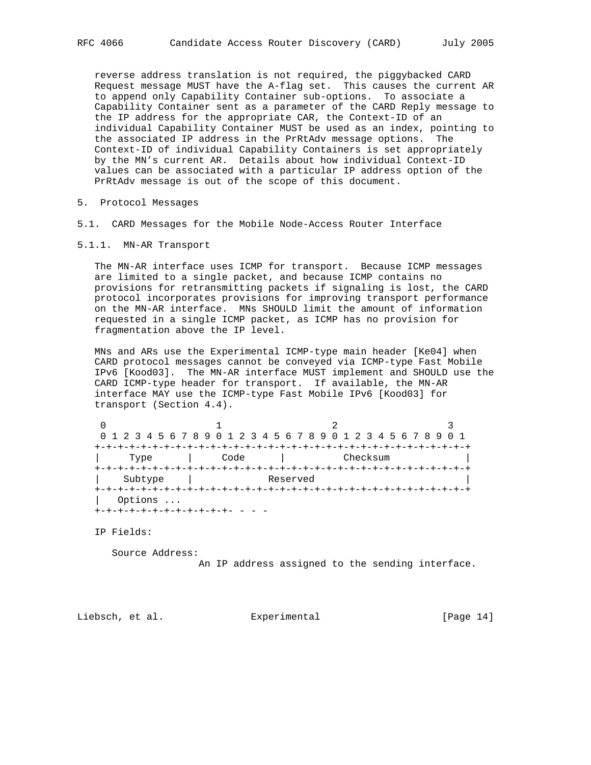reverse address translation is not required, the piggybacked CARD Request message MUST have the A-flag set. This causes the current AR to append only Capability Container sub-options. To associate a Capability Container sent as a parameter of the CARD Reply message to the IP address for the appropriate CAR, the Context-ID of an individual Capability Container MUST be used as an index, pointing to the associated IP address in the PrRtAdv message options. The Context-ID of individual Capability Containers is set appropriately by the MN's current AR. Details about how individual Context-ID values can be associated with a particular IP address option of the PrRtAdv message is out of the scope of this document.

# 5. Protocol Messages

## 5.1. CARD Messages for the Mobile Node-Access Router Interface

### 5.1.1. MN-AR Transport

The MN-AR interface uses ICMP for transport. Because ICMP messages are limited to a single packet, and because ICMP contains no provisions for retransmitting packets if signaling is lost, the CARD protocol incorporates provisions for improving transport performance on the MN-AR interface. MNs SHOULD limit the amount of information requested in a single ICMP packet, as ICMP has no provision for fragmentation above the IP level.

MNs and ARs use the Experimental ICMP-type main header [Ke04] when CARD protocol messages cannot be conveyed via ICMP-type Fast Mobile IPv6 [Kood03]. The MN-AR interface MUST implement and SHOULD use the CARD ICMP-type header for transport. If available, the MN-AR interface MAY use the ICMP-type Fast Mobile IPv6 [Kood03] for transport (Section 4.4).

```
 0                   1                   2                   3
 0 1 2 3 4 5 6 7 8 9 0 1 2 3 4 5 6 7 8 9 0 1 2 3 4 5 6 7 8 9 0 1
+-+-+-+-+-+-+-+-+-+-+-+-+-+-+-+-+-+-+-+-+-+-+-+-+-+-+-+-+-+-+-+-+
|     Type      |     Code      |          Checksum             |
+-+-+-+-+-+-+-+-+-+-+-+-+-+-+-+-+-+-+-+-+-+-+-+-+-+-+-+-+-+-+-+-+
|    Subtype    |              Reserved                         |
+-+-+-+-+-+-+-+-+-+-+-+-+-+-+-+-+-+-+-+-+-+-+-+-+-+-+-+-+-+-+-+-+
|   Options ...
+-+-+-+-+-+-+-+-+-+-+-+-+- - - -
```

IP Fields:

Source Address:
An IP address assigned to the sending interface.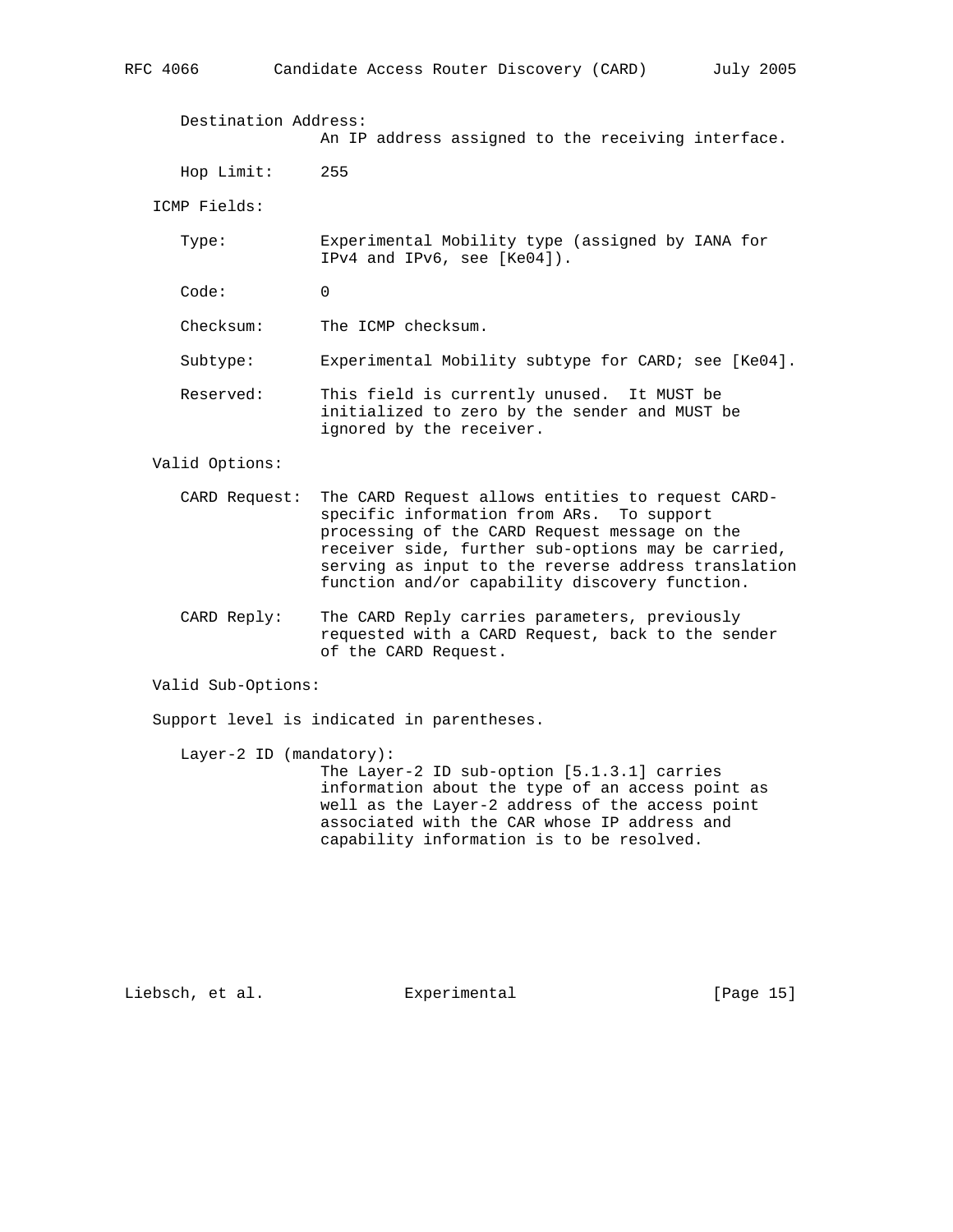Destination Address:
An IP address assigned to the receiving interface.

Hop Limit: 255

ICMP Fields:

Type: Experimental Mobility type (assigned by IANA for IPv4 and IPv6, see [Ke04]).

Code: 0

Checksum: The ICMP checksum.

Subtype: Experimental Mobility subtype for CARD; see [Ke04].

Reserved: This field is currently unused. It MUST be initialized to zero by the sender and MUST be ignored by the receiver.

Valid Options:

CARD Request: The CARD Request allows entities to request CARD-specific information from ARs. To support processing of the CARD Request message on the receiver side, further sub-options may be carried, serving as input to the reverse address translation function and/or capability discovery function.

CARD Reply: The CARD Reply carries parameters, previously requested with a CARD Request, back to the sender of the CARD Request.

Valid Sub-Options:

Support level is indicated in parentheses.

Layer-2 ID (mandatory):
The Layer-2 ID sub-option [5.1.3.1] carries information about the type of an access point as well as the Layer-2 address of the access point associated with the CAR whose IP address and capability information is to be resolved.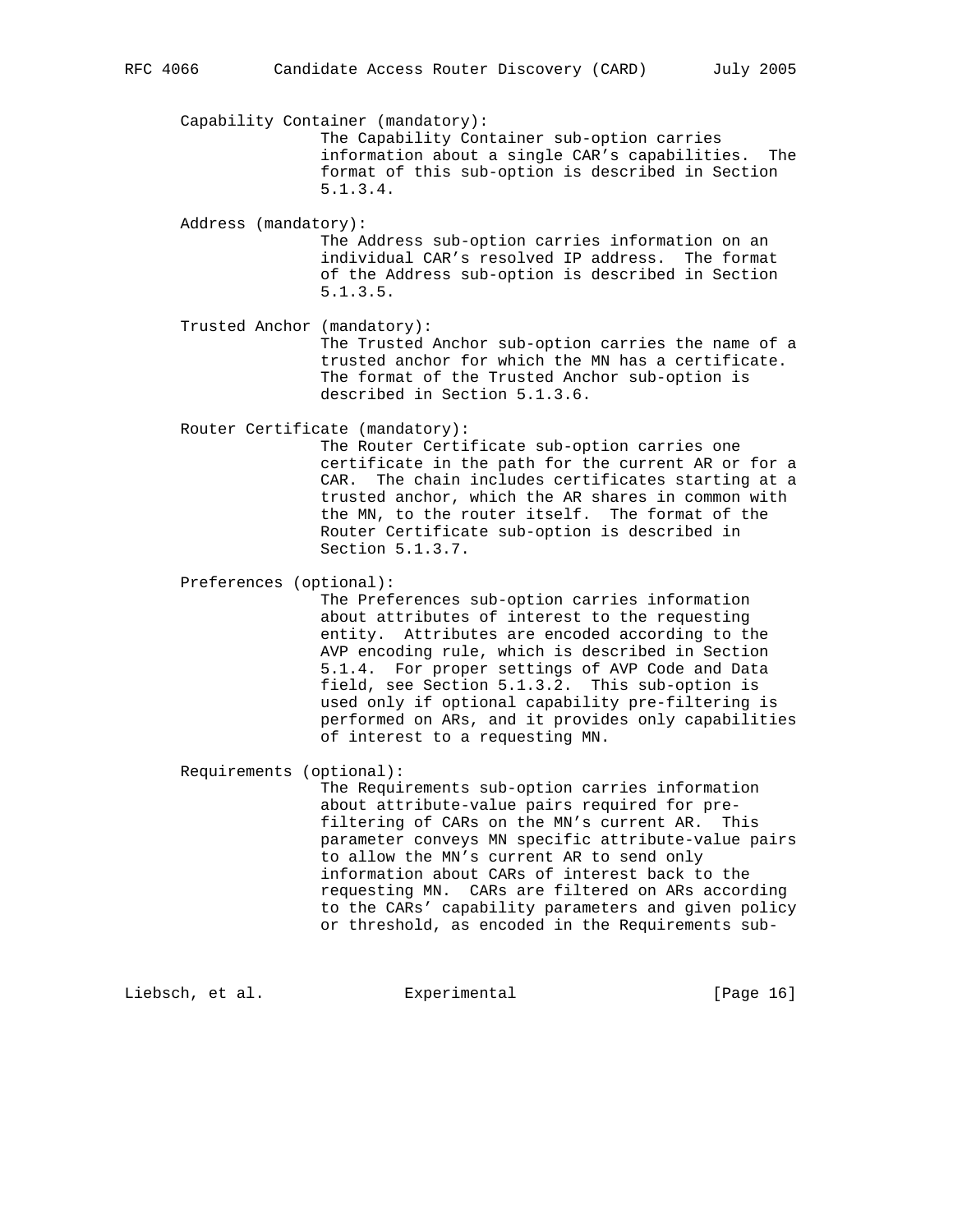Capability Container (mandatory):
The Capability Container sub-option carries information about a single CAR's capabilities. The format of this sub-option is described in Section 5.1.3.4.

Address (mandatory):
The Address sub-option carries information on an individual CAR's resolved IP address. The format of the Address sub-option is described in Section 5.1.3.5.

Trusted Anchor (mandatory):
The Trusted Anchor sub-option carries the name of a trusted anchor for which the MN has a certificate. The format of the Trusted Anchor sub-option is described in Section 5.1.3.6.

Router Certificate (mandatory):
The Router Certificate sub-option carries one certificate in the path for the current AR or for a CAR. The chain includes certificates starting at a trusted anchor, which the AR shares in common with the MN, to the router itself. The format of the Router Certificate sub-option is described in Section 5.1.3.7.

Preferences (optional):
The Preferences sub-option carries information about attributes of interest to the requesting entity. Attributes are encoded according to the AVP encoding rule, which is described in Section 5.1.4. For proper settings of AVP Code and Data field, see Section 5.1.3.2. This sub-option is used only if optional capability pre-filtering is performed on ARs, and it provides only capabilities of interest to a requesting MN.

Requirements (optional):
The Requirements sub-option carries information about attribute-value pairs required for pre-filtering of CARs on the MN's current AR. This parameter conveys MN specific attribute-value pairs to allow the MN's current AR to send only information about CARs of interest back to the requesting MN. CARs are filtered on ARs according to the CARs' capability parameters and given policy or threshold, as encoded in the Requirements sub-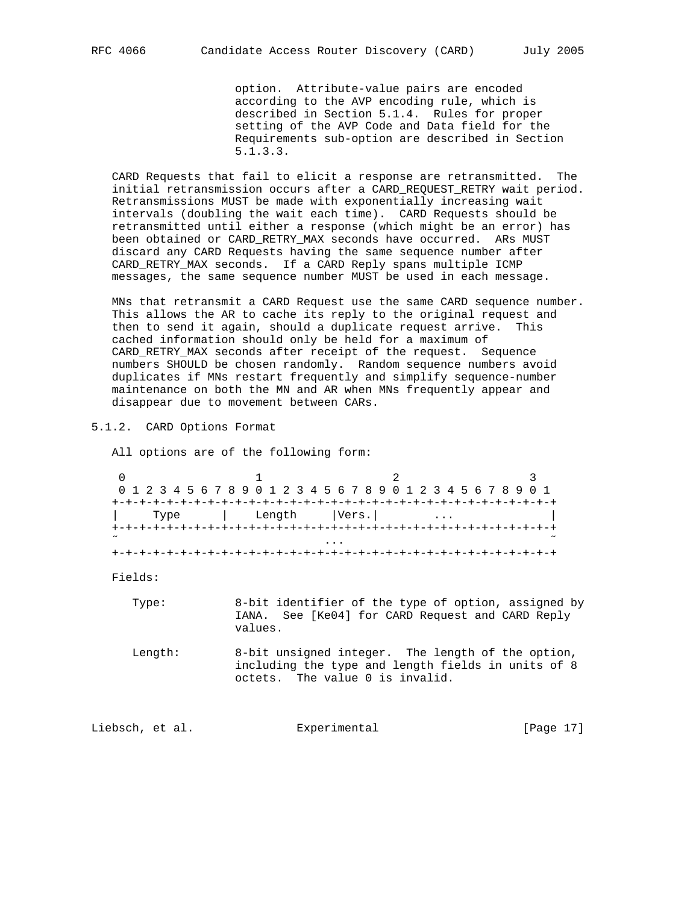option. Attribute-value pairs are encoded according to the AVP encoding rule, which is described in Section 5.1.4. Rules for proper setting of the AVP Code and Data field for the Requirements sub-option are described in Section 5.1.3.3.

CARD Requests that fail to elicit a response are retransmitted. The initial retransmission occurs after a CARD_REQUEST_RETRY wait period. Retransmissions MUST be made with exponentially increasing wait intervals (doubling the wait each time). CARD Requests should be retransmitted until either a response (which might be an error) has been obtained or CARD_RETRY_MAX seconds have occurred. ARs MUST discard any CARD Requests having the same sequence number after CARD_RETRY_MAX seconds. If a CARD Reply spans multiple ICMP messages, the same sequence number MUST be used in each message.

MNs that retransmit a CARD Request use the same CARD sequence number. This allows the AR to cache its reply to the original request and then to send it again, should a duplicate request arrive. This cached information should only be held for a maximum of CARD_RETRY_MAX seconds after receipt of the request. Sequence numbers SHOULD be chosen randomly. Random sequence numbers avoid duplicates if MNs restart frequently and simplify sequence-number maintenance on both the MN and AR when MNs frequently appear and disappear due to movement between CARs.

### 5.1.2. CARD Options Format

All options are of the following form:

```
 0                   1                   2                   3
 0 1 2 3 4 5 6 7 8 9 0 1 2 3 4 5 6 7 8 9 0 1 2 3 4 5 6 7 8 9 0 1
+-+-+-+-+-+-+-+-+-+-+-+-+-+-+-+-+-+-+-+-+-+-+-+-+-+-+-+-+-+-+-+-+
|     Type      |    Length     |Vers.|        ...              |
+-+-+-+-+-+-+-+-+-+-+-+-+-+-+-+-+-+-+-+-+-+-+-+-+-+-+-+-+-+-+-+-+
~                              ...                              ~
+-+-+-+-+-+-+-+-+-+-+-+-+-+-+-+-+-+-+-+-+-+-+-+-+-+-+-+-+-+-+-+-+
```

Fields:

Type: 8-bit identifier of the type of option, assigned by IANA. See [Ke04] for CARD Request and CARD Reply values.

Length: 8-bit unsigned integer. The length of the option, including the type and length fields in units of 8 octets. The value 0 is invalid.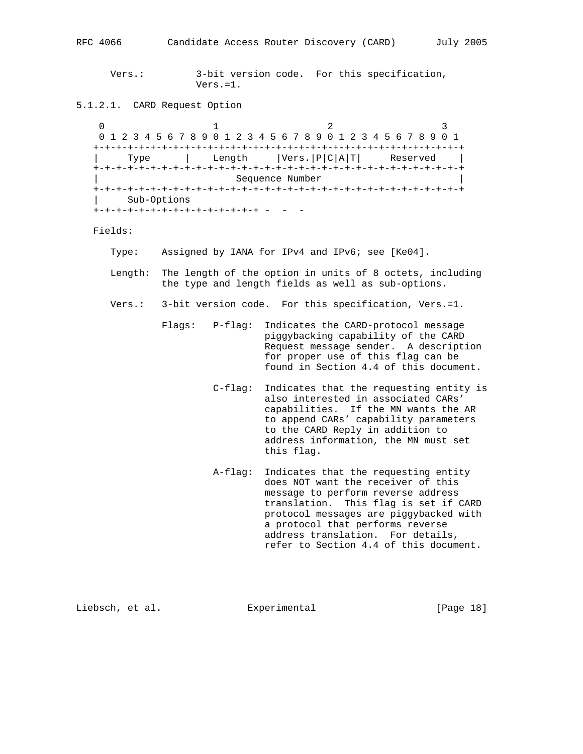Vers.: 3-bit version code. For this specification, Vers.=1.

### 5.1.2.1. CARD Request Option

```
 0                   1                   2                   3
 0 1 2 3 4 5 6 7 8 9 0 1 2 3 4 5 6 7 8 9 0 1 2 3 4 5 6 7 8 9 0 1
+-+-+-+-+-+-+-+-+-+-+-+-+-+-+-+-+-+-+-+-+-+-+-+-+-+-+-+-+-+-+-+-+
|     Type      |    Length     |Vers.|P|C|A|T|     Reserved    |
+-+-+-+-+-+-+-+-+-+-+-+-+-+-+-+-+-+-+-+-+-+-+-+-+-+-+-+-+-+-+-+-+
|                        Sequence Number                        |
+-+-+-+-+-+-+-+-+-+-+-+-+-+-+-+-+-+-+-+-+-+-+-+-+-+-+-+-+-+-+-+-+
|     Sub-Options
+-+-+-+-+-+-+-+-+-+-+-+-+-+-+-+-+ -  -  -
```

Fields:

Type: Assigned by IANA for IPv4 and IPv6; see [Ke04].

Length: The length of the option in units of 8 octets, including the type and length fields as well as sub-options.

Vers.: 3-bit version code. For this specification, Vers.=1.

Flags:

- P-flag: Indicates the CARD-protocol message piggybacking capability of the CARD Request message sender. A description for proper use of this flag can be found in Section 4.4 of this document.

- C-flag: Indicates that the requesting entity is also interested in associated CARs' capabilities. If the MN wants the AR to append CARs' capability parameters to the CARD Reply in addition to address information, the MN must set this flag.

- A-flag: Indicates that the requesting entity does NOT want the receiver of this message to perform reverse address translation. This flag is set if CARD protocol messages are piggybacked with a protocol that performs reverse address translation. For details, refer to Section 4.4 of this document.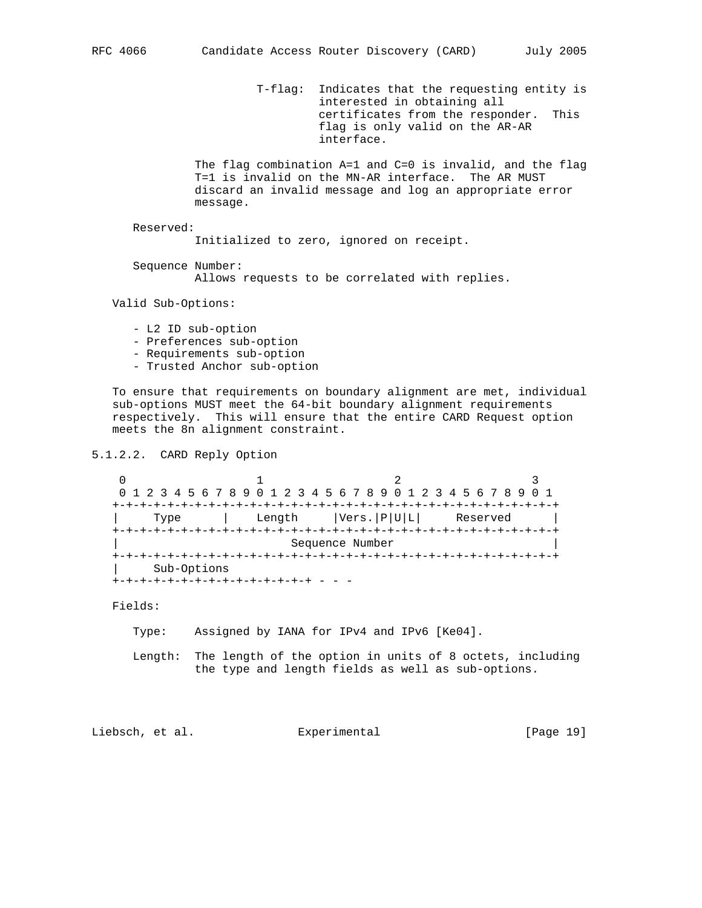T-flag: Indicates that the requesting entity is interested in obtaining all certificates from the responder. This flag is only valid on the AR-AR interface.

The flag combination A=1 and C=0 is invalid, and the flag T=1 is invalid on the MN-AR interface. The AR MUST discard an invalid message and log an appropriate error message.

Reserved:
Initialized to zero, ignored on receipt.

Sequence Number:
Allows requests to be correlated with replies.

Valid Sub-Options:

- L2 ID sub-option
- Preferences sub-option
- Requirements sub-option
- Trusted Anchor sub-option

To ensure that requirements on boundary alignment are met, individual sub-options MUST meet the 64-bit boundary alignment requirements respectively. This will ensure that the entire CARD Request option meets the 8n alignment constraint.

### 5.1.2.2. CARD Reply Option

```
 0                   1                   2                   3
 0 1 2 3 4 5 6 7 8 9 0 1 2 3 4 5 6 7 8 9 0 1 2 3 4 5 6 7 8 9 0 1
+-+-+-+-+-+-+-+-+-+-+-+-+-+-+-+-+-+-+-+-+-+-+-+-+-+-+-+-+-+-+-+-+
|     Type      |    Length     |Vers.|P|U|L|     Reserved      |
+-+-+-+-+-+-+-+-+-+-+-+-+-+-+-+-+-+-+-+-+-+-+-+-+-+-+-+-+-+-+-+-+
|                        Sequence Number                        |
+-+-+-+-+-+-+-+-+-+-+-+-+-+-+-+-+-+-+-+-+-+-+-+-+-+-+-+-+-+-+-+-+
|     Sub-Options
+-+-+-+-+-+-+-+-+-+-+-+-+-+-+-+-+-+-+- - - -
```

Fields:

Type: Assigned by IANA for IPv4 and IPv6 [Ke04].

Length: The length of the option in units of 8 octets, including the type and length fields as well as sub-options.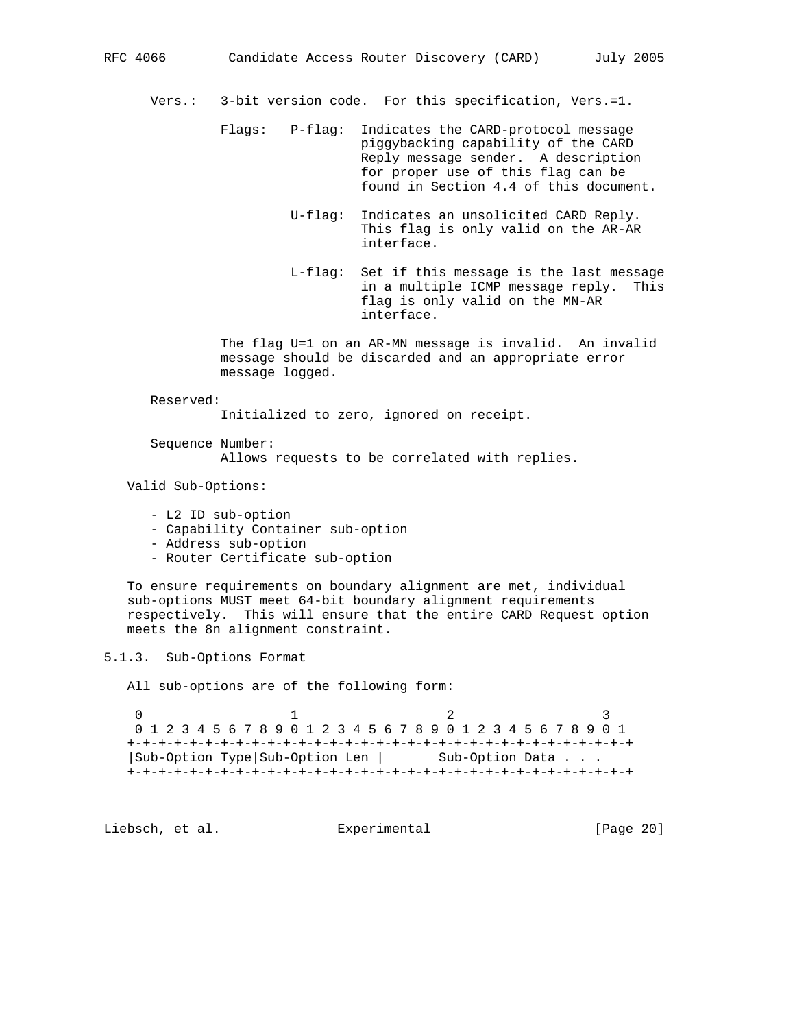Vers.: 3-bit version code. For this specification, Vers.=1.

Flags:

- P-flag: Indicates the CARD-protocol message piggybacking capability of the CARD Reply message sender. A description for proper use of this flag can be found in Section 4.4 of this document.
- U-flag: Indicates an unsolicited CARD Reply. This flag is only valid on the AR-AR interface.
- L-flag: Set if this message is the last message in a multiple ICMP message reply. This flag is only valid on the MN-AR interface.

The flag U=1 on an AR-MN message is invalid. An invalid message should be discarded and an appropriate error message logged.

Reserved:
Initialized to zero, ignored on receipt.

Sequence Number:
Allows requests to be correlated with replies.

Valid Sub-Options:

- L2 ID sub-option
- Capability Container sub-option
- Address sub-option
- Router Certificate sub-option

To ensure requirements on boundary alignment are met, individual sub-options MUST meet 64-bit boundary alignment requirements respectively. This will ensure that the entire CARD Request option meets the 8n alignment constraint.

### 5.1.3. Sub-Options Format

All sub-options are of the following form:

```
 0                   1                   2                   3
 0 1 2 3 4 5 6 7 8 9 0 1 2 3 4 5 6 7 8 9 0 1 2 3 4 5 6 7 8 9 0 1
+-+-+-+-+-+-+-+-+-+-+-+-+-+-+-+-+-+-+-+-+-+-+-+-+-+-+-+-+-+-+-+-+
|Sub-Option Type|Sub-Option Len |       Sub-Option Data . . .
+-+-+-+-+-+-+-+-+-+-+-+-+-+-+-+-+-+-+-+-+-+-+-+-+-+-+-+-+-+-+-+-+
```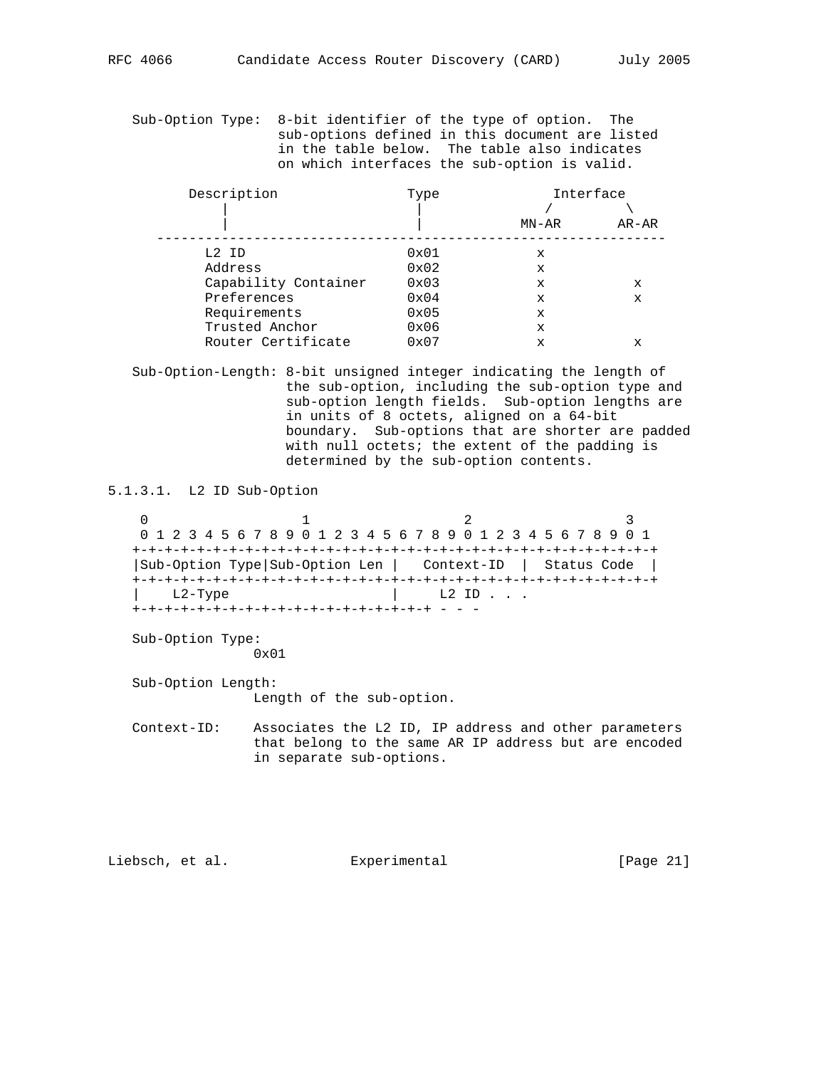Sub-Option Type: 8-bit identifier of the type of option. The sub-options defined in this document are listed in the table below. The table also indicates on which interfaces the sub-option is valid.

| Description | Type | Interface MN-AR | Interface AR-AR |
|---|---|---|---|
| L2 ID | 0x01 | x | |
| Address | 0x02 | x | |
| Capability Container | 0x03 | x | x |
| Preferences | 0x04 | x | x |
| Requirements | 0x05 | x | |
| Trusted Anchor | 0x06 | x | |
| Router Certificate | 0x07 | x | x |

Sub-Option-Length: 8-bit unsigned integer indicating the length of the sub-option, including the sub-option type and sub-option length fields. Sub-option lengths are in units of 8 octets, aligned on a 64-bit boundary. Sub-options that are shorter are padded with null octets; the extent of the padding is determined by the sub-option contents.

#### 5.1.3.1. L2 ID Sub-Option

```
 0                   1                   2                   3
 0 1 2 3 4 5 6 7 8 9 0 1 2 3 4 5 6 7 8 9 0 1 2 3 4 5 6 7 8 9 0 1
+-+-+-+-+-+-+-+-+-+-+-+-+-+-+-+-+-+-+-+-+-+-+-+-+-+-+-+-+-+-+-+-+
|Sub-Option Type|Sub-Option Len |   Context-ID  |  Status Code  |
+-+-+-+-+-+-+-+-+-+-+-+-+-+-+-+-+-+-+-+-+-+-+-+-+-+-+-+-+-+-+-+-+
|    L2-Type                    |     L2 ID . . .
+-+-+-+-+-+-+-+-+-+-+-+-+-+-+-+-+ - - -
```

Sub-Option Type:
0x01

Sub-Option Length:
Length of the sub-option.

Context-ID: Associates the L2 ID, IP address and other parameters that belong to the same AR IP address but are encoded in separate sub-options.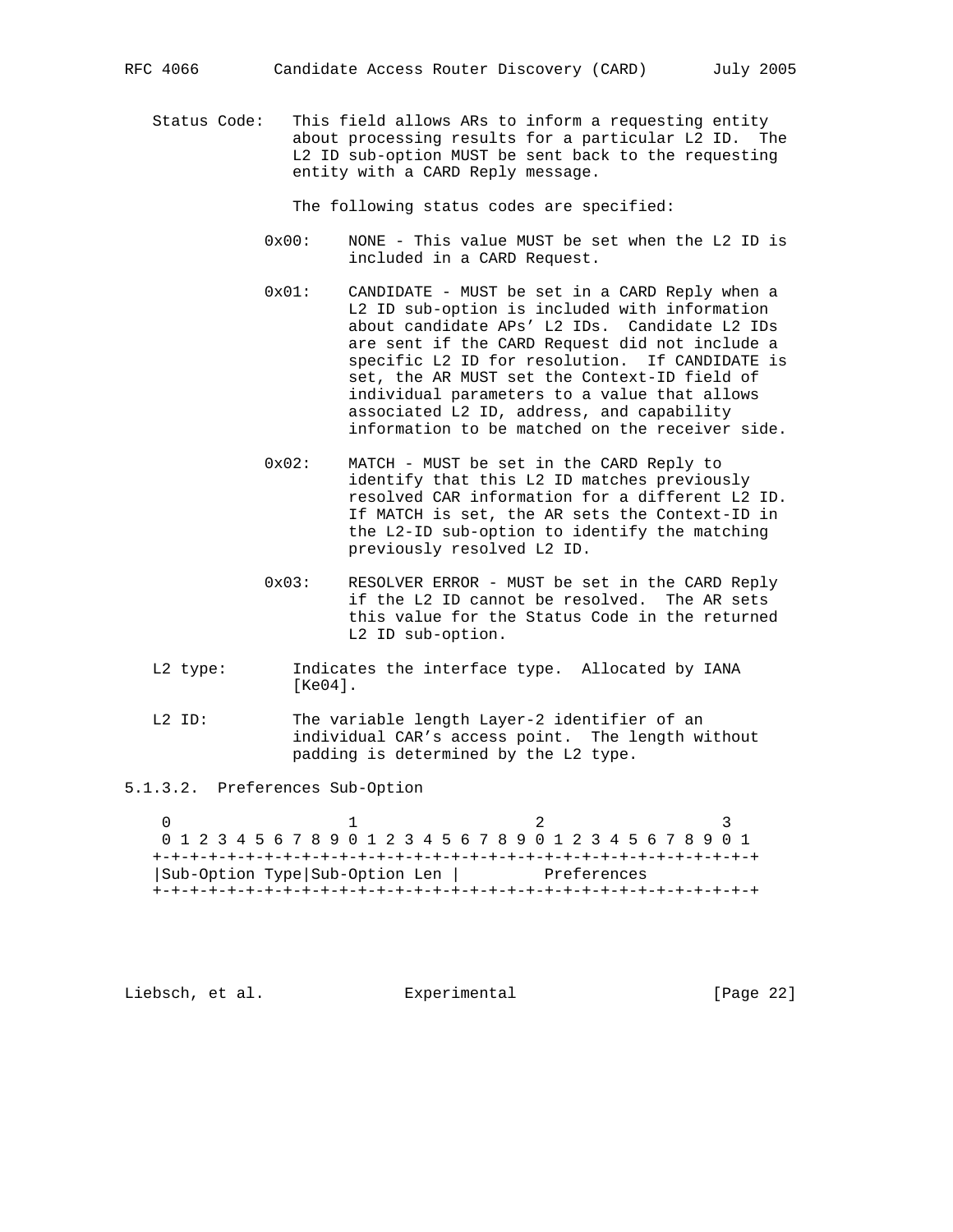Status Code: This field allows ARs to inform a requesting entity about processing results for a particular L2 ID. The L2 ID sub-option MUST be sent back to the requesting entity with a CARD Reply message.

The following status codes are specified:

- 0x00: NONE - This value MUST be set when the L2 ID is included in a CARD Request.

- 0x01: CANDIDATE - MUST be set in a CARD Reply when a L2 ID sub-option is included with information about candidate APs' L2 IDs. Candidate L2 IDs are sent if the CARD Request did not include a specific L2 ID for resolution. If CANDIDATE is set, the AR MUST set the Context-ID field of individual parameters to a value that allows associated L2 ID, address, and capability information to be matched on the receiver side.

- 0x02: MATCH - MUST be set in the CARD Reply to identify that this L2 ID matches previously resolved CAR information for a different L2 ID. If MATCH is set, the AR sets the Context-ID in the L2-ID sub-option to identify the matching previously resolved L2 ID.

- 0x03: RESOLVER ERROR - MUST be set in the CARD Reply if the L2 ID cannot be resolved. The AR sets this value for the Status Code in the returned L2 ID sub-option.

L2 type: Indicates the interface type. Allocated by IANA [Ke04].

L2 ID: The variable length Layer-2 identifier of an individual CAR's access point. The length without padding is determined by the L2 type.

### 5.1.3.2. Preferences Sub-Option

```
 0                   1                   2                   3
 0 1 2 3 4 5 6 7 8 9 0 1 2 3 4 5 6 7 8 9 0 1 2 3 4 5 6 7 8 9 0 1
+-+-+-+-+-+-+-+-+-+-+-+-+-+-+-+-+-+-+-+-+-+-+-+-+-+-+-+-+-+-+-+-+
|Sub-Option Type|Sub-Option Len |         Preferences
+-+-+-+-+-+-+-+-+-+-+-+-+-+-+-+-+-+-+-+-+-+-+-+-+-+-+-+-+-+-+-+-+
```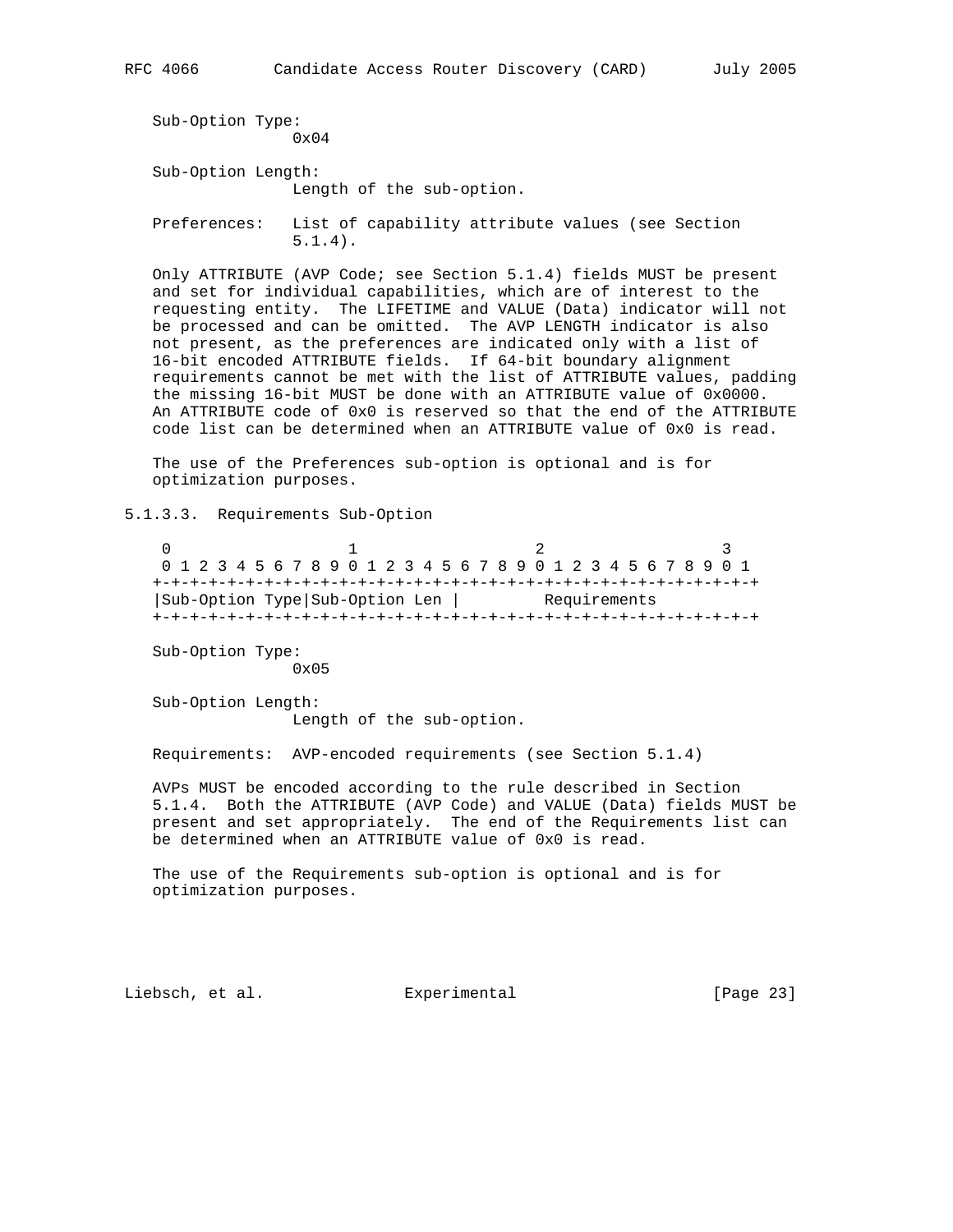Sub-Option Type:
: 0x04

Sub-Option Length:
: Length of the sub-option.

Preferences:
: List of capability attribute values (see Section 5.1.4).

Only ATTRIBUTE (AVP Code; see Section 5.1.4) fields MUST be present and set for individual capabilities, which are of interest to the requesting entity. The LIFETIME and VALUE (Data) indicator will not be processed and can be omitted. The AVP LENGTH indicator is also not present, as the preferences are indicated only with a list of 16-bit encoded ATTRIBUTE fields. If 64-bit boundary alignment requirements cannot be met with the list of ATTRIBUTE values, padding the missing 16-bit MUST be done with an ATTRIBUTE value of 0x0000. An ATTRIBUTE code of 0x0 is reserved so that the end of the ATTRIBUTE code list can be determined when an ATTRIBUTE value of 0x0 is read.

The use of the Preferences sub-option is optional and is for optimization purposes.

### 5.1.3.3. Requirements Sub-Option

```
 0                   1                   2                   3
 0 1 2 3 4 5 6 7 8 9 0 1 2 3 4 5 6 7 8 9 0 1 2 3 4 5 6 7 8 9 0 1
+-+-+-+-+-+-+-+-+-+-+-+-+-+-+-+-+-+-+-+-+-+-+-+-+-+-+-+-+-+-+-+-+
|Sub-Option Type|Sub-Option Len |        Requirements
+-+-+-+-+-+-+-+-+-+-+-+-+-+-+-+-+-+-+-+-+-+-+-+-+-+-+-+-+-+-+-+-+
```

Sub-Option Type:
: 0x05

Sub-Option Length:
: Length of the sub-option.

Requirements: AVP-encoded requirements (see Section 5.1.4)

AVPs MUST be encoded according to the rule described in Section 5.1.4. Both the ATTRIBUTE (AVP Code) and VALUE (Data) fields MUST be present and set appropriately. The end of the Requirements list can be determined when an ATTRIBUTE value of 0x0 is read.

The use of the Requirements sub-option is optional and is for optimization purposes.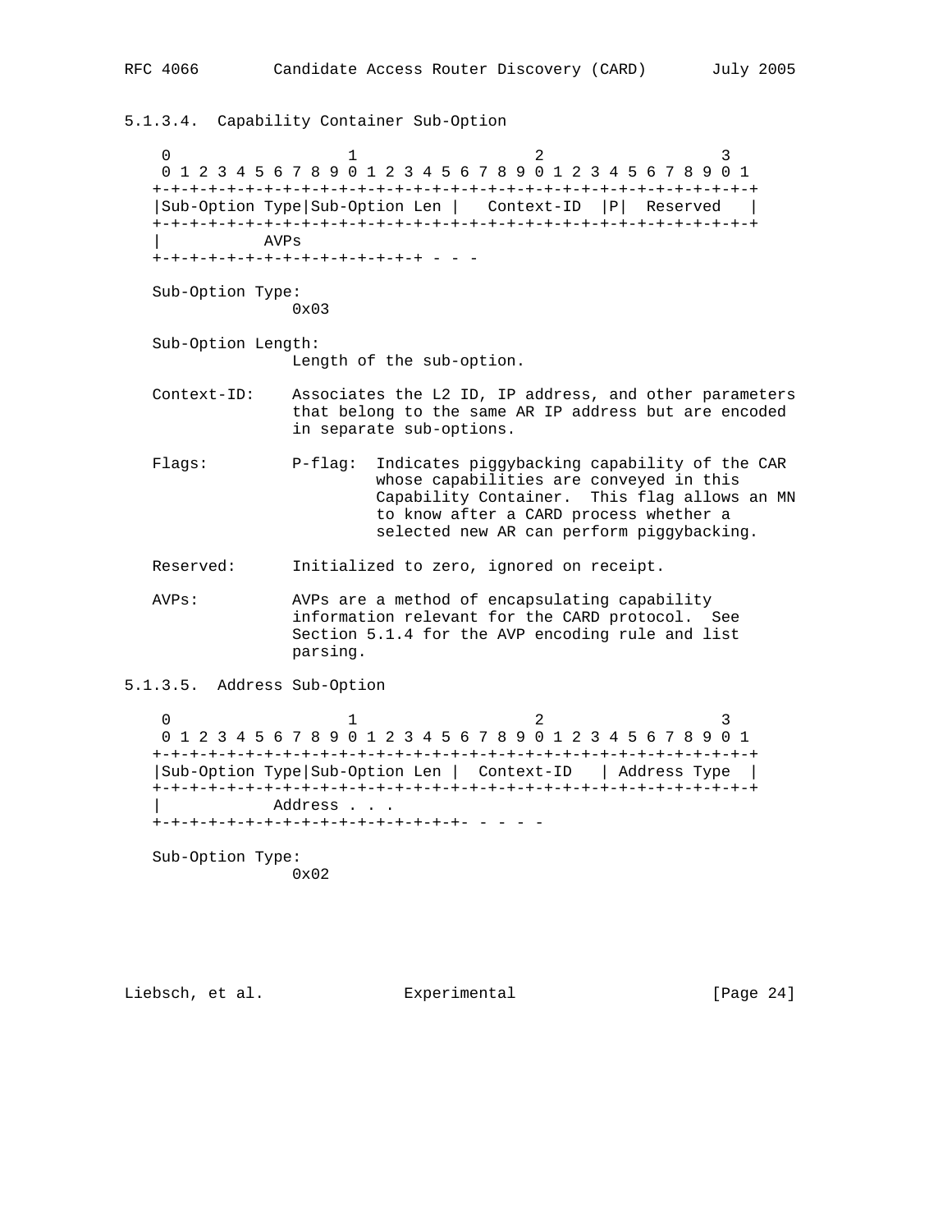### 5.1.3.4. Capability Container Sub-Option

```
 0                   1                   2                   3
 0 1 2 3 4 5 6 7 8 9 0 1 2 3 4 5 6 7 8 9 0 1 2 3 4 5 6 7 8 9 0 1
+-+-+-+-+-+-+-+-+-+-+-+-+-+-+-+-+-+-+-+-+-+-+-+-+-+-+-+-+-+-+-+-+
|Sub-Option Type|Sub-Option Len |   Context-ID  |P|  Reserved   |
+-+-+-+-+-+-+-+-+-+-+-+-+-+-+-+-+-+-+-+-+-+-+-+-+-+-+-+-+-+-+-+-+
|           AVPs
+-+-+-+-+-+-+-+-+-+-+-+-+-+-+-+-+ - - -
```

Sub-Option Type:
0x03

Sub-Option Length:
Length of the sub-option.

Context-ID: Associates the L2 ID, IP address, and other parameters that belong to the same AR IP address but are encoded in separate sub-options.

Flags: P-flag: Indicates piggybacking capability of the CAR whose capabilities are conveyed in this Capability Container. This flag allows an MN to know after a CARD process whether a selected new AR can perform piggybacking.

Reserved: Initialized to zero, ignored on receipt.

AVPs: AVPs are a method of encapsulating capability information relevant for the CARD protocol. See Section 5.1.4 for the AVP encoding rule and list parsing.

### 5.1.3.5. Address Sub-Option

```
 0                   1                   2                   3
 0 1 2 3 4 5 6 7 8 9 0 1 2 3 4 5 6 7 8 9 0 1 2 3 4 5 6 7 8 9 0 1
+-+-+-+-+-+-+-+-+-+-+-+-+-+-+-+-+-+-+-+-+-+-+-+-+-+-+-+-+-+-+-+-+
|Sub-Option Type|Sub-Option Len |  Context-ID   | Address Type  |
+-+-+-+-+-+-+-+-+-+-+-+-+-+-+-+-+-+-+-+-+-+-+-+-+-+-+-+-+-+-+-+-+
|           Address . . .
+-+-+-+-+-+-+-+-+-+-+-+-+-+-+-+-+-+- - - - -
```

Sub-Option Type:
0x02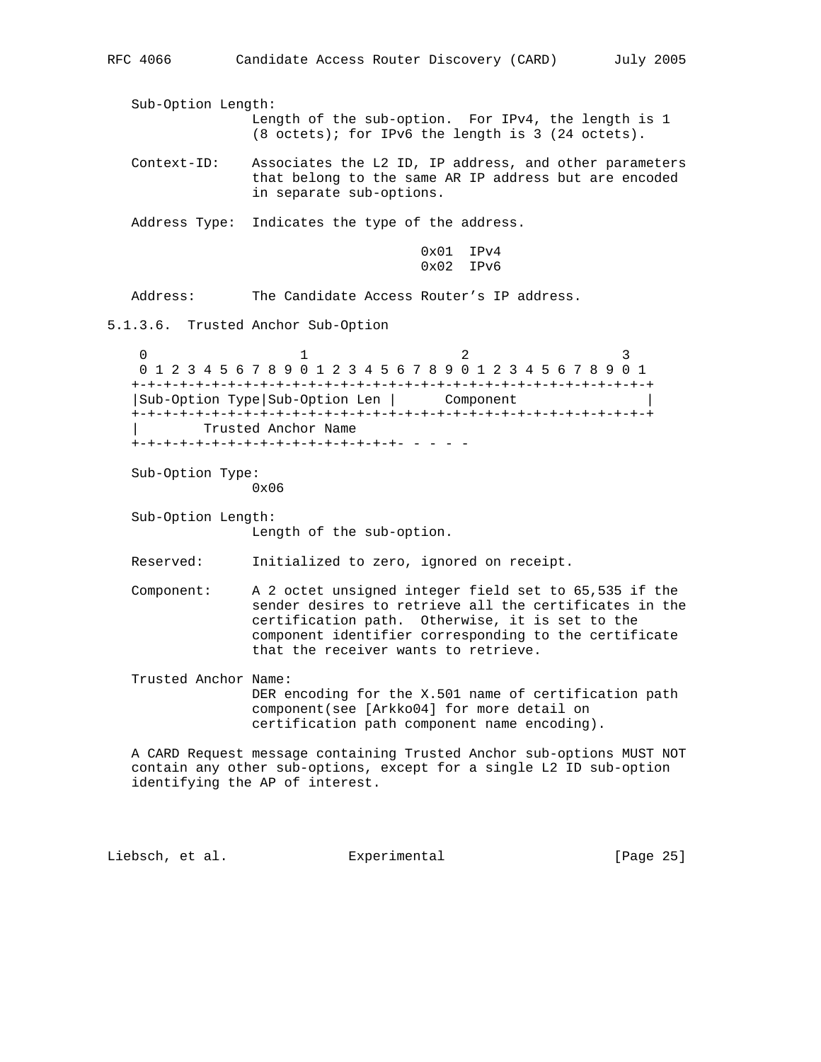Sub-Option Length:
Length of the sub-option. For IPv4, the length is 1 (8 octets); for IPv6 the length is 3 (24 octets).

Context-ID: Associates the L2 ID, IP address, and other parameters that belong to the same AR IP address but are encoded in separate sub-options.

Address Type: Indicates the type of the address.

```
0x01  IPv4
0x02  IPv6
```

Address: The Candidate Access Router's IP address.

#### 5.1.3.6. Trusted Anchor Sub-Option

```
 0                   1                   2                   3
 0 1 2 3 4 5 6 7 8 9 0 1 2 3 4 5 6 7 8 9 0 1 2 3 4 5 6 7 8 9 0 1
+-+-+-+-+-+-+-+-+-+-+-+-+-+-+-+-+-+-+-+-+-+-+-+-+-+-+-+-+-+-+-+-+
|Sub-Option Type|Sub-Option Len |      Component                |
+-+-+-+-+-+-+-+-+-+-+-+-+-+-+-+-+-+-+-+-+-+-+-+-+-+-+-+-+-+-+-+-+
|        Trusted Anchor Name
+-+-+-+-+-+-+-+-+-+-+-+-+-+-+-+-+-+-+- - - - -
```

Sub-Option Type:
0x06

Sub-Option Length:
Length of the sub-option.

Reserved: Initialized to zero, ignored on receipt.

Component: A 2 octet unsigned integer field set to 65,535 if the sender desires to retrieve all the certificates in the certification path. Otherwise, it is set to the component identifier corresponding to the certificate that the receiver wants to retrieve.

Trusted Anchor Name:
DER encoding for the X.501 name of certification path component(see [Arkko04] for more detail on certification path component name encoding).

A CARD Request message containing Trusted Anchor sub-options MUST NOT contain any other sub-options, except for a single L2 ID sub-option identifying the AP of interest.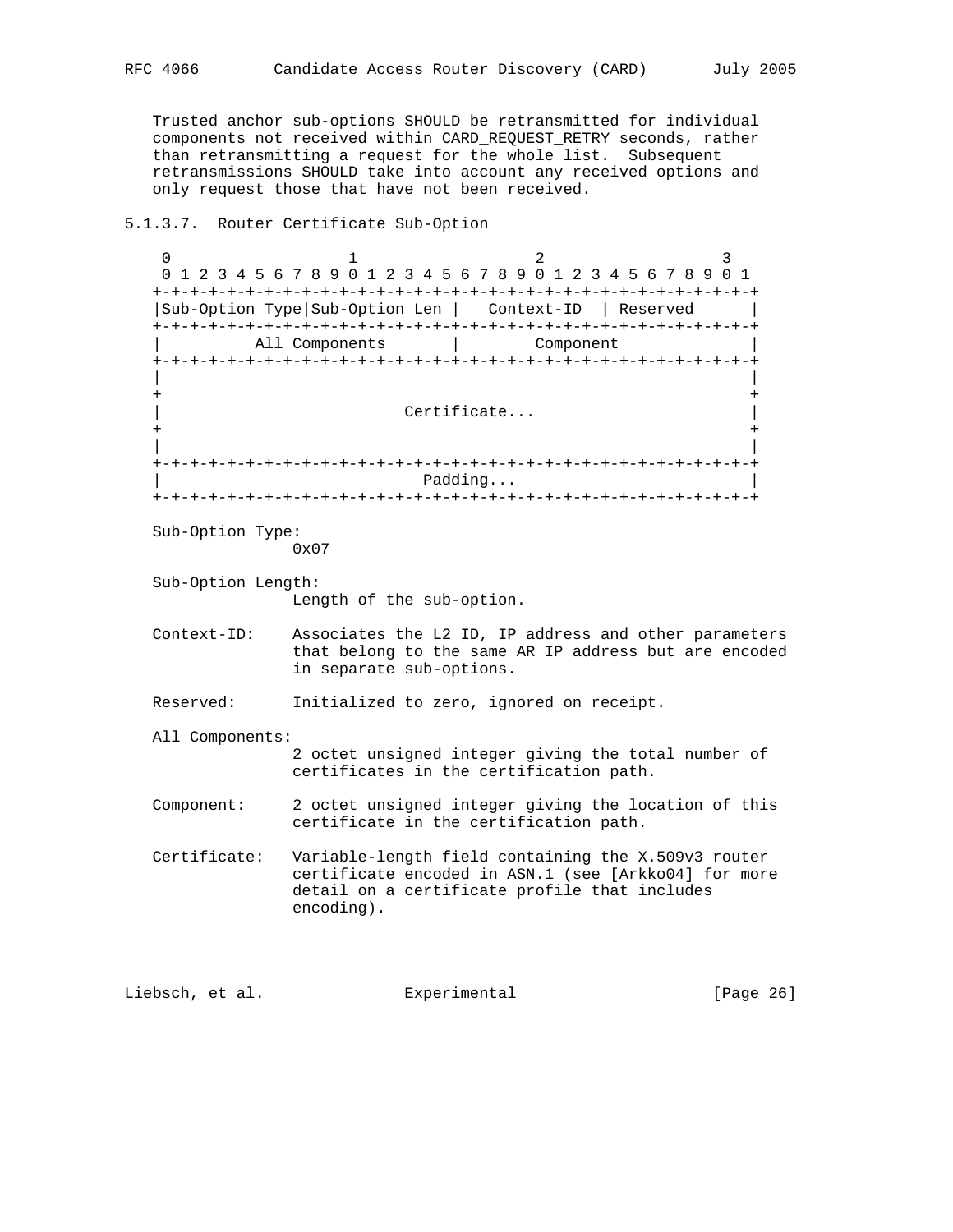Trusted anchor sub-options SHOULD be retransmitted for individual components not received within CARD_REQUEST_RETRY seconds, rather than retransmitting a request for the whole list. Subsequent retransmissions SHOULD take into account any received options and only request those that have not been received.

#### 5.1.3.7. Router Certificate Sub-Option

```
 0                   1                   2                   3
 0 1 2 3 4 5 6 7 8 9 0 1 2 3 4 5 6 7 8 9 0 1 2 3 4 5 6 7 8 9 0 1
+-+-+-+-+-+-+-+-+-+-+-+-+-+-+-+-+-+-+-+-+-+-+-+-+-+-+-+-+-+-+-+-+
|Sub-Option Type|Sub-Option Len |   Context-ID  | Reserved      |
+-+-+-+-+-+-+-+-+-+-+-+-+-+-+-+-+-+-+-+-+-+-+-+-+-+-+-+-+-+-+-+-+
|          All Components       |        Component              |
+-+-+-+-+-+-+-+-+-+-+-+-+-+-+-+-+-+-+-+-+-+-+-+-+-+-+-+-+-+-+-+-+
|                                                               |
+                                                               +
|                         Certificate...                        |
+                                                               +
|                                                               |
+-+-+-+-+-+-+-+-+-+-+-+-+-+-+-+-+-+-+-+-+-+-+-+-+-+-+-+-+-+-+-+-+
|                           Padding...                          |
+-+-+-+-+-+-+-+-+-+-+-+-+-+-+-+-+-+-+-+-+-+-+-+-+-+-+-+-+-+-+-+-+
```

Sub-Option Type:
0x07

Sub-Option Length:
Length of the sub-option.

Context-ID: Associates the L2 ID, IP address and other parameters that belong to the same AR IP address but are encoded in separate sub-options.

Reserved: Initialized to zero, ignored on receipt.

All Components:
2 octet unsigned integer giving the total number of certificates in the certification path.

Component: 2 octet unsigned integer giving the location of this certificate in the certification path.

Certificate: Variable-length field containing the X.509v3 router certificate encoded in ASN.1 (see [Arkko04] for more detail on a certificate profile that includes encoding).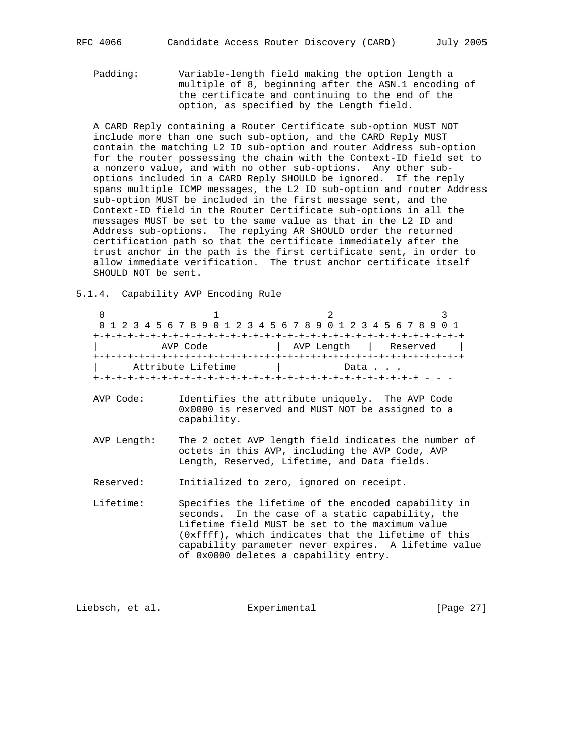Padding: Variable-length field making the option length a multiple of 8, beginning after the ASN.1 encoding of the certificate and continuing to the end of the option, as specified by the Length field.

A CARD Reply containing a Router Certificate sub-option MUST NOT include more than one such sub-option, and the CARD Reply MUST contain the matching L2 ID sub-option and router Address sub-option for the router possessing the chain with the Context-ID field set to a nonzero value, and with no other sub-options. Any other sub-options included in a CARD Reply SHOULD be ignored. If the reply spans multiple ICMP messages, the L2 ID sub-option and router Address sub-option MUST be included in the first message sent, and the Context-ID field in the Router Certificate sub-options in all the messages MUST be set to the same value as that in the L2 ID and Address sub-options. The replying AR SHOULD order the returned certification path so that the certificate immediately after the trust anchor in the path is the first certificate sent, in order to allow immediate verification. The trust anchor certificate itself SHOULD NOT be sent.

### 5.1.4. Capability AVP Encoding Rule

```
 0                   1                   2                   3
 0 1 2 3 4 5 6 7 8 9 0 1 2 3 4 5 6 7 8 9 0 1 2 3 4 5 6 7 8 9 0 1
+-+-+-+-+-+-+-+-+-+-+-+-+-+-+-+-+-+-+-+-+-+-+-+-+-+-+-+-+-+-+-+-+
|          AVP Code             |  AVP Length   |   Reserved    |
+-+-+-+-+-+-+-+-+-+-+-+-+-+-+-+-+-+-+-+-+-+-+-+-+-+-+-+-+-+-+-+-+
|      Attribute Lifetime       |           Data . . .
+-+-+-+-+-+-+-+-+-+-+-+-+-+-+-+-+-+-+-+-+-+-+-+-+-+-+-+-+ - - -
```

AVP Code: Identifies the attribute uniquely. The AVP Code 0x0000 is reserved and MUST NOT be assigned to a capability.

AVP Length: The 2 octet AVP length field indicates the number of octets in this AVP, including the AVP Code, AVP Length, Reserved, Lifetime, and Data fields.

Reserved: Initialized to zero, ignored on receipt.

Lifetime: Specifies the lifetime of the encoded capability in seconds. In the case of a static capability, the Lifetime field MUST be set to the maximum value (0xffff), which indicates that the lifetime of this capability parameter never expires. A lifetime value of 0x0000 deletes a capability entry.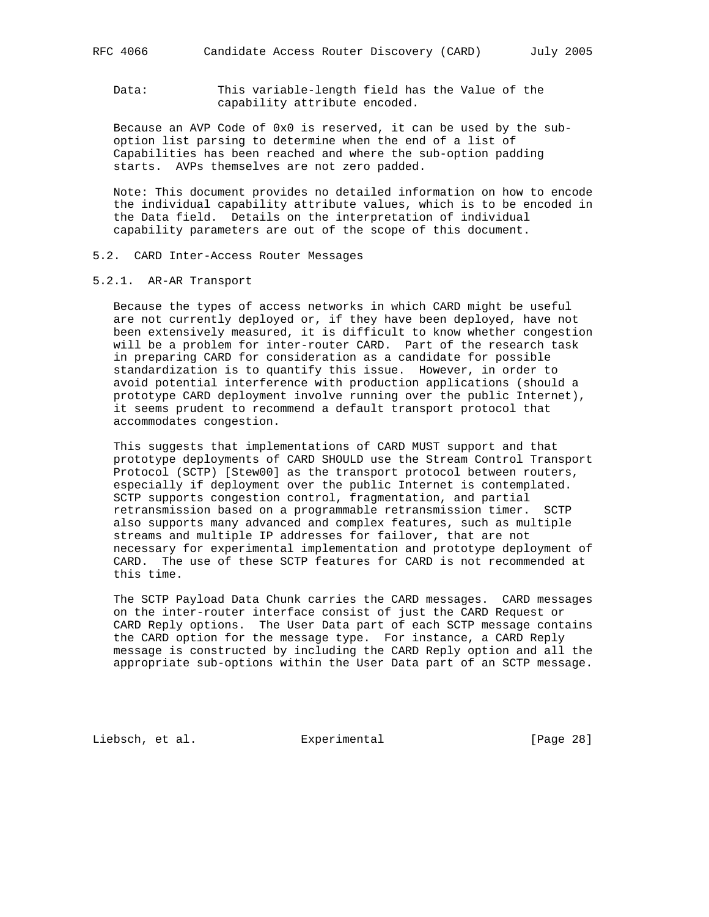Data: This variable-length field has the Value of the capability attribute encoded.

Because an AVP Code of 0x0 is reserved, it can be used by the sub-option list parsing to determine when the end of a list of Capabilities has been reached and where the sub-option padding starts. AVPs themselves are not zero padded.

Note: This document provides no detailed information on how to encode the individual capability attribute values, which is to be encoded in the Data field. Details on the interpretation of individual capability parameters are out of the scope of this document.

### 5.2. CARD Inter-Access Router Messages

#### 5.2.1. AR-AR Transport

Because the types of access networks in which CARD might be useful are not currently deployed or, if they have been deployed, have not been extensively measured, it is difficult to know whether congestion will be a problem for inter-router CARD. Part of the research task in preparing CARD for consideration as a candidate for possible standardization is to quantify this issue. However, in order to avoid potential interference with production applications (should a prototype CARD deployment involve running over the public Internet), it seems prudent to recommend a default transport protocol that accommodates congestion.

This suggests that implementations of CARD MUST support and that prototype deployments of CARD SHOULD use the Stream Control Transport Protocol (SCTP) [Stew00] as the transport protocol between routers, especially if deployment over the public Internet is contemplated. SCTP supports congestion control, fragmentation, and partial retransmission based on a programmable retransmission timer. SCTP also supports many advanced and complex features, such as multiple streams and multiple IP addresses for failover, that are not necessary for experimental implementation and prototype deployment of CARD. The use of these SCTP features for CARD is not recommended at this time.

The SCTP Payload Data Chunk carries the CARD messages. CARD messages on the inter-router interface consist of just the CARD Request or CARD Reply options. The User Data part of each SCTP message contains the CARD option for the message type. For instance, a CARD Reply message is constructed by including the CARD Reply option and all the appropriate sub-options within the User Data part of an SCTP message.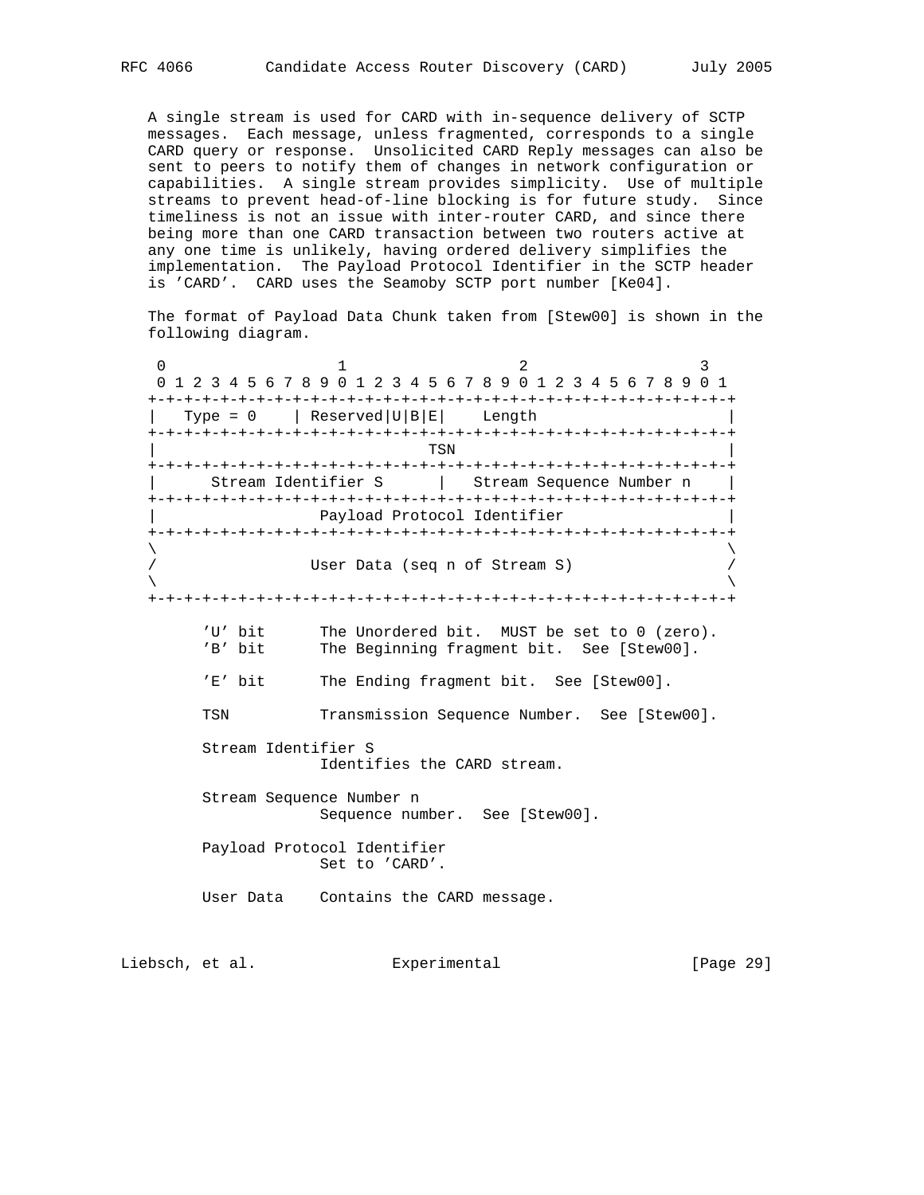A single stream is used for CARD with in-sequence delivery of SCTP messages. Each message, unless fragmented, corresponds to a single CARD query or response. Unsolicited CARD Reply messages can also be sent to peers to notify them of changes in network configuration or capabilities. A single stream provides simplicity. Use of multiple streams to prevent head-of-line blocking is for future study. Since timeliness is not an issue with inter-router CARD, and since there being more than one CARD transaction between two routers active at any one time is unlikely, having ordered delivery simplifies the implementation. The Payload Protocol Identifier in the SCTP header is 'CARD'. CARD uses the Seamoby SCTP port number [Ke04].

The format of Payload Data Chunk taken from [Stew00] is shown in the following diagram.

```
 0                   1                   2                   3
 0 1 2 3 4 5 6 7 8 9 0 1 2 3 4 5 6 7 8 9 0 1 2 3 4 5 6 7 8 9 0 1
+-+-+-+-+-+-+-+-+-+-+-+-+-+-+-+-+-+-+-+-+-+-+-+-+-+-+-+-+-+-+-+-+
|   Type = 0    | Reserved|U|B|E|    Length                     |
+-+-+-+-+-+-+-+-+-+-+-+-+-+-+-+-+-+-+-+-+-+-+-+-+-+-+-+-+-+-+-+-+
|                              TSN                              |
+-+-+-+-+-+-+-+-+-+-+-+-+-+-+-+-+-+-+-+-+-+-+-+-+-+-+-+-+-+-+-+-+
|      Stream Identifier S      |   Stream Sequence Number n    |
+-+-+-+-+-+-+-+-+-+-+-+-+-+-+-+-+-+-+-+-+-+-+-+-+-+-+-+-+-+-+-+-+
|                  Payload Protocol Identifier                  |
+-+-+-+-+-+-+-+-+-+-+-+-+-+-+-+-+-+-+-+-+-+-+-+-+-+-+-+-+-+-+-+-+
\                                                               \
/                 User Data (seq n of Stream S)                 /
\                                                               \
+-+-+-+-+-+-+-+-+-+-+-+-+-+-+-+-+-+-+-+-+-+-+-+-+-+-+-+-+-+-+-+-+
```

'U' bit      The Unordered bit. MUST be set to 0 (zero).
'B' bit      The Beginning fragment bit. See [Stew00].

'E' bit      The Ending fragment bit. See [Stew00].

TSN          Transmission Sequence Number. See [Stew00].

Stream Identifier S
             Identifies the CARD stream.

Stream Sequence Number n
             Sequence number. See [Stew00].

Payload Protocol Identifier
             Set to 'CARD'.

User Data    Contains the CARD message.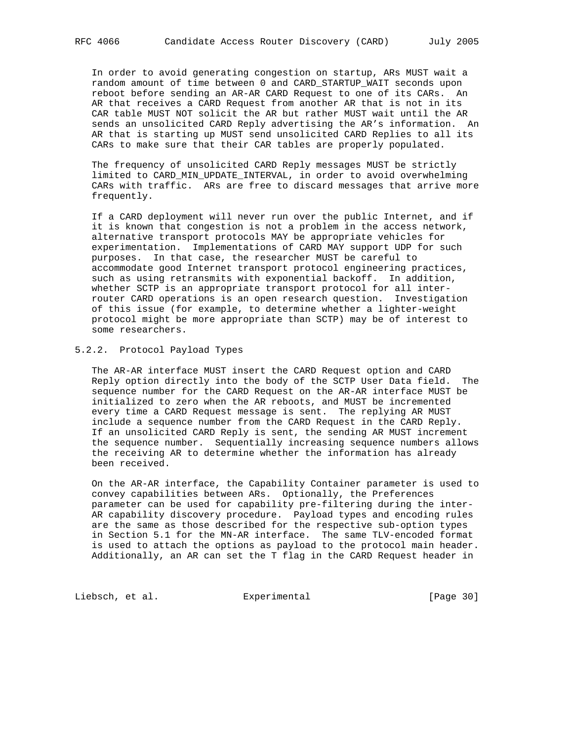In order to avoid generating congestion on startup, ARs MUST wait a random amount of time between 0 and CARD_STARTUP_WAIT seconds upon reboot before sending an AR-AR CARD Request to one of its CARs. An AR that receives a CARD Request from another AR that is not in its CAR table MUST NOT solicit the AR but rather MUST wait until the AR sends an unsolicited CARD Reply advertising the AR's information. An AR that is starting up MUST send unsolicited CARD Replies to all its CARs to make sure that their CAR tables are properly populated.

The frequency of unsolicited CARD Reply messages MUST be strictly limited to CARD_MIN_UPDATE_INTERVAL, in order to avoid overwhelming CARs with traffic. ARs are free to discard messages that arrive more frequently.

If a CARD deployment will never run over the public Internet, and if it is known that congestion is not a problem in the access network, alternative transport protocols MAY be appropriate vehicles for experimentation. Implementations of CARD MAY support UDP for such purposes. In that case, the researcher MUST be careful to accommodate good Internet transport protocol engineering practices, such as using retransmits with exponential backoff. In addition, whether SCTP is an appropriate transport protocol for all inter-router CARD operations is an open research question. Investigation of this issue (for example, to determine whether a lighter-weight protocol might be more appropriate than SCTP) may be of interest to some researchers.

### 5.2.2. Protocol Payload Types

The AR-AR interface MUST insert the CARD Request option and CARD Reply option directly into the body of the SCTP User Data field. The sequence number for the CARD Request on the AR-AR interface MUST be initialized to zero when the AR reboots, and MUST be incremented every time a CARD Request message is sent. The replying AR MUST include a sequence number from the CARD Request in the CARD Reply. If an unsolicited CARD Reply is sent, the sending AR MUST increment the sequence number. Sequentially increasing sequence numbers allows the receiving AR to determine whether the information has already been received.

On the AR-AR interface, the Capability Container parameter is used to convey capabilities between ARs. Optionally, the Preferences parameter can be used for capability pre-filtering during the inter-AR capability discovery procedure. Payload types and encoding rules are the same as those described for the respective sub-option types in Section 5.1 for the MN-AR interface. The same TLV-encoded format is used to attach the options as payload to the protocol main header. Additionally, an AR can set the T flag in the CARD Request header in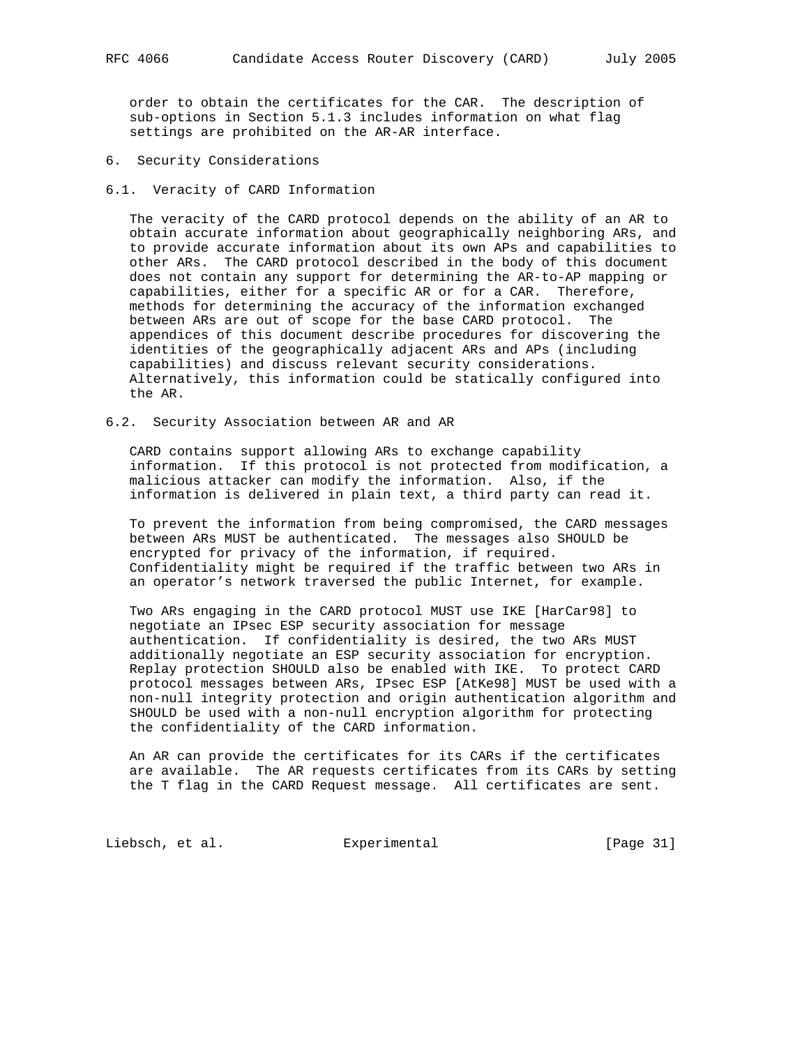order to obtain the certificates for the CAR. The description of sub-options in Section 5.1.3 includes information on what flag settings are prohibited on the AR-AR interface.

# 6. Security Considerations

## 6.1. Veracity of CARD Information

The veracity of the CARD protocol depends on the ability of an AR to obtain accurate information about geographically neighboring ARs, and to provide accurate information about its own APs and capabilities to other ARs. The CARD protocol described in the body of this document does not contain any support for determining the AR-to-AP mapping or capabilities, either for a specific AR or for a CAR. Therefore, methods for determining the accuracy of the information exchanged between ARs are out of scope for the base CARD protocol. The appendices of this document describe procedures for discovering the identities of the geographically adjacent ARs and APs (including capabilities) and discuss relevant security considerations. Alternatively, this information could be statically configured into the AR.

## 6.2. Security Association between AR and AR

CARD contains support allowing ARs to exchange capability information. If this protocol is not protected from modification, a malicious attacker can modify the information. Also, if the information is delivered in plain text, a third party can read it.

To prevent the information from being compromised, the CARD messages between ARs MUST be authenticated. The messages also SHOULD be encrypted for privacy of the information, if required. Confidentiality might be required if the traffic between two ARs in an operator's network traversed the public Internet, for example.

Two ARs engaging in the CARD protocol MUST use IKE [HarCar98] to negotiate an IPsec ESP security association for message authentication. If confidentiality is desired, the two ARs MUST additionally negotiate an ESP security association for encryption. Replay protection SHOULD also be enabled with IKE. To protect CARD protocol messages between ARs, IPsec ESP [AtKe98] MUST be used with a non-null integrity protection and origin authentication algorithm and SHOULD be used with a non-null encryption algorithm for protecting the confidentiality of the CARD information.

An AR can provide the certificates for its CARs if the certificates are available. The AR requests certificates from its CARs by setting the T flag in the CARD Request message. All certificates are sent.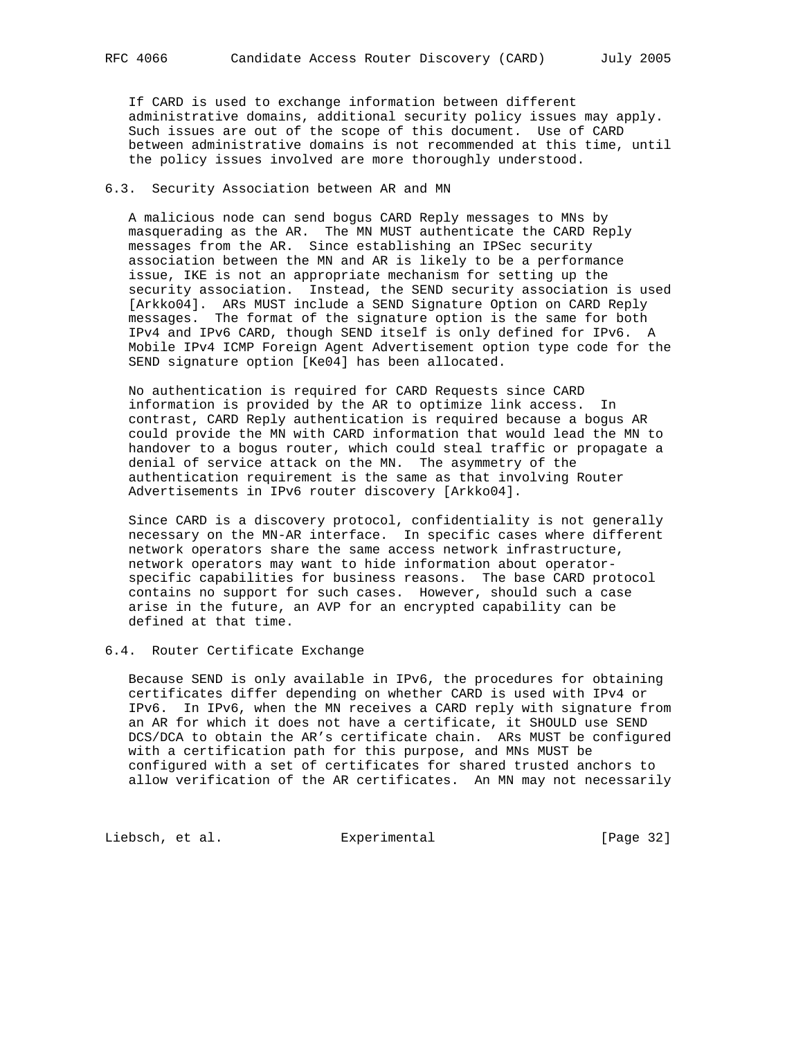If CARD is used to exchange information between different administrative domains, additional security policy issues may apply. Such issues are out of the scope of this document. Use of CARD between administrative domains is not recommended at this time, until the policy issues involved are more thoroughly understood.

### 6.3. Security Association between AR and MN

A malicious node can send bogus CARD Reply messages to MNs by masquerading as the AR. The MN MUST authenticate the CARD Reply messages from the AR. Since establishing an IPSec security association between the MN and AR is likely to be a performance issue, IKE is not an appropriate mechanism for setting up the security association. Instead, the SEND security association is used [Arkko04]. ARs MUST include a SEND Signature Option on CARD Reply messages. The format of the signature option is the same for both IPv4 and IPv6 CARD, though SEND itself is only defined for IPv6. A Mobile IPv4 ICMP Foreign Agent Advertisement option type code for the SEND signature option [Ke04] has been allocated.

No authentication is required for CARD Requests since CARD information is provided by the AR to optimize link access. In contrast, CARD Reply authentication is required because a bogus AR could provide the MN with CARD information that would lead the MN to handover to a bogus router, which could steal traffic or propagate a denial of service attack on the MN. The asymmetry of the authentication requirement is the same as that involving Router Advertisements in IPv6 router discovery [Arkko04].

Since CARD is a discovery protocol, confidentiality is not generally necessary on the MN-AR interface. In specific cases where different network operators share the same access network infrastructure, network operators may want to hide information about operator-specific capabilities for business reasons. The base CARD protocol contains no support for such cases. However, should such a case arise in the future, an AVP for an encrypted capability can be defined at that time.

### 6.4. Router Certificate Exchange

Because SEND is only available in IPv6, the procedures for obtaining certificates differ depending on whether CARD is used with IPv4 or IPv6. In IPv6, when the MN receives a CARD reply with signature from an AR for which it does not have a certificate, it SHOULD use SEND DCS/DCA to obtain the AR's certificate chain. ARs MUST be configured with a certification path for this purpose, and MNs MUST be configured with a set of certificates for shared trusted anchors to allow verification of the AR certificates. An MN may not necessarily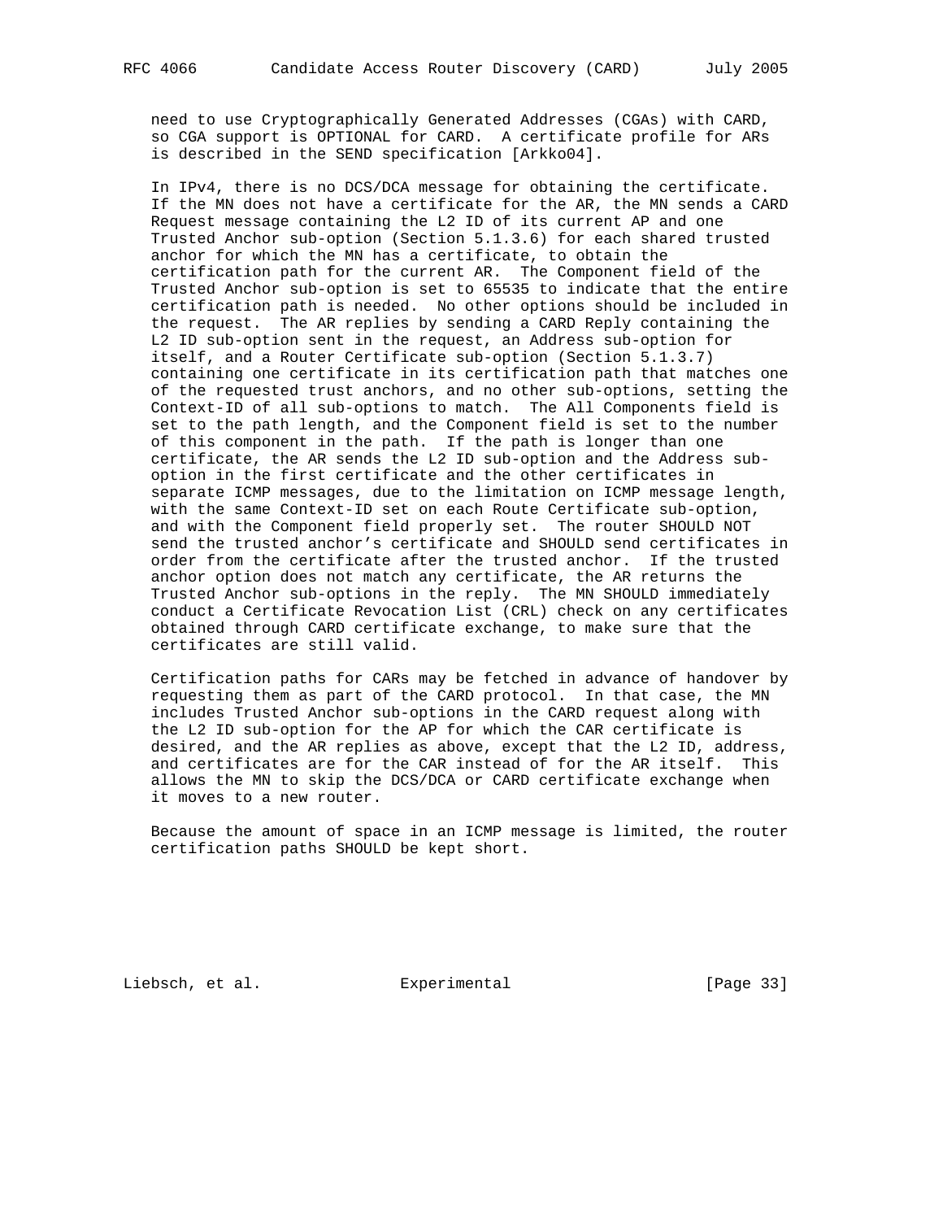need to use Cryptographically Generated Addresses (CGAs) with CARD, so CGA support is OPTIONAL for CARD. A certificate profile for ARs is described in the SEND specification [Arkko04].

In IPv4, there is no DCS/DCA message for obtaining the certificate. If the MN does not have a certificate for the AR, the MN sends a CARD Request message containing the L2 ID of its current AP and one Trusted Anchor sub-option (Section 5.1.3.6) for each shared trusted anchor for which the MN has a certificate, to obtain the certification path for the current AR. The Component field of the Trusted Anchor sub-option is set to 65535 to indicate that the entire certification path is needed. No other options should be included in the request. The AR replies by sending a CARD Reply containing the L2 ID sub-option sent in the request, an Address sub-option for itself, and a Router Certificate sub-option (Section 5.1.3.7) containing one certificate in its certification path that matches one of the requested trust anchors, and no other sub-options, setting the Context-ID of all sub-options to match. The All Components field is set to the path length, and the Component field is set to the number of this component in the path. If the path is longer than one certificate, the AR sends the L2 ID sub-option and the Address sub-option in the first certificate and the other certificates in separate ICMP messages, due to the limitation on ICMP message length, with the same Context-ID set on each Route Certificate sub-option, and with the Component field properly set. The router SHOULD NOT send the trusted anchor's certificate and SHOULD send certificates in order from the certificate after the trusted anchor. If the trusted anchor option does not match any certificate, the AR returns the Trusted Anchor sub-options in the reply. The MN SHOULD immediately conduct a Certificate Revocation List (CRL) check on any certificates obtained through CARD certificate exchange, to make sure that the certificates are still valid.

Certification paths for CARs may be fetched in advance of handover by requesting them as part of the CARD protocol. In that case, the MN includes Trusted Anchor sub-options in the CARD request along with the L2 ID sub-option for the AP for which the CAR certificate is desired, and the AR replies as above, except that the L2 ID, address, and certificates are for the CAR instead of for the AR itself. This allows the MN to skip the DCS/DCA or CARD certificate exchange when it moves to a new router.

Because the amount of space in an ICMP message is limited, the router certification paths SHOULD be kept short.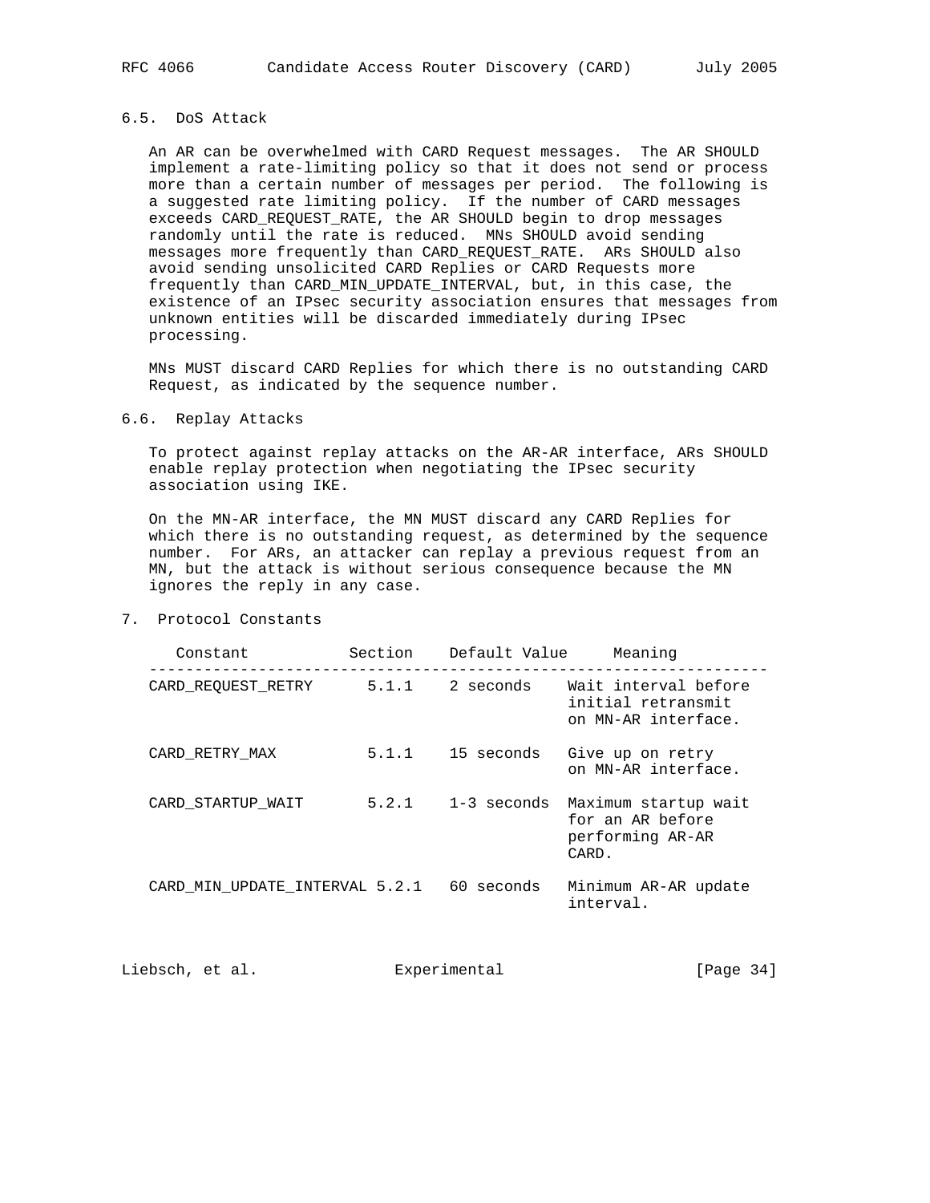### 6.5. DoS Attack

An AR can be overwhelmed with CARD Request messages. The AR SHOULD implement a rate-limiting policy so that it does not send or process more than a certain number of messages per period. The following is a suggested rate limiting policy. If the number of CARD messages exceeds CARD_REQUEST_RATE, the AR SHOULD begin to drop messages randomly until the rate is reduced. MNs SHOULD avoid sending messages more frequently than CARD_REQUEST_RATE. ARs SHOULD also avoid sending unsolicited CARD Replies or CARD Requests more frequently than CARD_MIN_UPDATE_INTERVAL, but, in this case, the existence of an IPsec security association ensures that messages from unknown entities will be discarded immediately during IPsec processing.

MNs MUST discard CARD Replies for which there is no outstanding CARD Request, as indicated by the sequence number.

### 6.6. Replay Attacks

To protect against replay attacks on the AR-AR interface, ARs SHOULD enable replay protection when negotiating the IPsec security association using IKE.

On the MN-AR interface, the MN MUST discard any CARD Replies for which there is no outstanding request, as determined by the sequence number. For ARs, an attacker can replay a previous request from an MN, but the attack is without serious consequence because the MN ignores the reply in any case.

## 7. Protocol Constants

| Constant | Section | Default Value | Meaning |
|---|---|---|---|
| CARD_REQUEST_RETRY | 5.1.1 | 2 seconds | Wait interval before initial retransmit on MN-AR interface. |
| CARD_RETRY_MAX | 5.1.1 | 15 seconds | Give up on retry on MN-AR interface. |
| CARD_STARTUP_WAIT | 5.2.1 | 1-3 seconds | Maximum startup wait for an AR before performing AR-AR CARD. |
| CARD_MIN_UPDATE_INTERVAL | 5.2.1 | 60 seconds | Minimum AR-AR update interval. |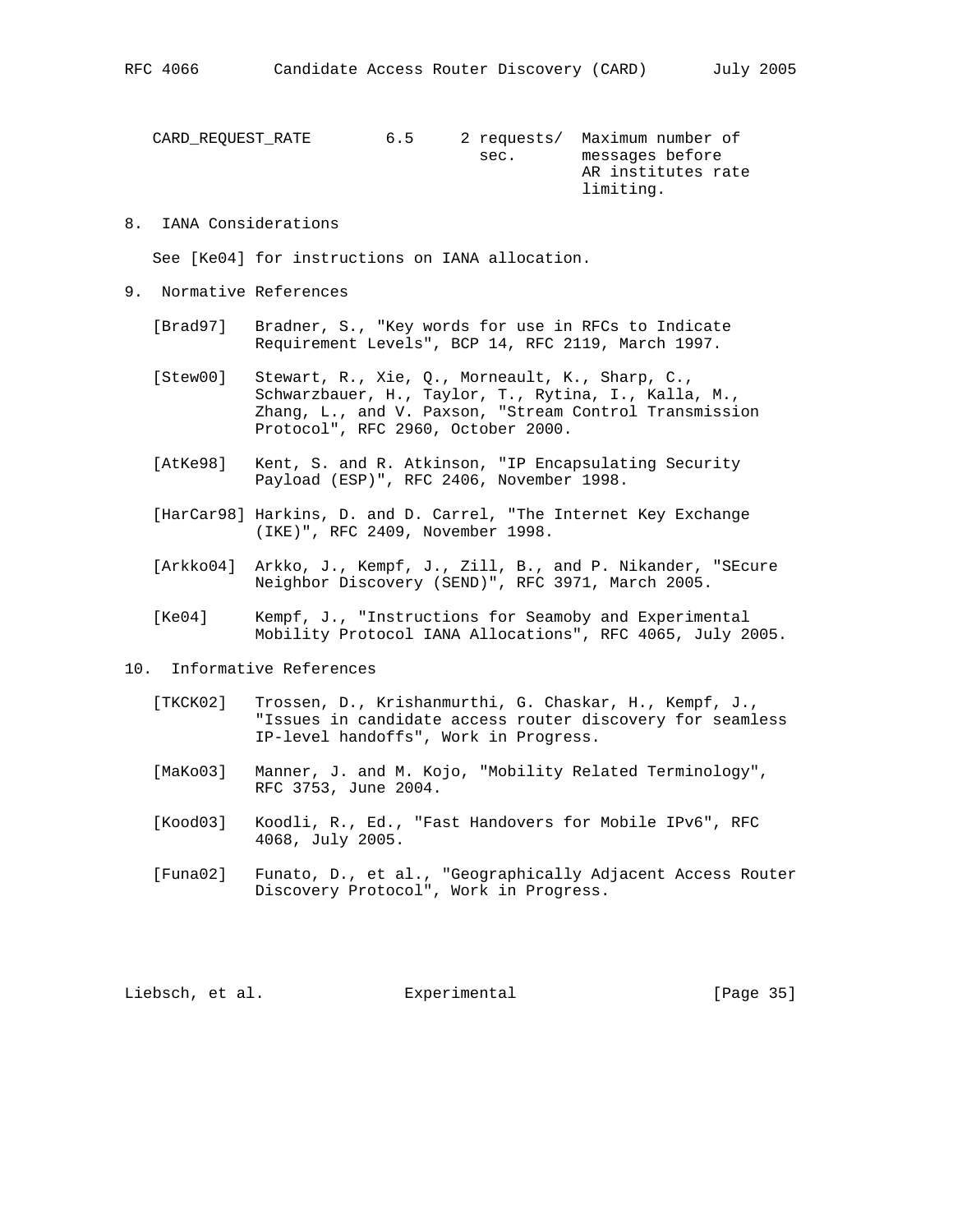| CARD_REQUEST_RATE | 6.5 | 2 requests/ sec. | Maximum number of messages before AR institutes rate limiting. |
|---|---|---|---|

## 8. IANA Considerations

See [Ke04] for instructions on IANA allocation.

## 9. Normative References

[Brad97] Bradner, S., "Key words for use in RFCs to Indicate Requirement Levels", BCP 14, RFC 2119, March 1997.

[Stew00] Stewart, R., Xie, Q., Morneault, K., Sharp, C., Schwarzbauer, H., Taylor, T., Rytina, I., Kalla, M., Zhang, L., and V. Paxson, "Stream Control Transmission Protocol", RFC 2960, October 2000.

[AtKe98] Kent, S. and R. Atkinson, "IP Encapsulating Security Payload (ESP)", RFC 2406, November 1998.

[HarCar98] Harkins, D. and D. Carrel, "The Internet Key Exchange (IKE)", RFC 2409, November 1998.

[Arkko04] Arkko, J., Kempf, J., Zill, B., and P. Nikander, "SEcure Neighbor Discovery (SEND)", RFC 3971, March 2005.

[Ke04] Kempf, J., "Instructions for Seamoby and Experimental Mobility Protocol IANA Allocations", RFC 4065, July 2005.

## 10. Informative References

[TKCK02] Trossen, D., Krishanmurthi, G. Chaskar, H., Kempf, J., "Issues in candidate access router discovery for seamless IP-level handoffs", Work in Progress.

[MaKo03] Manner, J. and M. Kojo, "Mobility Related Terminology", RFC 3753, June 2004.

[Kood03] Koodli, R., Ed., "Fast Handovers for Mobile IPv6", RFC 4068, July 2005.

[Funa02] Funato, D., et al., "Geographically Adjacent Access Router Discovery Protocol", Work in Progress.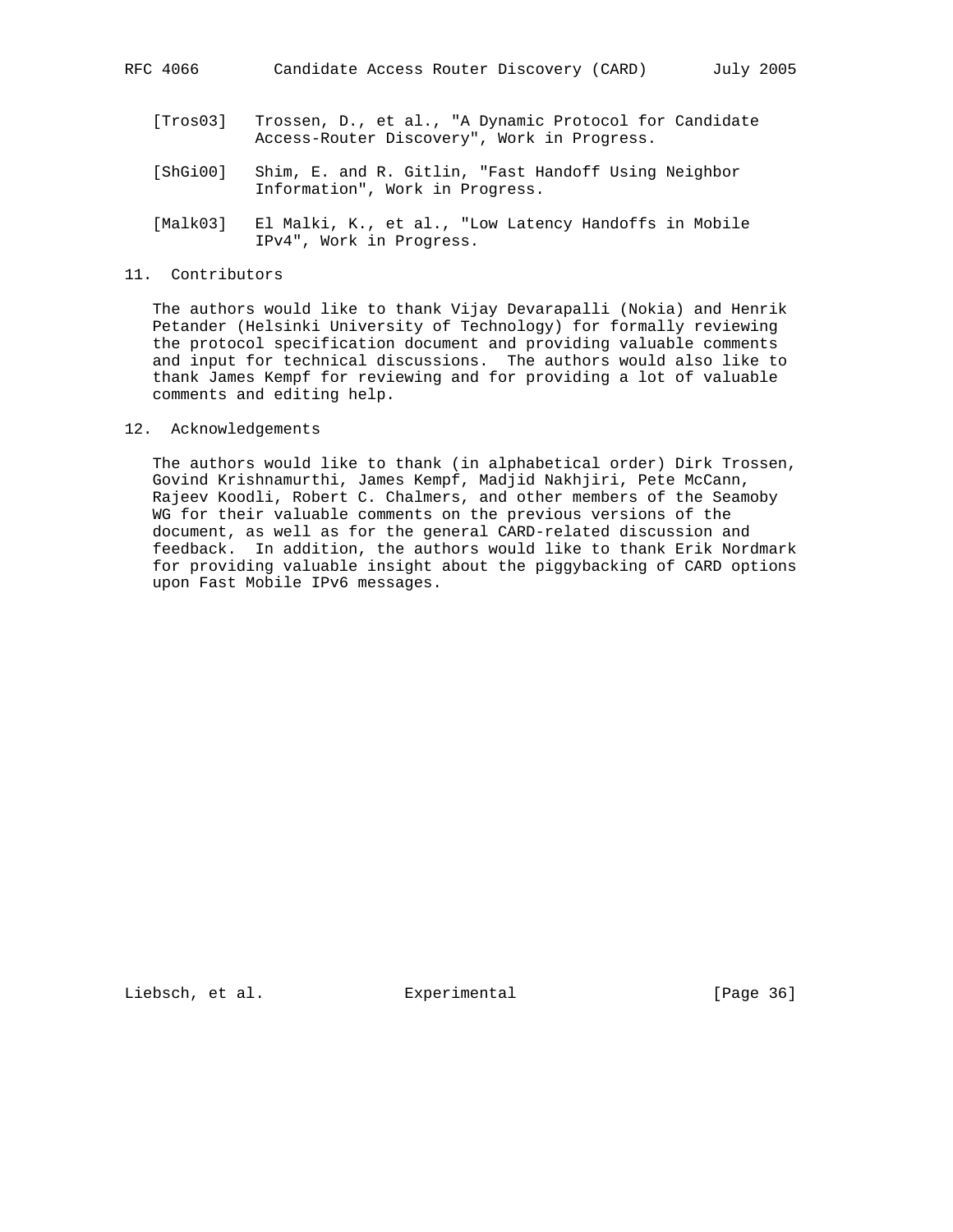[Tros03] Trossen, D., et al., "A Dynamic Protocol for Candidate Access-Router Discovery", Work in Progress.

[ShGi00] Shim, E. and R. Gitlin, "Fast Handoff Using Neighbor Information", Work in Progress.

[Malk03] El Malki, K., et al., "Low Latency Handoffs in Mobile IPv4", Work in Progress.

## 11. Contributors

The authors would like to thank Vijay Devarapalli (Nokia) and Henrik Petander (Helsinki University of Technology) for formally reviewing the protocol specification document and providing valuable comments and input for technical discussions. The authors would also like to thank James Kempf for reviewing and for providing a lot of valuable comments and editing help.

## 12. Acknowledgements

The authors would like to thank (in alphabetical order) Dirk Trossen, Govind Krishnamurthi, James Kempf, Madjid Nakhjiri, Pete McCann, Rajeev Koodli, Robert C. Chalmers, and other members of the Seamoby WG for their valuable comments on the previous versions of the document, as well as for the general CARD-related discussion and feedback. In addition, the authors would like to thank Erik Nordmark for providing valuable insight about the piggybacking of CARD options upon Fast Mobile IPv6 messages.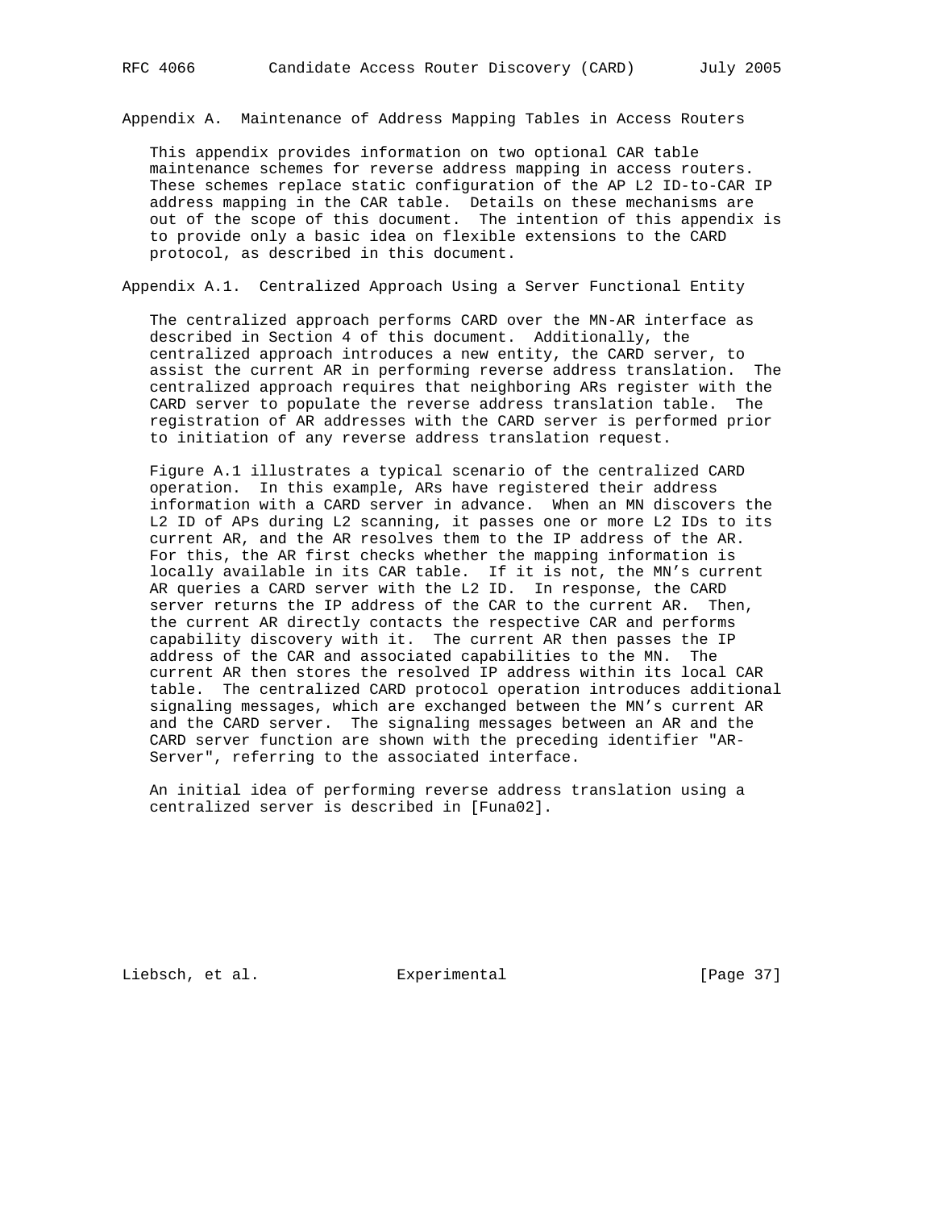## Appendix A. Maintenance of Address Mapping Tables in Access Routers

This appendix provides information on two optional CAR table maintenance schemes for reverse address mapping in access routers. These schemes replace static configuration of the AP L2 ID-to-CAR IP address mapping in the CAR table. Details on these mechanisms are out of the scope of this document. The intention of this appendix is to provide only a basic idea on flexible extensions to the CARD protocol, as described in this document.

### Appendix A.1. Centralized Approach Using a Server Functional Entity

The centralized approach performs CARD over the MN-AR interface as described in Section 4 of this document. Additionally, the centralized approach introduces a new entity, the CARD server, to assist the current AR in performing reverse address translation. The centralized approach requires that neighboring ARs register with the CARD server to populate the reverse address translation table. The registration of AR addresses with the CARD server is performed prior to initiation of any reverse address translation request.

Figure A.1 illustrates a typical scenario of the centralized CARD operation. In this example, ARs have registered their address information with a CARD server in advance. When an MN discovers the L2 ID of APs during L2 scanning, it passes one or more L2 IDs to its current AR, and the AR resolves them to the IP address of the AR. For this, the AR first checks whether the mapping information is locally available in its CAR table. If it is not, the MN's current AR queries a CARD server with the L2 ID. In response, the CARD server returns the IP address of the CAR to the current AR. Then, the current AR directly contacts the respective CAR and performs capability discovery with it. The current AR then passes the IP address of the CAR and associated capabilities to the MN. The current AR then stores the resolved IP address within its local CAR table. The centralized CARD protocol operation introduces additional signaling messages, which are exchanged between the MN's current AR and the CARD server. The signaling messages between an AR and the CARD server function are shown with the preceding identifier "AR-Server", referring to the associated interface.

An initial idea of performing reverse address translation using a centralized server is described in [Funa02].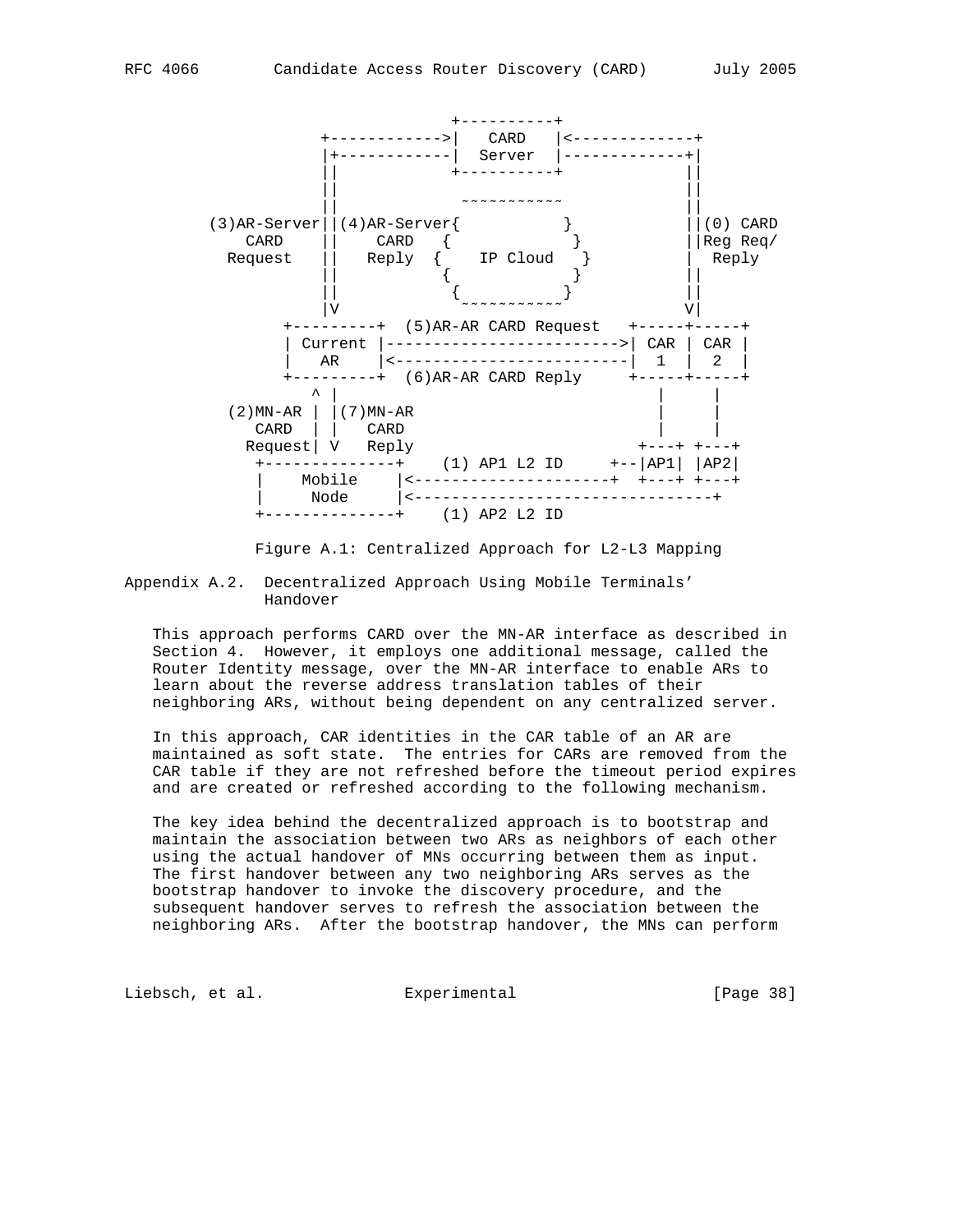```
                          +----------+
             +------------>|   CARD   |<-------------+
             |+------------|  Server  |-------------+|
             ||            +----------+             ||
             ||                                     ||
             ||              ~~~~~~~~~~~            ||
 (3)AR-Server||(4)AR-Server{           }            ||(0) CARD
    CARD     ||    CARD   {             }           ||Reg Req/
  Request    ||   Reply  {    IP Cloud   }          |  Reply
             ||           {             }           ||
             ||            {           }            ||
             |V              ~~~~~~~~~~~            V|
         +---------+  (5)AR-AR CARD Request   +-----+-----+
         | Current |------------------------->| CAR | CAR |
         |   AR    |<-------------------------|  1  |  2  |
         +---------+  (6)AR-AR CARD Reply     +-----+-----+
              ^ |                                |     |
   (2)MN-AR | |(7)MN-AR                          |     |
      CARD  | |   CARD                           |     |
    Request| V   Reply                        +---+ +---+
      +--------------+    (1) AP1 L2 ID     +--|AP1| |AP2|
      |    Mobile    |<---------------------+  +---+ +---+
      |     Node     |<--------------------------------+
      +--------------+    (1) AP2 L2 ID
```

Figure A.1: Centralized Approach for L2-L3 Mapping

Appendix A.2. Decentralized Approach Using Mobile Terminals' Handover

This approach performs CARD over the MN-AR interface as described in Section 4. However, it employs one additional message, called the Router Identity message, over the MN-AR interface to enable ARs to learn about the reverse address translation tables of their neighboring ARs, without being dependent on any centralized server.

In this approach, CAR identities in the CAR table of an AR are maintained as soft state. The entries for CARs are removed from the CAR table if they are not refreshed before the timeout period expires and are created or refreshed according to the following mechanism.

The key idea behind the decentralized approach is to bootstrap and maintain the association between two ARs as neighbors of each other using the actual handover of MNs occurring between them as input. The first handover between any two neighboring ARs serves as the bootstrap handover to invoke the discovery procedure, and the subsequent handover serves to refresh the association between the neighboring ARs. After the bootstrap handover, the MNs can perform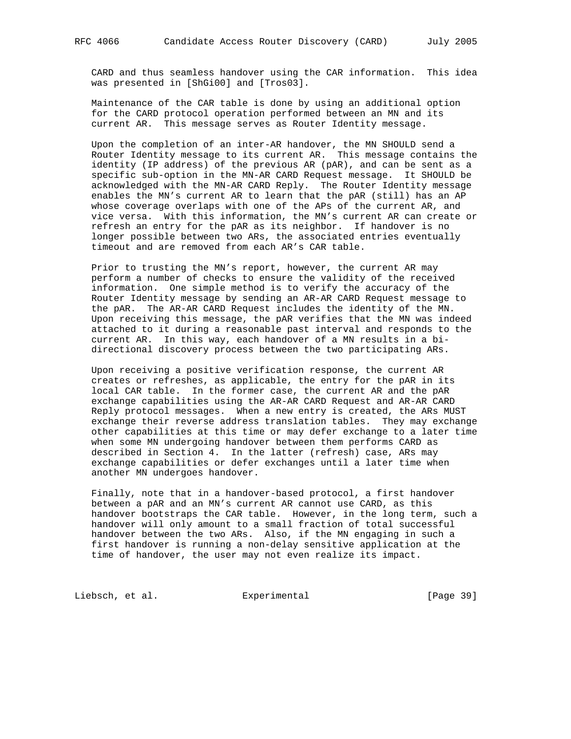CARD and thus seamless handover using the CAR information. This idea was presented in [ShGi00] and [Tros03].

Maintenance of the CAR table is done by using an additional option for the CARD protocol operation performed between an MN and its current AR. This message serves as Router Identity message.

Upon the completion of an inter-AR handover, the MN SHOULD send a Router Identity message to its current AR. This message contains the identity (IP address) of the previous AR (pAR), and can be sent as a specific sub-option in the MN-AR CARD Request message. It SHOULD be acknowledged with the MN-AR CARD Reply. The Router Identity message enables the MN's current AR to learn that the pAR (still) has an AP whose coverage overlaps with one of the APs of the current AR, and vice versa. With this information, the MN's current AR can create or refresh an entry for the pAR as its neighbor. If handover is no longer possible between two ARs, the associated entries eventually timeout and are removed from each AR's CAR table.

Prior to trusting the MN's report, however, the current AR may perform a number of checks to ensure the validity of the received information. One simple method is to verify the accuracy of the Router Identity message by sending an AR-AR CARD Request message to the pAR. The AR-AR CARD Request includes the identity of the MN. Upon receiving this message, the pAR verifies that the MN was indeed attached to it during a reasonable past interval and responds to the current AR. In this way, each handover of a MN results in a bi-directional discovery process between the two participating ARs.

Upon receiving a positive verification response, the current AR creates or refreshes, as applicable, the entry for the pAR in its local CAR table. In the former case, the current AR and the pAR exchange capabilities using the AR-AR CARD Request and AR-AR CARD Reply protocol messages. When a new entry is created, the ARs MUST exchange their reverse address translation tables. They may exchange other capabilities at this time or may defer exchange to a later time when some MN undergoing handover between them performs CARD as described in Section 4. In the latter (refresh) case, ARs may exchange capabilities or defer exchanges until a later time when another MN undergoes handover.

Finally, note that in a handover-based protocol, a first handover between a pAR and an MN's current AR cannot use CARD, as this handover bootstraps the CAR table. However, in the long term, such a handover will only amount to a small fraction of total successful handover between the two ARs. Also, if the MN engaging in such a first handover is running a non-delay sensitive application at the time of handover, the user may not even realize its impact.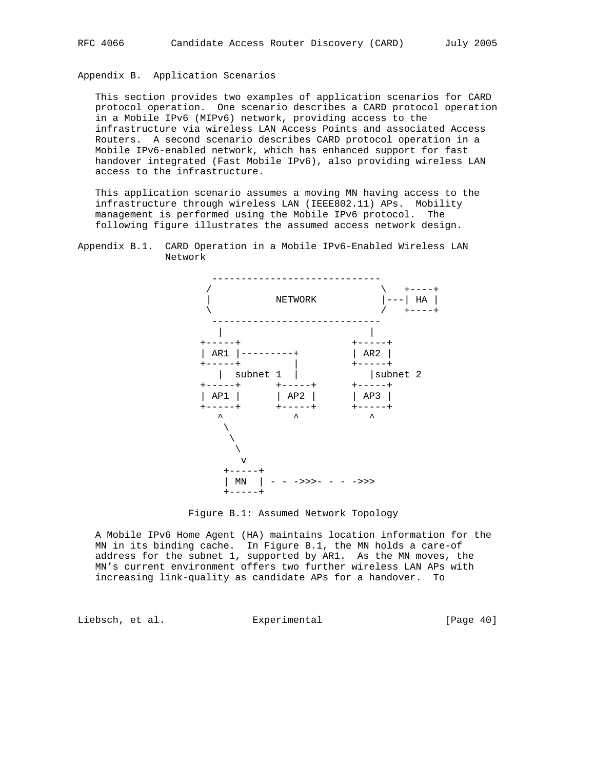## Appendix B. Application Scenarios

This section provides two examples of application scenarios for CARD protocol operation. One scenario describes a CARD protocol operation in a Mobile IPv6 (MIPv6) network, providing access to the infrastructure via wireless LAN Access Points and associated Access Routers. A second scenario describes CARD protocol operation in a Mobile IPv6-enabled network, which has enhanced support for fast handover integrated (Fast Mobile IPv6), also providing wireless LAN access to the infrastructure.

This application scenario assumes a moving MN having access to the infrastructure through wireless LAN (IEEE802.11) APs. Mobility management is performed using the Mobile IPv6 protocol. The following figure illustrates the assumed access network design.

### Appendix B.1. CARD Operation in a Mobile IPv6-Enabled Wireless LAN Network

```
          -----------------------------
         /                             \   +----+
         |           NETWORK           |---| HA |
         \                             /   +----+
          -----------------------------
           |                          |
        +-----+                    +-----+
        | AR1 |---------+          | AR2 |
        +-----+         |          +-----+
           |  subnet 1  |             |subnet 2
        +-----+      +-----+       +-----+
        | AP1 |      | AP2 |       | AP3 |
        +-----+      +-----+       +-----+
           ^            ^             ^
            \
             \
              \
               v
           +-----+
           | MN  | - - ->>>- - - ->>>
           +-----+
```

Figure B.1: Assumed Network Topology

A Mobile IPv6 Home Agent (HA) maintains location information for the MN in its binding cache. In Figure B.1, the MN holds a care-of address for the subnet 1, supported by AR1. As the MN moves, the MN's current environment offers two further wireless LAN APs with increasing link-quality as candidate APs for a handover. To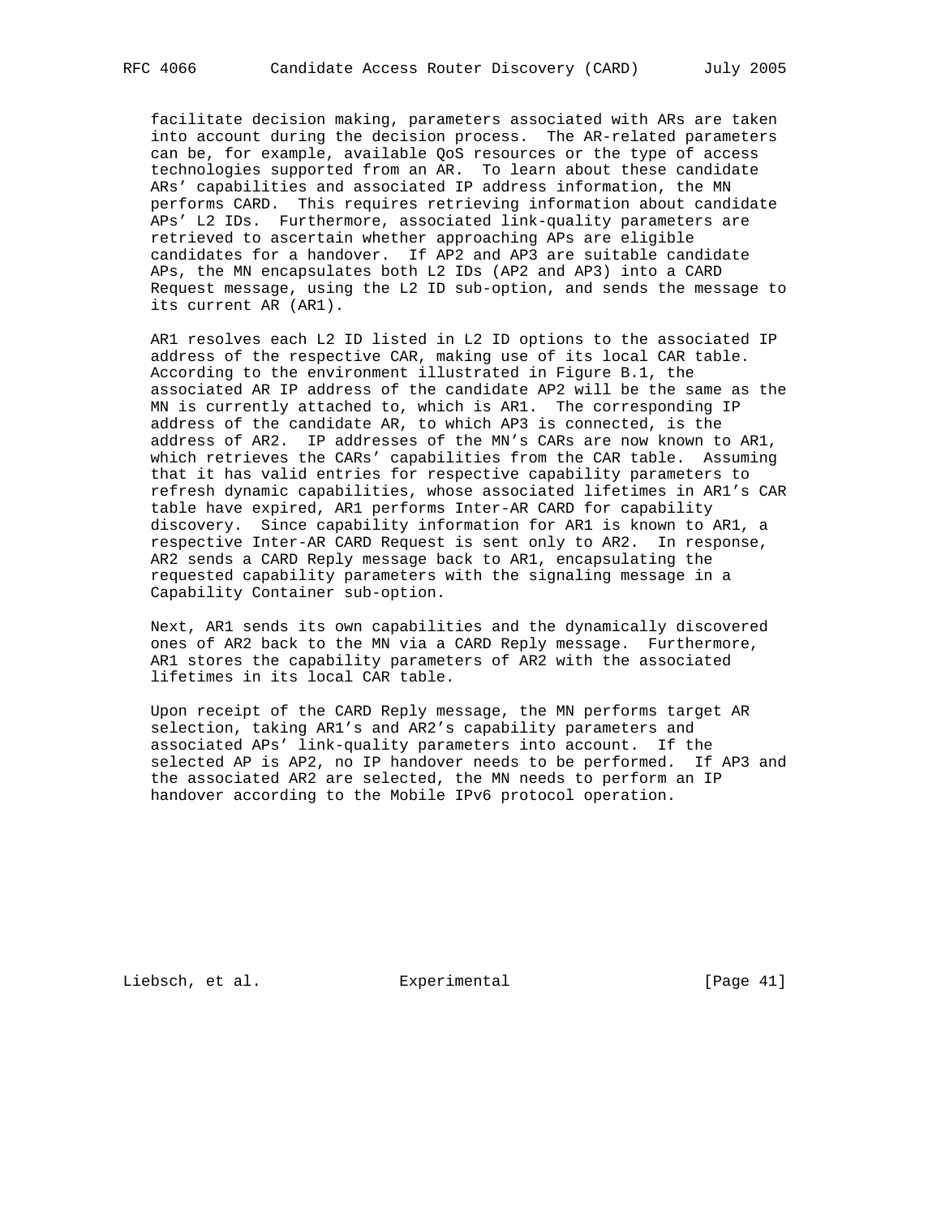facilitate decision making, parameters associated with ARs are taken into account during the decision process. The AR-related parameters can be, for example, available QoS resources or the type of access technologies supported from an AR. To learn about these candidate ARs' capabilities and associated IP address information, the MN performs CARD. This requires retrieving information about candidate APs' L2 IDs. Furthermore, associated link-quality parameters are retrieved to ascertain whether approaching APs are eligible candidates for a handover. If AP2 and AP3 are suitable candidate APs, the MN encapsulates both L2 IDs (AP2 and AP3) into a CARD Request message, using the L2 ID sub-option, and sends the message to its current AR (AR1).

AR1 resolves each L2 ID listed in L2 ID options to the associated IP address of the respective CAR, making use of its local CAR table. According to the environment illustrated in Figure B.1, the associated AR IP address of the candidate AP2 will be the same as the MN is currently attached to, which is AR1. The corresponding IP address of the candidate AR, to which AP3 is connected, is the address of AR2. IP addresses of the MN's CARs are now known to AR1, which retrieves the CARs' capabilities from the CAR table. Assuming that it has valid entries for respective capability parameters to refresh dynamic capabilities, whose associated lifetimes in AR1's CAR table have expired, AR1 performs Inter-AR CARD for capability discovery. Since capability information for AR1 is known to AR1, a respective Inter-AR CARD Request is sent only to AR2. In response, AR2 sends a CARD Reply message back to AR1, encapsulating the requested capability parameters with the signaling message in a Capability Container sub-option.

Next, AR1 sends its own capabilities and the dynamically discovered ones of AR2 back to the MN via a CARD Reply message. Furthermore, AR1 stores the capability parameters of AR2 with the associated lifetimes in its local CAR table.

Upon receipt of the CARD Reply message, the MN performs target AR selection, taking AR1's and AR2's capability parameters and associated APs' link-quality parameters into account. If the selected AP is AP2, no IP handover needs to be performed. If AP3 and the associated AR2 are selected, the MN needs to perform an IP handover according to the Mobile IPv6 protocol operation.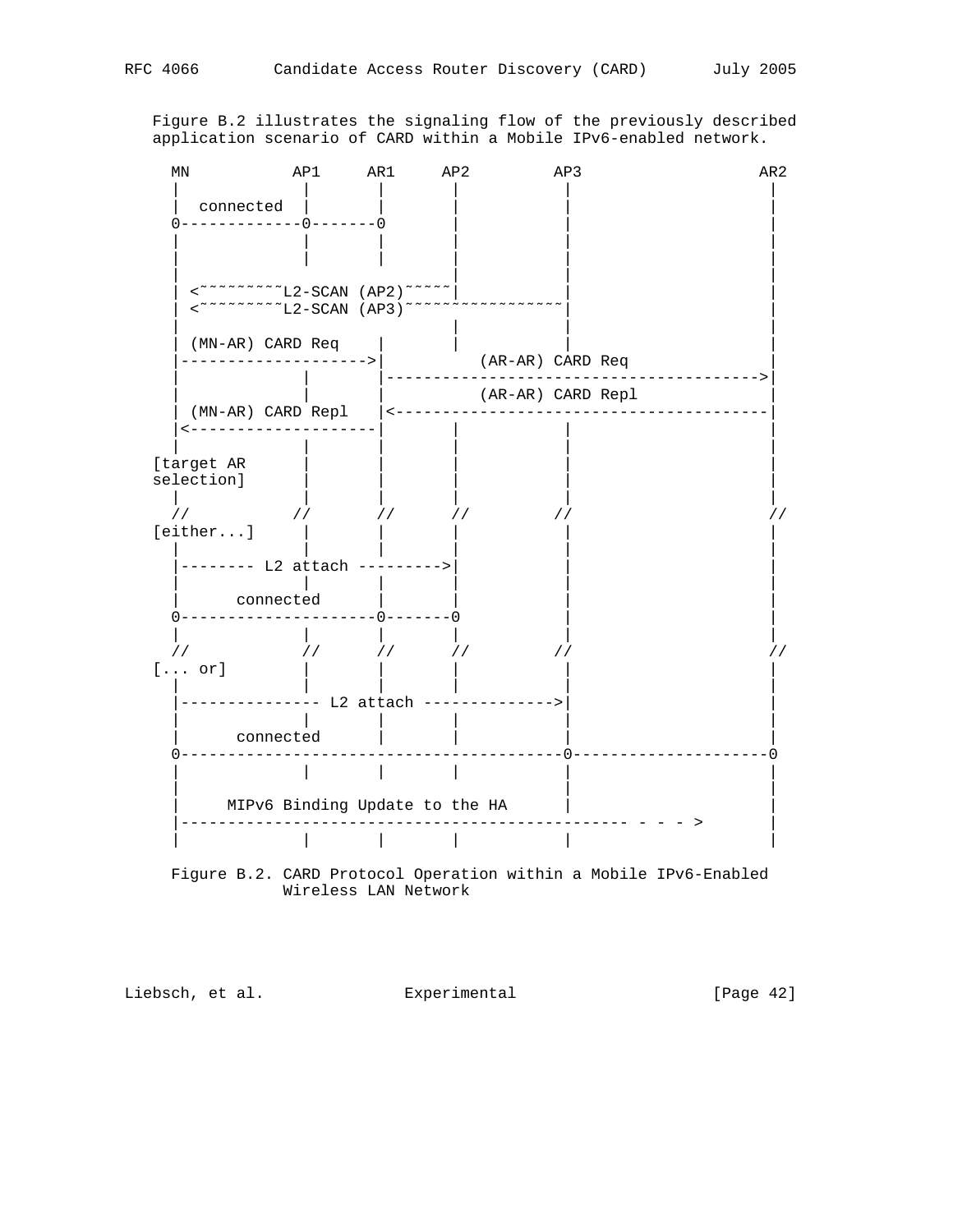Figure B.2 illustrates the signaling flow of the previously described application scenario of CARD within a Mobile IPv6-enabled network.

```
  MN           AP1     AR1     AP2         AP3                 AR2
   |             |       |       |           |                   |
   |  connected  |       |       |           |                   |
   0-------------0-------0       |           |                   |
   |             |       |       |           |                   |
   |             |       |       |           |                   |
   |                             |           |                   |
   | <~~~~~~~~~~L2-SCAN (AP2)~~~~~|           |                   |
   | <~~~~~~~~~~L2-SCAN (AP3)~~~~~~~~~~~~~~~~~|                   |
   |                             |           |                   |
   | (MN-AR) CARD Req    |       |           |                   |
   |-------------------->|         (AR-AR) CARD Req              |
   |             |       |-------------------------------------->|
   |             |       |         (AR-AR) CARD Repl             |
   | (MN-AR) CARD Repl   |<--------------------------------------|
   |<--------------------|       |           |                   |
   |             |       |       |           |                   |
 [target AR      |       |       |           |                   |
 selection]      |       |       |           |                   |
   |             |       |       |           |                   |
  //           //       //      //         //                  //
 [either...]     |       |       |           |                   |
   |             |       |       |           |                   |
   |-------- L2 attach --------->|           |                   |
   |             |       |       |           |                   |
   |      connected      |       |           |                   |
   0---------------------0-------0           |                   |
   |             |       |       |           |                   |
  //            //      //      //         //                  //
 [... or]        |       |       |           |                   |
   |             |       |       |           |                   |
   |--------------- L2 attach -------------->|                   |
   |             |       |       |           |                   |
   |      connected      |       |           |                   |
   0-----------------------------------------0-------------------0
   |             |       |       |           |                   |
   |                                         |                   |
   |     MIPv6 Binding Update to the HA      |                   |
   |------------------------------------------------ - - - >     |
   |             |       |       |           |                   |
```

Figure B.2. CARD Protocol Operation within a Mobile IPv6-Enabled Wireless LAN Network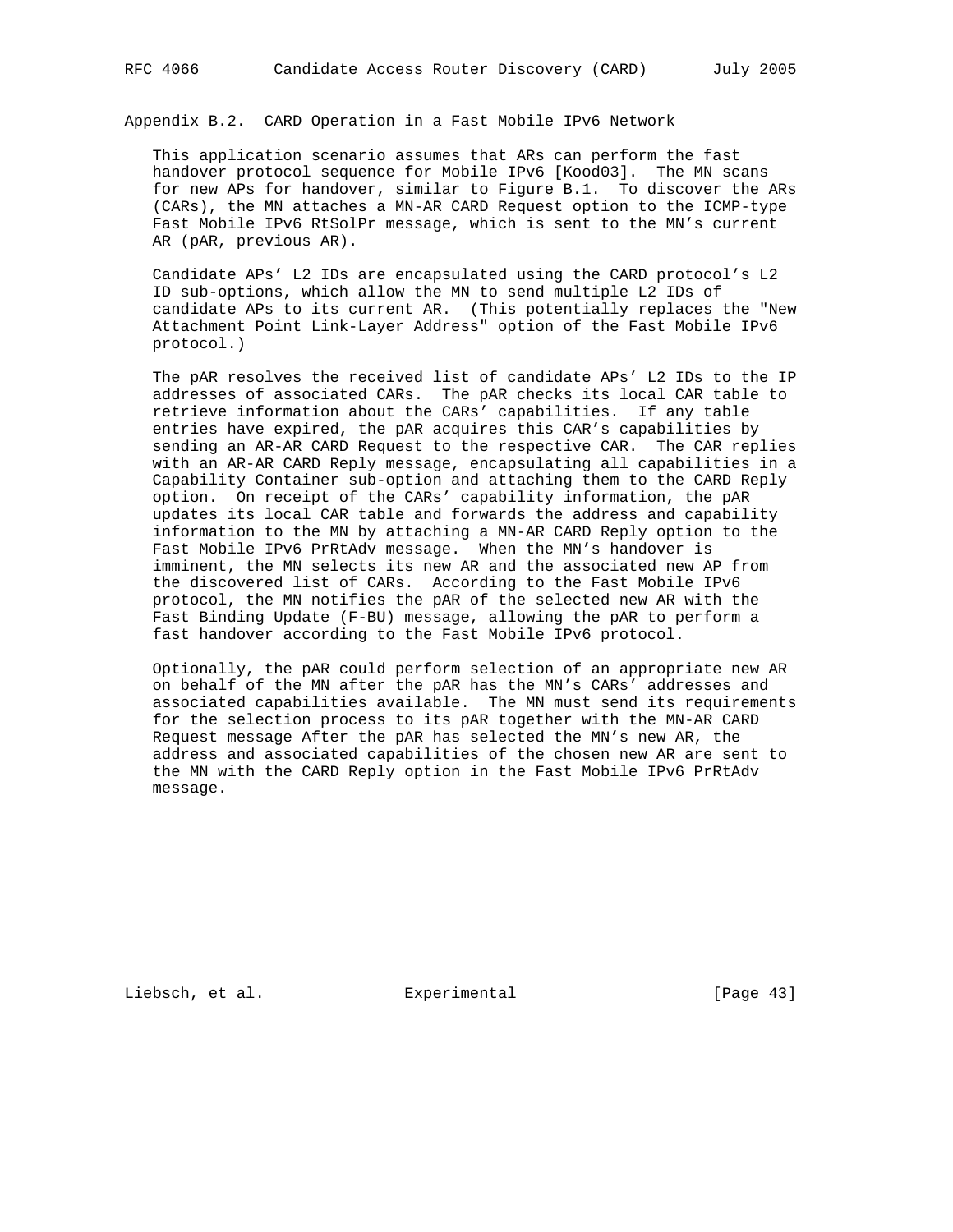## Appendix B.2. CARD Operation in a Fast Mobile IPv6 Network

This application scenario assumes that ARs can perform the fast handover protocol sequence for Mobile IPv6 [Kood03]. The MN scans for new APs for handover, similar to Figure B.1. To discover the ARs (CARs), the MN attaches a MN-AR CARD Request option to the ICMP-type Fast Mobile IPv6 RtSolPr message, which is sent to the MN's current AR (pAR, previous AR).

Candidate APs' L2 IDs are encapsulated using the CARD protocol's L2 ID sub-options, which allow the MN to send multiple L2 IDs of candidate APs to its current AR. (This potentially replaces the "New Attachment Point Link-Layer Address" option of the Fast Mobile IPv6 protocol.)

The pAR resolves the received list of candidate APs' L2 IDs to the IP addresses of associated CARs. The pAR checks its local CAR table to retrieve information about the CARs' capabilities. If any table entries have expired, the pAR acquires this CAR's capabilities by sending an AR-AR CARD Request to the respective CAR. The CAR replies with an AR-AR CARD Reply message, encapsulating all capabilities in a Capability Container sub-option and attaching them to the CARD Reply option. On receipt of the CARs' capability information, the pAR updates its local CAR table and forwards the address and capability information to the MN by attaching a MN-AR CARD Reply option to the Fast Mobile IPv6 PrRtAdv message. When the MN's handover is imminent, the MN selects its new AR and the associated new AP from the discovered list of CARs. According to the Fast Mobile IPv6 protocol, the MN notifies the pAR of the selected new AR with the Fast Binding Update (F-BU) message, allowing the pAR to perform a fast handover according to the Fast Mobile IPv6 protocol.

Optionally, the pAR could perform selection of an appropriate new AR on behalf of the MN after the pAR has the MN's CARs' addresses and associated capabilities available. The MN must send its requirements for the selection process to its pAR together with the MN-AR CARD Request message After the pAR has selected the MN's new AR, the address and associated capabilities of the chosen new AR are sent to the MN with the CARD Reply option in the Fast Mobile IPv6 PrRtAdv message.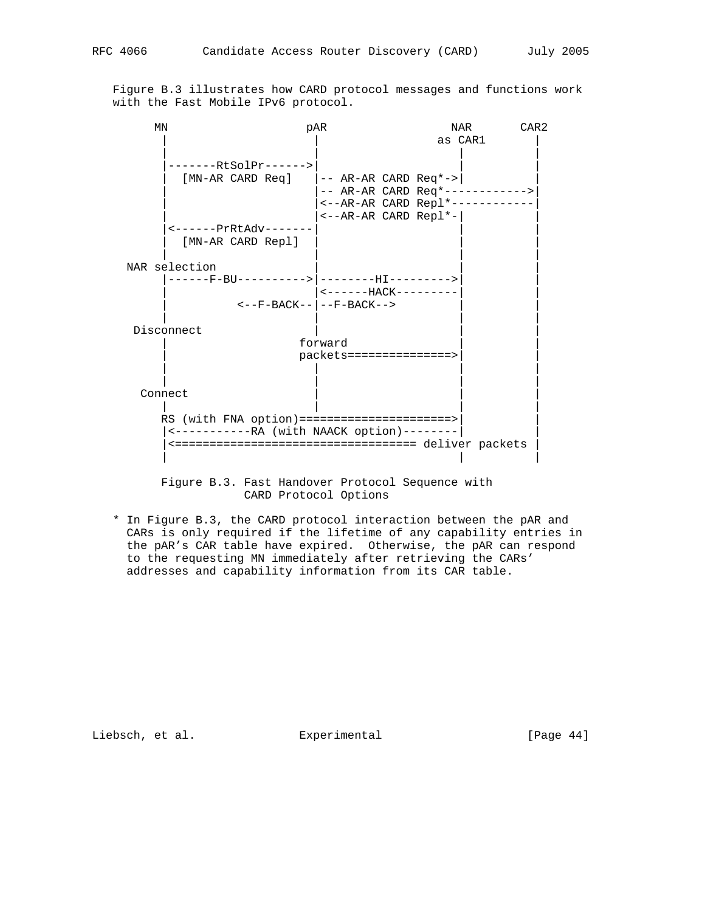Figure B.3 illustrates how CARD protocol messages and functions work with the Fast Mobile IPv6 protocol.

```
      MN                   pAR                  NAR       CAR2
       |                    |                 as CAR1       |
       |                    |                    |          |
       |-------RtSolPr------>|                    |          |
       |  [MN-AR CARD Req]   |-- AR-AR CARD Req*->|          |
       |                    |-- AR-AR CARD Req*------------>|
       |                    |<--AR-AR CARD Repl*------------|
       |                    |<--AR-AR CARD Repl*-|          |
       |<------PrRtAdv-------|                    |          |
       |  [MN-AR CARD Repl]  |                    |          |
       |                    |                    |          |
   NAR selection            |                    |          |
       |------F-BU---------->|--------HI--------->|          |
       |                    |<------HACK---------|          |
       |          <--F-BACK--|--F-BACK-->         |          |
       |                    |                    |          |
    Disconnect              |                    |          |
       |                  forward                |          |
       |                  packets===============>|          |
       |                    |                    |          |
       |                    |                    |          |
     Connect                |                    |          |
       |                    |                    |          |
       RS (with FNA option)======================>|          |
       |<-----------RA (with NAACK option)--------|          |
       |<================================== deliver packets |
       |                                         |          |
```

Figure B.3. Fast Handover Protocol Sequence with CARD Protocol Options

\* In Figure B.3, the CARD protocol interaction between the pAR and CARs is only required if the lifetime of any capability entries in the pAR's CAR table have expired. Otherwise, the pAR can respond to the requesting MN immediately after retrieving the CARs' addresses and capability information from its CAR table.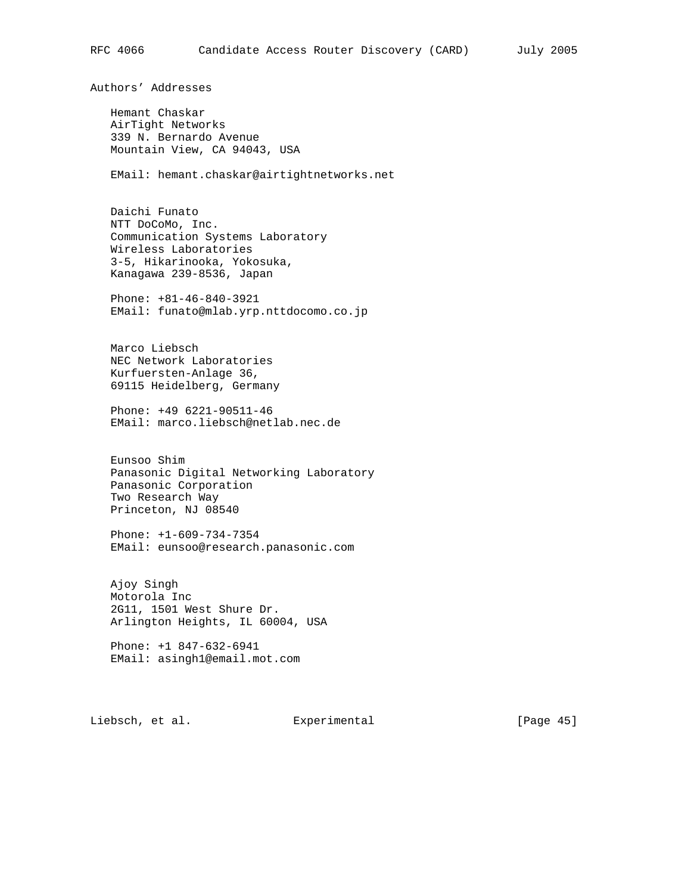## Authors' Addresses

Hemant Chaskar
AirTight Networks
339 N. Bernardo Avenue
Mountain View, CA 94043, USA

EMail: hemant.chaskar@airtightnetworks.net

Daichi Funato
NTT DoCoMo, Inc.
Communication Systems Laboratory
Wireless Laboratories
3-5, Hikarinooka, Yokosuka,
Kanagawa 239-8536, Japan

Phone: +81-46-840-3921
EMail: funato@mlab.yrp.nttdocomo.co.jp

Marco Liebsch
NEC Network Laboratories
Kurfuersten-Anlage 36,
69115 Heidelberg, Germany

Phone: +49 6221-90511-46
EMail: marco.liebsch@netlab.nec.de

Eunsoo Shim
Panasonic Digital Networking Laboratory
Panasonic Corporation
Two Research Way
Princeton, NJ 08540

Phone: +1-609-734-7354
EMail: eunsoo@research.panasonic.com

Ajoy Singh
Motorola Inc
2G11, 1501 West Shure Dr.
Arlington Heights, IL 60004, USA

Phone: +1 847-632-6941
EMail: asingh1@email.mot.com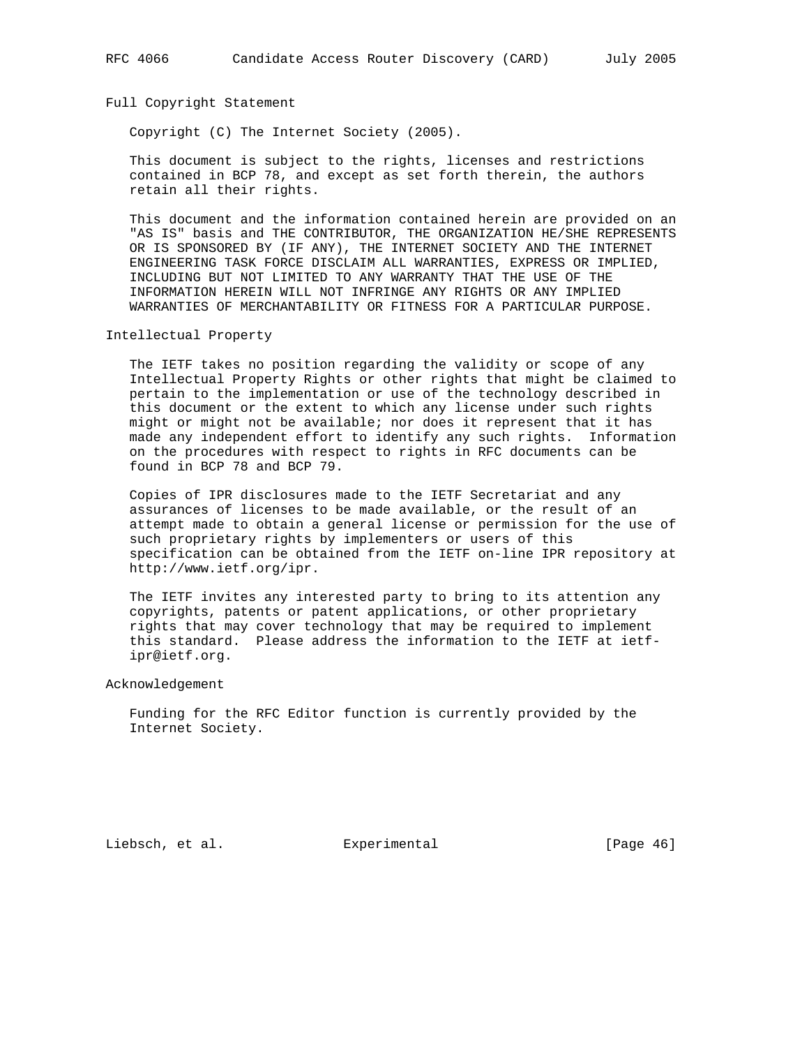## Full Copyright Statement

Copyright (C) The Internet Society (2005).

This document is subject to the rights, licenses and restrictions contained in BCP 78, and except as set forth therein, the authors retain all their rights.

This document and the information contained herein are provided on an "AS IS" basis and THE CONTRIBUTOR, THE ORGANIZATION HE/SHE REPRESENTS OR IS SPONSORED BY (IF ANY), THE INTERNET SOCIETY AND THE INTERNET ENGINEERING TASK FORCE DISCLAIM ALL WARRANTIES, EXPRESS OR IMPLIED, INCLUDING BUT NOT LIMITED TO ANY WARRANTY THAT THE USE OF THE INFORMATION HEREIN WILL NOT INFRINGE ANY RIGHTS OR ANY IMPLIED WARRANTIES OF MERCHANTABILITY OR FITNESS FOR A PARTICULAR PURPOSE.

## Intellectual Property

The IETF takes no position regarding the validity or scope of any Intellectual Property Rights or other rights that might be claimed to pertain to the implementation or use of the technology described in this document or the extent to which any license under such rights might or might not be available; nor does it represent that it has made any independent effort to identify any such rights. Information on the procedures with respect to rights in RFC documents can be found in BCP 78 and BCP 79.

Copies of IPR disclosures made to the IETF Secretariat and any assurances of licenses to be made available, or the result of an attempt made to obtain a general license or permission for the use of such proprietary rights by implementers or users of this specification can be obtained from the IETF on-line IPR repository at http://www.ietf.org/ipr.

The IETF invites any interested party to bring to its attention any copyrights, patents or patent applications, or other proprietary rights that may cover technology that may be required to implement this standard. Please address the information to the IETF at ietf-ipr@ietf.org.

## Acknowledgement

Funding for the RFC Editor function is currently provided by the Internet Society.